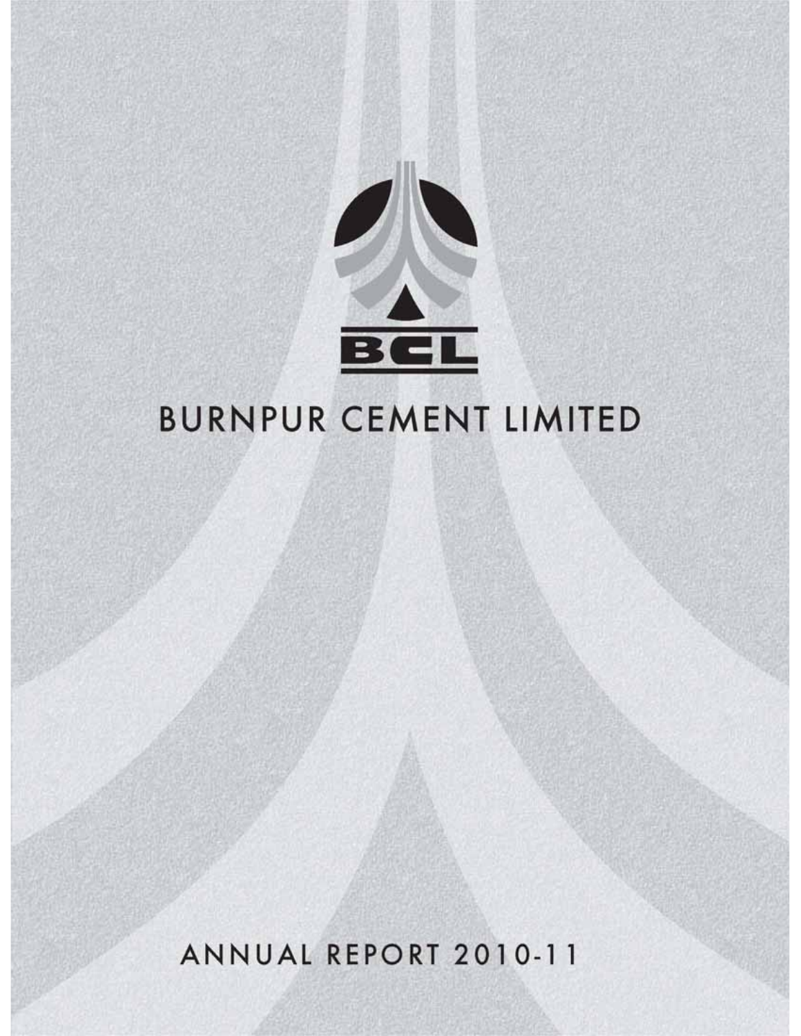BCL

# BURNPUR CEMENT LIMITED

## ANNUAL REPORT 2010-11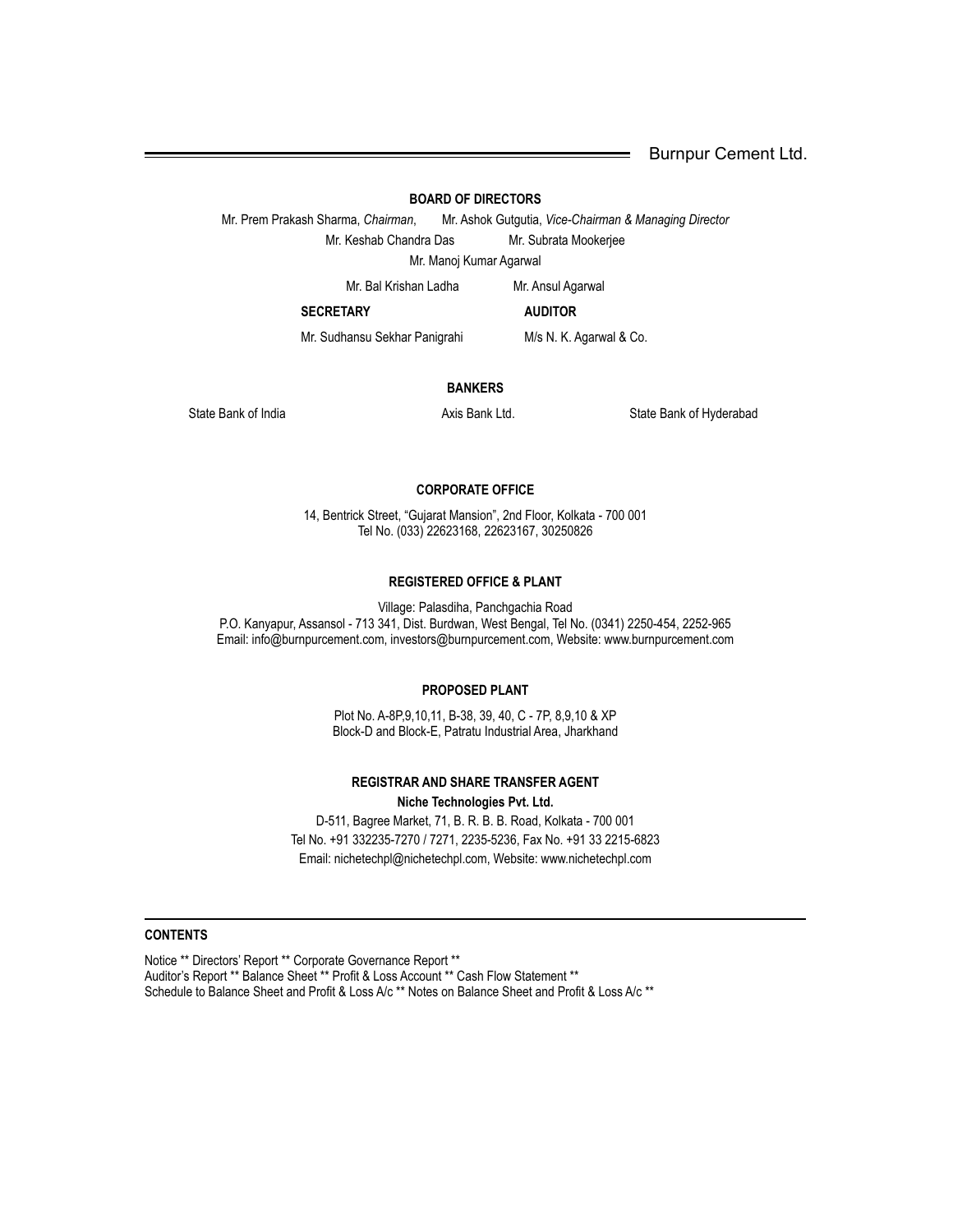## BOARD OF DIRECTORS

Mr. Prem Prakash Sharma, *Chairman*, Mr. Ashok Gutgutia, *Vice-Chairman & Managing Director*

Mr. Keshab Chandra Das Mr. Subrata Mookerjee

Mr. Manoj Kumar Agarwal

Mr. Bal Krishan Ladha Mr. Ansul Agarwal

**SECRETARY**

Mr. Sudhansu Sekhar Panigrahi

**AUDITOR**

M/s N. K. Agarwal & Co.

## BANKERS

State Bank of India Axis Bank Ltd. State Bank of Hyderabad

## CORPORATE OFFICE

14, Bentrick Street, "Gujarat Mansion", 2nd Floor, Kolkata - 700 001
Tel No. (033) 22623168, 22623167, 30250826

## REGISTERED OFFICE & PLANT

Village: Palasdiha, Panchgachia Road
P.O. Kanyapur, Assansol - 713 341, Dist. Burdwan, West Bengal, Tel No. (0341) 2250-454, 2252-965
Email: info@burnpurcement.com, investors@burnpurcement.com, Website: www.burnpurcement.com

## PROPOSED PLANT

Plot No. A-8P,9,10,11, B-38, 39, 40, C - 7P, 8,9,10 & XP
Block-D and Block-E, Patratu Industrial Area, Jharkhand

## REGISTRAR AND SHARE TRANSFER AGENT

**Niche Technologies Pvt. Ltd.**

D-511, Bagree Market, 71, B. R. B. B. Road, Kolkata - 700 001
Tel No. +91 332235-7270 / 7271, 2235-5236, Fax No. +91 33 2215-6823
Email: nichetechpl@nichetechpl.com, Website: www.nichetechpl.com

## CONTENTS

Notice ** Directors' Report ** Corporate Governance Report **
Auditor's Report ** Balance Sheet ** Profit & Loss Account ** Cash Flow Statement **
Schedule to Balance Sheet and Profit & Loss A/c ** Notes on Balance Sheet and Profit & Loss A/c **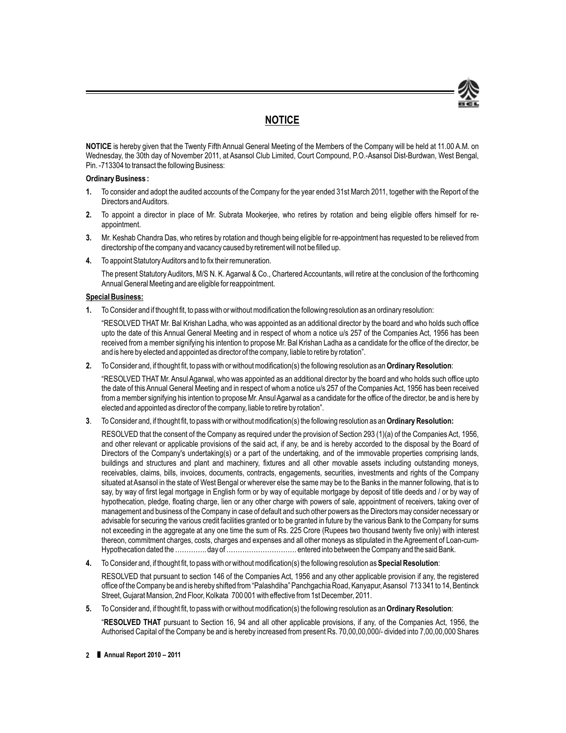# NOTICE

**NOTICE** is hereby given that the Twenty Fifth Annual General Meeting of the Members of the Company will be held at 11.00 A.M. on Wednesday, the 30th day of November 2011, at Asansol Club Limited, Court Compound, P.O.-Asansol Dist-Burdwan, West Bengal, Pin. -713304 to transact the following Business:

**Ordinary Business :**

1. To consider and adopt the audited accounts of the Company for the year ended 31st March 2011, together with the Report of the Directors and Auditors.
2. To appoint a director in place of Mr. Subrata Mookerjee, who retires by rotation and being eligible offers himself for re-appointment.
3. Mr. Keshab Chandra Das, who retires by rotation and though being eligible for re-appointment has requested to be relieved from directorship of the company and vacancy caused by retirement will not be filled up.
4. To appoint Statutory Auditors and to fix their remuneration.

   The present Statutory Auditors, M/S N. K. Agarwal & Co., Chartered Accountants, will retire at the conclusion of the forthcoming Annual General Meeting and are eligible for reappointment.

**Special Business:**

1. To Consider and if thought fit, to pass with or without modification the following resolution as an ordinary resolution:

   "RESOLVED THAT Mr. Bal Krishan Ladha, who was appointed as an additional director by the board and who holds such office upto the date of this Annual General Meeting and in respect of whom a notice u/s 257 of the Companies Act, 1956 has been received from a member signifying his intention to propose Mr. Bal Krishan Ladha as a candidate for the office of the director, be and is here by elected and appointed as director of the company, liable to retire by rotation".

2. To Consider and, if thought fit, to pass with or without modification(s) the following resolution as an **Ordinary Resolution**:

   "RESOLVED THAT Mr. Ansul Agarwal, who was appointed as an additional director by the board and who holds such office upto the date of this Annual General Meeting and in respect of whom a notice u/s 257 of the Companies Act, 1956 has been received from a member signifying his intention to propose Mr. Ansul Agarwal as a candidate for the office of the director, be and is here by elected and appointed as director of the company, liable to retire by rotation".

3. To Consider and, if thought fit, to pass with or without modification(s) the following resolution as an **Ordinary Resolution:**

   RESOLVED that the consent of the Company as required under the provision of Section 293 (1)(a) of the Companies Act, 1956, and other relevant or applicable provisions of the said act, if any, be and is hereby accorded to the disposal by the Board of Directors of the Company's undertaking(s) or a part of the undertaking, and of the immovable properties comprising lands, buildings and structures and plant and machinery, fixtures and all other movable assets including outstanding moneys, receivables, claims, bills, invoices, documents, contracts, engagements, securities, investments and rights of the Company situated at Asansol in the state of West Bengal or wherever else the same may be to the Banks in the manner following, that is to say, by way of first legal mortgage in English form or by way of equitable mortgage by deposit of title deeds and / or by way of hypothecation, pledge, floating charge, lien or any other charge with powers of sale, appointment of receivers, taking over of management and business of the Company in case of default and such other powers as the Directors may consider necessary or advisable for securing the various credit facilities granted or to be granted in future by the various Bank to the Company for sums not exceeding in the aggregate at any one time the sum of Rs. 225 Crore (Rupees two thousand twenty five only) with interest thereon, commitment charges, costs, charges and expenses and all other moneys as stipulated in the Agreement of Loan-cum-Hypothecation dated the ………….. day of ………………………… entered into between the Company and the said Bank.

4. To Consider and, if thought fit, to pass with or without modification(s) the following resolution as **Special Resolution**:

   RESOLVED that pursuant to section 146 of the Companies Act, 1956 and any other applicable provision if any, the registered office of the Company be and is hereby shifted from "Palashdiha" Panchgachia Road, Kanyapur, Asansol 713 341 to 14, Bentinck Street, Gujarat Mansion, 2nd Floor, Kolkata 700 001 with effective from 1st December, 2011.

5. To Consider and, if thought fit, to pass with or without modification(s) the following resolution as an **Ordinary Resolution**:

   "**RESOLVED THAT** pursuant to Section 16, 94 and all other applicable provisions, if any, of the Companies Act, 1956, the Authorised Capital of the Company be and is hereby increased from present Rs. 70,00,00,000/- divided into 7,00,00,000 Shares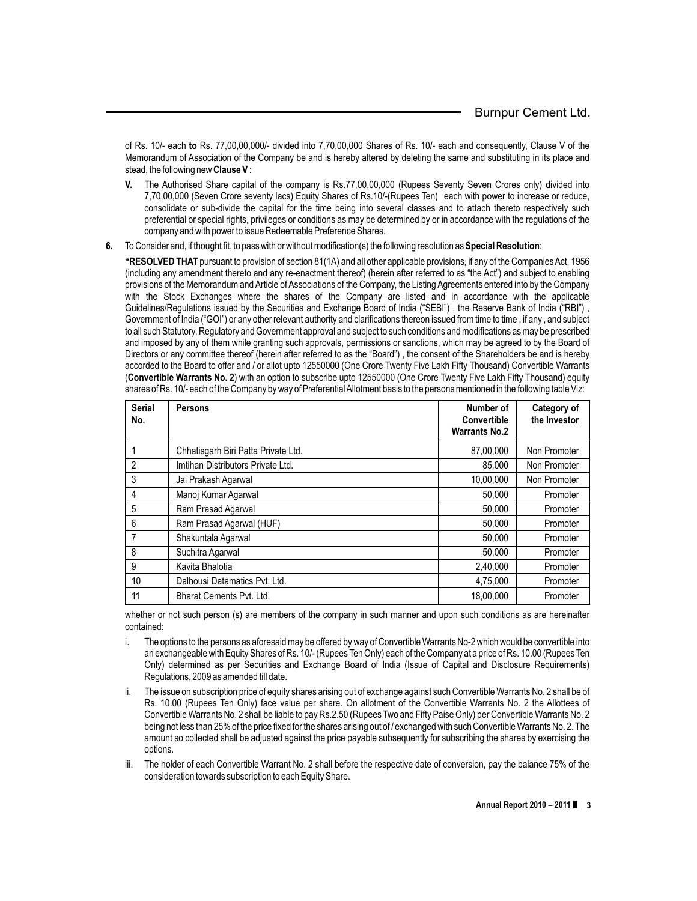of Rs. 10/- each **to** Rs. 77,00,00,000/- divided into 7,70,00,000 Shares of Rs. 10/- each and consequently, Clause V of the Memorandum of Association of the Company be and is hereby altered by deleting the same and substituting in its place and stead, the following new **Clause V** :

**V.** The Authorised Share capital of the company is Rs.77,00,00,000 (Rupees Seventy Seven Crores only) divided into 7,70,00,000 (Seven Crore seventy lacs) Equity Shares of Rs.10/-(Rupees Ten) each with power to increase or reduce, consolidate or sub-divide the capital for the time being into several classes and to attach thereto respectively such preferential or special rights, privileges or conditions as may be determined by or in accordance with the regulations of the company and with power to issue Redeemable Preference Shares.

**6.** To Consider and, if thought fit, to pass with or without modification(s) the following resolution as **Special Resolution**:

**"RESOLVED THAT** pursuant to provision of section 81(1A) and all other applicable provisions, if any of the Companies Act, 1956 (including any amendment thereto and any re-enactment thereof) (herein after referred to as "the Act") and subject to enabling provisions of the Memorandum and Article of Associations of the Company, the Listing Agreements entered into by the Company with the Stock Exchanges where the shares of the Company are listed and in accordance with the applicable Guidelines/Regulations issued by the Securities and Exchange Board of India ("SEBI") , the Reserve Bank of India ("RBI") , Government of India ("GOI") or any other relevant authority and clarifications thereon issued from time to time , if any , and subject to all such Statutory, Regulatory and Government approval and subject to such conditions and modifications as may be prescribed and imposed by any of them while granting such approvals, permissions or sanctions, which may be agreed to by the Board of Directors or any committee thereof (herein after referred to as the "Board") , the consent of the Shareholders be and is hereby accorded to the Board to offer and / or allot upto 12550000 (One Crore Twenty Five Lakh Fifty Thousand) Convertible Warrants (**Convertible Warrants No. 2**) with an option to subscribe upto 12550000 (One Crore Twenty Five Lakh Fifty Thousand) equity shares of Rs. 10/- each of the Company by way of Preferential Allotment basis to the persons mentioned in the following table Viz:

| Serial No. | Persons | Number of Convertible Warrants No.2 | Category of the Investor |
|---|---|---|---|
| 1 | Chhatisgarh Biri Patta Private Ltd. | 87,00,000 | Non Promoter |
| 2 | Imtihan Distributors Private Ltd. | 85,000 | Non Promoter |
| 3 | Jai Prakash Agarwal | 10,00,000 | Non Promoter |
| 4 | Manoj Kumar Agarwal | 50,000 | Promoter |
| 5 | Ram Prasad Agarwal | 50,000 | Promoter |
| 6 | Ram Prasad Agarwal (HUF) | 50,000 | Promoter |
| 7 | Shakuntala Agarwal | 50,000 | Promoter |
| 8 | Suchitra Agarwal | 50,000 | Promoter |
| 9 | Kavita Bhalotia | 2,40,000 | Promoter |
| 10 | Dalhousi Datamatics Pvt. Ltd. | 4,75,000 | Promoter |
| 11 | Bharat Cements Pvt. Ltd. | 18,00,000 | Promoter |

whether or not such person (s) are members of the company in such manner and upon such conditions as are hereinafter contained:

i. The options to the persons as aforesaid may be offered by way of Convertible Warrants No-2 which would be convertible into an exchangeable with Equity Shares of Rs. 10/- (Rupees Ten Only) each of the Company at a price of Rs. 10.00 (Rupees Ten Only) determined as per Securities and Exchange Board of India (Issue of Capital and Disclosure Requirements) Regulations, 2009 as amended till date.

ii. The issue on subscription price of equity shares arising out of exchange against such Convertible Warrants No. 2 shall be of Rs. 10.00 (Rupees Ten Only) face value per share. On allotment of the Convertible Warrants No. 2 the Allottees of Convertible Warrants No. 2 shall be liable to pay Rs.2.50 (Rupees Two and Fifty Paise Only) per Convertible Warrants No. 2 being not less than 25% of the price fixed for the shares arising out of / exchanged with such Convertible Warrants No. 2. The amount so collected shall be adjusted against the price payable subsequently for subscribing the shares by exercising the options.

iii. The holder of each Convertible Warrant No. 2 shall before the respective date of conversion, pay the balance 75% of the consideration towards subscription to each Equity Share.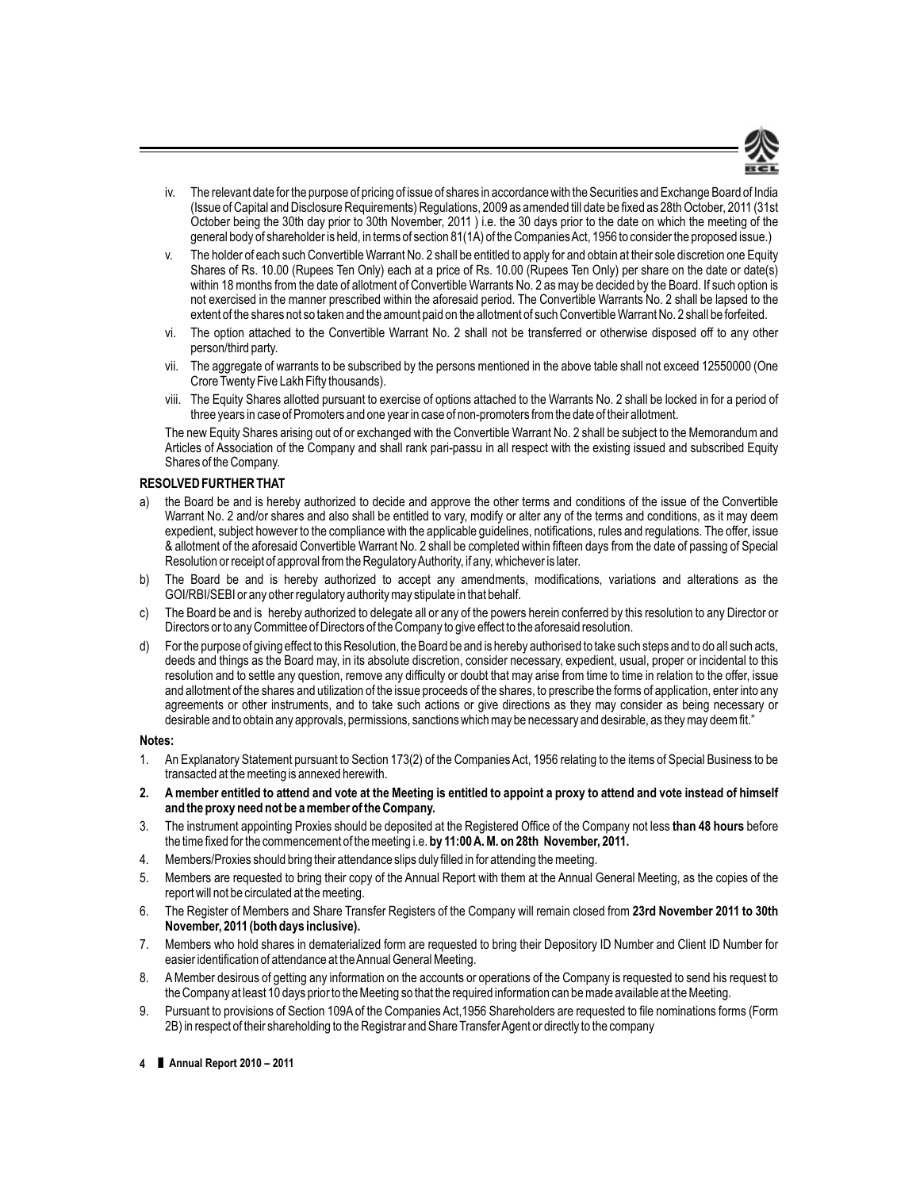iv. The relevant date for the purpose of pricing of issue of shares in accordance with the Securities and Exchange Board of India (Issue of Capital and Disclosure Requirements) Regulations, 2009 as amended till date be fixed as 28th October, 2011 (31st October being the 30th day prior to 30th November, 2011 ) i.e. the 30 days prior to the date on which the meeting of the general body of shareholder is held, in terms of section 81(1A) of the Companies Act, 1956 to consider the proposed issue.)

v. The holder of each such Convertible Warrant No. 2 shall be entitled to apply for and obtain at their sole discretion one Equity Shares of Rs. 10.00 (Rupees Ten Only) each at a price of Rs. 10.00 (Rupees Ten Only) per share on the date or date(s) within 18 months from the date of allotment of Convertible Warrants No. 2 as may be decided by the Board. If such option is not exercised in the manner prescribed within the aforesaid period. The Convertible Warrants No. 2 shall be lapsed to the extent of the shares not so taken and the amount paid on the allotment of such Convertible Warrant No. 2 shall be forfeited.

vi. The option attached to the Convertible Warrant No. 2 shall not be transferred or otherwise disposed off to any other person/third party.

vii. The aggregate of warrants to be subscribed by the persons mentioned in the above table shall not exceed 12550000 (One Crore Twenty Five Lakh Fifty thousands).

viii. The Equity Shares allotted pursuant to exercise of options attached to the Warrants No. 2 shall be locked in for a period of three years in case of Promoters and one year in case of non-promoters from the date of their allotment.

The new Equity Shares arising out of or exchanged with the Convertible Warrant No. 2 shall be subject to the Memorandum and Articles of Association of the Company and shall rank pari-passu in all respect with the existing issued and subscribed Equity Shares of the Company.

**RESOLVED FURTHER THAT**

a) the Board be and is hereby authorized to decide and approve the other terms and conditions of the issue of the Convertible Warrant No. 2 and/or shares and also shall be entitled to vary, modify or alter any of the terms and conditions, as it may deem expedient, subject however to the compliance with the applicable guidelines, notifications, rules and regulations. The offer, issue & allotment of the aforesaid Convertible Warrant No. 2 shall be completed within fifteen days from the date of passing of Special Resolution or receipt of approval from the Regulatory Authority, if any, whichever is later.

b) The Board be and is hereby authorized to accept any amendments, modifications, variations and alterations as the GOI/RBI/SEBI or any other regulatory authority may stipulate in that behalf.

c) The Board be and is hereby authorized to delegate all or any of the powers herein conferred by this resolution to any Director or Directors or to any Committee of Directors of the Company to give effect to the aforesaid resolution.

d) For the purpose of giving effect to this Resolution, the Board be and is hereby authorised to take such steps and to do all such acts, deeds and things as the Board may, in its absolute discretion, consider necessary, expedient, usual, proper or incidental to this resolution and to settle any question, remove any difficulty or doubt that may arise from time to time in relation to the offer, issue and allotment of the shares and utilization of the issue proceeds of the shares, to prescribe the forms of application, enter into any agreements or other instruments, and to take such actions or give directions as they may consider as being necessary or desirable and to obtain any approvals, permissions, sanctions which may be necessary and desirable, as they may deem fit."

**Notes:**

1. An Explanatory Statement pursuant to Section 173(2) of the Companies Act, 1956 relating to the items of Special Business to be transacted at the meeting is annexed herewith.
2. **A member entitled to attend and vote at the Meeting is entitled to appoint a proxy to attend and vote instead of himself and the proxy need not be a member of the Company.**
3. The instrument appointing Proxies should be deposited at the Registered Office of the Company not less **than 48 hours** before the time fixed for the commencement of the meeting i.e. **by 11:00 A. M. on 28th November, 2011.**
4. Members/Proxies should bring their attendance slips duly filled in for attending the meeting.
5. Members are requested to bring their copy of the Annual Report with them at the Annual General Meeting, as the copies of the report will not be circulated at the meeting.
6. The Register of Members and Share Transfer Registers of the Company will remain closed from **23rd November 2011 to 30th November, 2011 (both days inclusive).**
7. Members who hold shares in dematerialized form are requested to bring their Depository ID Number and Client ID Number for easier identification of attendance at the Annual General Meeting.
8. A Member desirous of getting any information on the accounts or operations of the Company is requested to send his request to the Company at least 10 days prior to the Meeting so that the required information can be made available at the Meeting.
9. Pursuant to provisions of Section 109A of the Companies Act,1956 Shareholders are requested to file nominations forms (Form 2B) in respect of their shareholding to the Registrar and Share Transfer Agent or directly to the company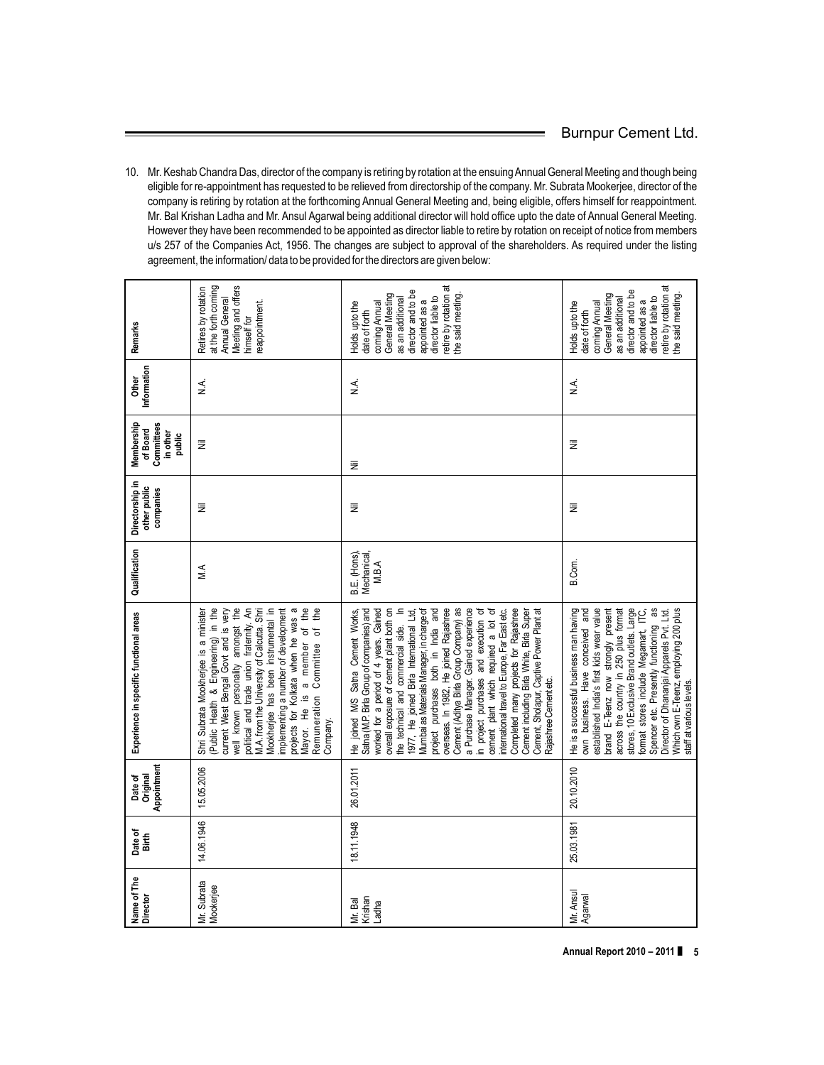10. Mr. Keshab Chandra Das, director of the company is retiring by rotation at the ensuing Annual General Meeting and though being eligible for re-appointment has requested to be relieved from directorship of the company. Mr. Subrata Mookerjee, director of the company is retiring by rotation at the forthcoming Annual General Meeting and, being eligible, offers himself for reappointment. Mr. Bal Krishan Ladha and Mr. Ansul Agarwal being additional director will hold office upto the date of Annual General Meeting. However they have been recommended to be appointed as director liable to retire by rotation on receipt of notice from members u/s 257 of the Companies Act, 1956. The changes are subject to approval of the shareholders. As required under the listing agreement, the information/ data to be provided for the directors are given below:

| Name of The Director | Date of Birth | Date of Original Appointment | Experience in specific functional areas | Qualification | Directorship in other public companies | Membership of Board Committees in other public | Other Information | Remarks |
|---|---|---|---|---|---|---|---|---|
| Mr. Subrata Mookerjee | 14.06.1946 | 15.05.2006 | Shri Subrata Mookherjee is a minister (Public Health & Engineering) in the current West Bengal Govt and is very well known personality amongst the political and trade union fraternity. An M.A. from the University of Calcutta, Shri Mookherjee has been instrumental in implementing a number of development projects for Kolkata when he was a Mayor. He is a member of the Remuneration Committee of the Company. | M.A | Nil | Nil | N.A. | Retires by rotation at the forth coming Annual General Meeting and offers himself for reappointment. |
| Mr. Bal Krishan Ladha | 18.11.1948 | 26.01.2011 | He joined M/S Satna Cement Works, Satna (M.P. Birla Group of companies) and worked for a period of 4 years. Gained overall exposure of cement plant both on the technical and commercial side. In 1977, He joined Birla International Ltd, Mumbai as Materials Manager, in charge of project purchases both in India and overseas. In 1982, He joined Rajashree Cement (Aditya Birla Group Company) as a Purchase Manager. Gained experience in project purchases and execution of cement plant which required a lot of international travel to Europe, Far East etc. Completed many projects for Rajashree Cement including Birla White, Birla Super Cement, Sholapur, Captive Power Plant at Rajashree Cement etc. | B.E. (Hons), Mechanical, M.B.A | Nil | Nil | N.A. | Holds upto the date of forth coming Annual General Meeting as an additional director and to be appointed as a director liable to retire by rotation at the said meeting. |
| Mr. Ansul Agarwal | 25.03.1981 | 20.10.2010 | He is a successful business man having own business. Have conceived and established India's first kids wear value brand E-Teenz now strongly present across the country in 250 plus format stores, 10 Exclusive Brand outlets. Large format stores include Megamart, ITC, Spencer etc. Presently functioning as Director of Dhananjai Apparels Pvt. Ltd. Which own E-Teenz, employing 200 plus staff at various levels. | B.Com. | Nil | Nil | N.A. | Holds upto the date of forth coming Annual General Meeting as an additional director and to be appointed as a director liable to retire by rotation at the said meeting. |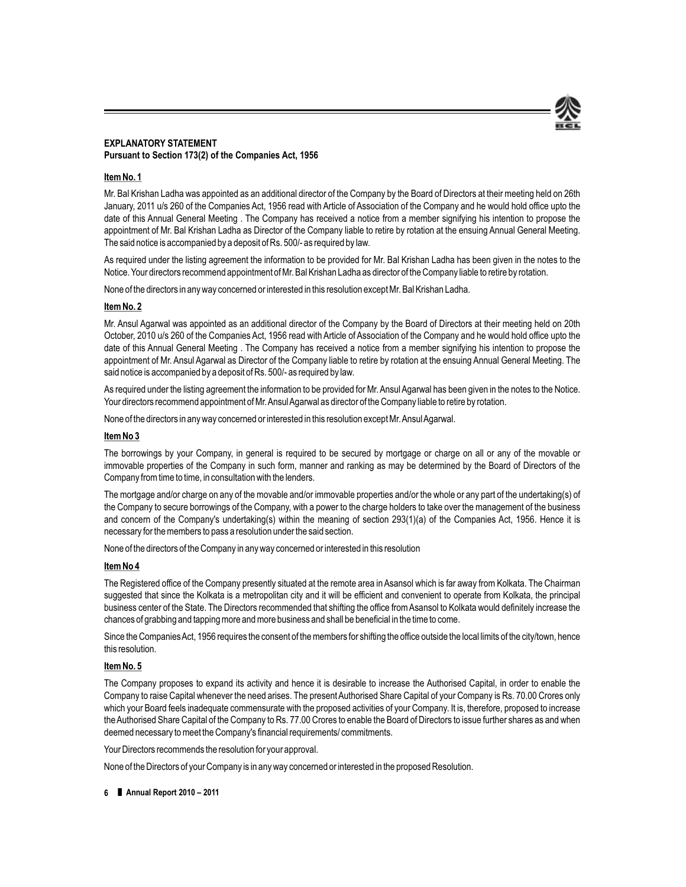## EXPLANATORY STATEMENT

**Pursuant to Section 173(2) of the Companies Act, 1956**

### Item No. 1

Mr. Bal Krishan Ladha was appointed as an additional director of the Company by the Board of Directors at their meeting held on 26th January, 2011 u/s 260 of the Companies Act, 1956 read with Article of Association of the Company and he would hold office upto the date of this Annual General Meeting . The Company has received a notice from a member signifying his intention to propose the appointment of Mr. Bal Krishan Ladha as Director of the Company liable to retire by rotation at the ensuing Annual General Meeting. The said notice is accompanied by a deposit of Rs. 500/- as required by law.

As required under the listing agreement the information to be provided for Mr. Bal Krishan Ladha has been given in the notes to the Notice. Your directors recommend appointment of Mr. Bal Krishan Ladha as director of the Company liable to retire by rotation.

None of the directors in any way concerned or interested in this resolution except Mr. Bal Krishan Ladha.

### Item No. 2

Mr. Ansul Agarwal was appointed as an additional director of the Company by the Board of Directors at their meeting held on 20th October, 2010 u/s 260 of the Companies Act, 1956 read with Article of Association of the Company and he would hold office upto the date of this Annual General Meeting . The Company has received a notice from a member signifying his intention to propose the appointment of Mr. Ansul Agarwal as Director of the Company liable to retire by rotation at the ensuing Annual General Meeting. The said notice is accompanied by a deposit of Rs. 500/- as required by law.

As required under the listing agreement the information to be provided for Mr. Ansul Agarwal has been given in the notes to the Notice. Your directors recommend appointment of Mr. Ansul Agarwal as director of the Company liable to retire by rotation.

None of the directors in any way concerned or interested in this resolution except Mr. Ansul Agarwal.

### Item No 3

The borrowings by your Company, in general is required to be secured by mortgage or charge on all or any of the movable or immovable properties of the Company in such form, manner and ranking as may be determined by the Board of Directors of the Company from time to time, in consultation with the lenders.

The mortgage and/or charge on any of the movable and/or immovable properties and/or the whole or any part of the undertaking(s) of the Company to secure borrowings of the Company, with a power to the charge holders to take over the management of the business and concern of the Company's undertaking(s) within the meaning of section 293(1)(a) of the Companies Act, 1956. Hence it is necessary for the members to pass a resolution under the said section.

None of the directors of the Company in any way concerned or interested in this resolution

### Item No 4

The Registered office of the Company presently situated at the remote area in Asansol which is far away from Kolkata. The Chairman suggested that since the Kolkata is a metropolitan city and it will be efficient and convenient to operate from Kolkata, the principal business center of the State. The Directors recommended that shifting the office from Asansol to Kolkata would definitely increase the chances of grabbing and tapping more and more business and shall be beneficial in the time to come.

Since the Companies Act, 1956 requires the consent of the members for shifting the office outside the local limits of the city/town, hence this resolution.

### Item No. 5

The Company proposes to expand its activity and hence it is desirable to increase the Authorised Capital, in order to enable the Company to raise Capital whenever the need arises. The present Authorised Share Capital of your Company is Rs. 70.00 Crores only which your Board feels inadequate commensurate with the proposed activities of your Company. It is, therefore, proposed to increase the Authorised Share Capital of the Company to Rs. 77.00 Crores to enable the Board of Directors to issue further shares as and when deemed necessary to meet the Company's financial requirements/ commitments.

Your Directors recommends the resolution for your approval.

None of the Directors of your Company is in any way concerned or interested in the proposed Resolution.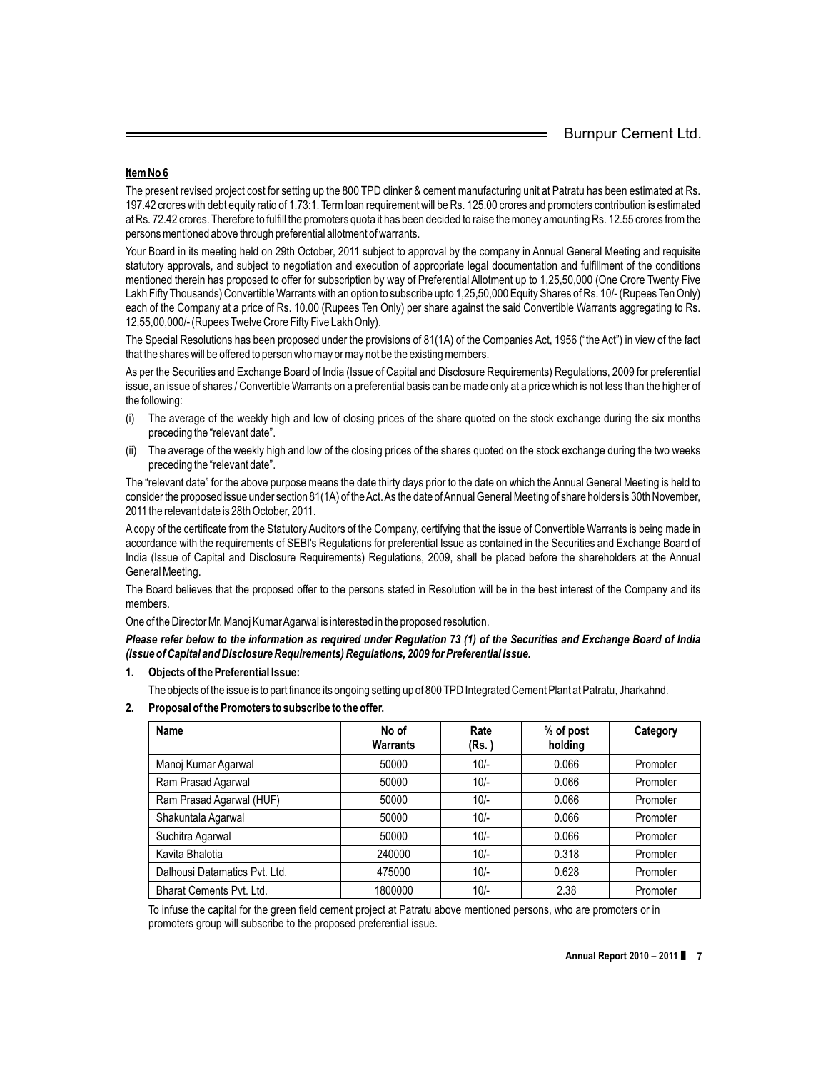**Item No 6**

The present revised project cost for setting up the 800 TPD clinker & cement manufacturing unit at Patratu has been estimated at Rs. 197.42 crores with debt equity ratio of 1.73:1. Term loan requirement will be Rs. 125.00 crores and promoters contribution is estimated at Rs. 72.42 crores. Therefore to fulfill the promoters quota it has been decided to raise the money amounting Rs. 12.55 crores from the persons mentioned above through preferential allotment of warrants.

Your Board in its meeting held on 29th October, 2011 subject to approval by the company in Annual General Meeting and requisite statutory approvals, and subject to negotiation and execution of appropriate legal documentation and fulfillment of the conditions mentioned therein has proposed to offer for subscription by way of Preferential Allotment up to 1,25,50,000 (One Crore Twenty Five Lakh Fifty Thousands) Convertible Warrants with an option to subscribe upto 1,25,50,000 Equity Shares of Rs. 10/- (Rupees Ten Only) each of the Company at a price of Rs. 10.00 (Rupees Ten Only) per share against the said Convertible Warrants aggregating to Rs. 12,55,00,000/- (Rupees Twelve Crore Fifty Five Lakh Only).

The Special Resolutions has been proposed under the provisions of 81(1A) of the Companies Act, 1956 ("the Act") in view of the fact that the shares will be offered to person who may or may not be the existing members.

As per the Securities and Exchange Board of India (Issue of Capital and Disclosure Requirements) Regulations, 2009 for preferential issue, an issue of shares / Convertible Warrants on a preferential basis can be made only at a price which is not less than the higher of the following:

(i) The average of the weekly high and low of closing prices of the share quoted on the stock exchange during the six months preceding the "relevant date".

(ii) The average of the weekly high and low of the closing prices of the shares quoted on the stock exchange during the two weeks preceding the "relevant date".

The "relevant date" for the above purpose means the date thirty days prior to the date on which the Annual General Meeting is held to consider the proposed issue under section 81(1A) of the Act. As the date of Annual General Meeting of share holders is 30th November, 2011 the relevant date is 28th October, 2011.

A copy of the certificate from the Statutory Auditors of the Company, certifying that the issue of Convertible Warrants is being made in accordance with the requirements of SEBI's Regulations for preferential Issue as contained in the Securities and Exchange Board of India (Issue of Capital and Disclosure Requirements) Regulations, 2009, shall be placed before the shareholders at the Annual General Meeting.

The Board believes that the proposed offer to the persons stated in Resolution will be in the best interest of the Company and its members.

One of the Director Mr. Manoj Kumar Agarwal is interested in the proposed resolution.

***Please refer below to the information as required under Regulation 73 (1) of the Securities and Exchange Board of India (Issue of Capital and Disclosure Requirements) Regulations, 2009 for Preferential Issue.***

1. **Objects of the Preferential Issue:**

   The objects of the issue is to part finance its ongoing setting up of 800 TPD Integrated Cement Plant at Patratu, Jharkahnd.

2. **Proposal of the Promoters to subscribe to the offer.**

| Name | No of Warrants | Rate (Rs. ) | % of post holding | Category |
|---|---|---|---|---|
| Manoj Kumar Agarwal | 50000 | 10/- | 0.066 | Promoter |
| Ram Prasad Agarwal | 50000 | 10/- | 0.066 | Promoter |
| Ram Prasad Agarwal (HUF) | 50000 | 10/- | 0.066 | Promoter |
| Shakuntala Agarwal | 50000 | 10/- | 0.066 | Promoter |
| Suchitra Agarwal | 50000 | 10/- | 0.066 | Promoter |
| Kavita Bhalotia | 240000 | 10/- | 0.318 | Promoter |
| Dalhousi Datamatics Pvt. Ltd. | 475000 | 10/- | 0.628 | Promoter |
| Bharat Cements Pvt. Ltd. | 1800000 | 10/- | 2.38 | Promoter |

To infuse the capital for the green field cement project at Patratu above mentioned persons, who are promoters or in promoters group will subscribe to the proposed preferential issue.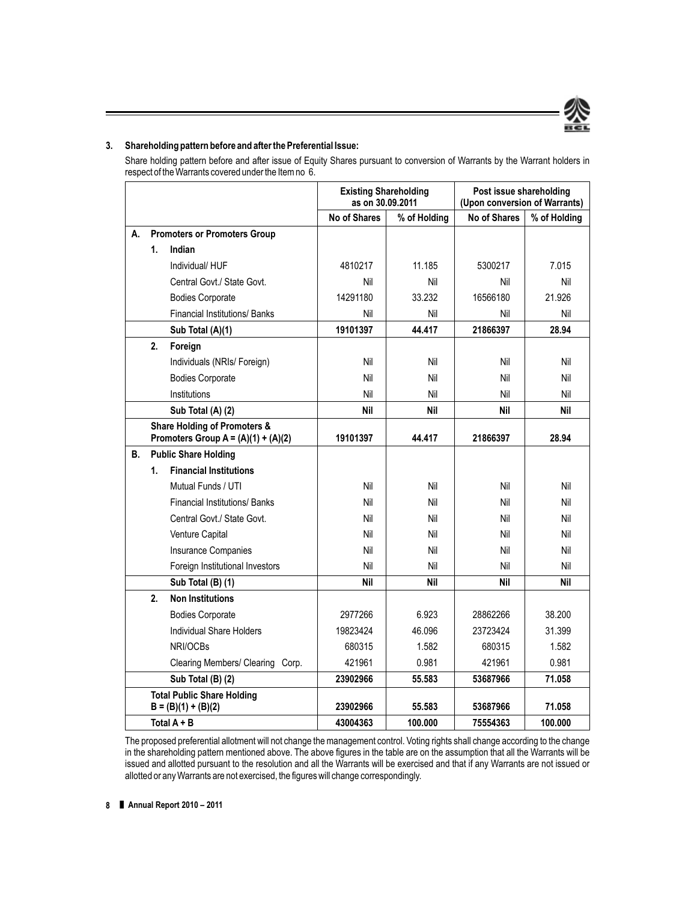### 3. Shareholding pattern before and after the Preferential Issue:

Share holding pattern before and after issue of Equity Shares pursuant to conversion of Warrants by the Warrant holders in respect of the Warrants covered under the Item no 6.

| | Existing Shareholding as on 30.09.2011 | | Post issue shareholding (Upon conversion of Warrants) | |
|---|---|---|---|---|
| | **No of Shares** | **% of Holding** | **No of Shares** | **% of Holding** |
| **A. Promoters or Promoters Group** | | | | |
| **1. Indian** | | | | |
| Individual/ HUF | 4810217 | 11.185 | 5300217 | 7.015 |
| Central Govt./ State Govt. | Nil | Nil | Nil | Nil |
| Bodies Corporate | 14291180 | 33.232 | 16566180 | 21.926 |
| Financial Institutions/ Banks | Nil | Nil | Nil | Nil |
| **Sub Total (A)(1)** | **19101397** | **44.417** | **21866397** | **28.94** |
| **2. Foreign** | | | | |
| Individuals (NRIs/ Foreign) | Nil | Nil | Nil | Nil |
| Bodies Corporate | Nil | Nil | Nil | Nil |
| Institutions | Nil | Nil | Nil | Nil |
| **Sub Total (A) (2)** | **Nil** | **Nil** | **Nil** | **Nil** |
| **Share Holding of Promoters & Promoters Group A = (A)(1) + (A)(2)** | **19101397** | **44.417** | **21866397** | **28.94** |
| **B. Public Share Holding** | | | | |
| **1. Financial Institutions** | | | | |
| Mutual Funds / UTI | Nil | Nil | Nil | Nil |
| Financial Institutions/ Banks | Nil | Nil | Nil | Nil |
| Central Govt./ State Govt. | Nil | Nil | Nil | Nil |
| Venture Capital | Nil | Nil | Nil | Nil |
| Insurance Companies | Nil | Nil | Nil | Nil |
| Foreign Institutional Investors | Nil | Nil | Nil | Nil |
| **Sub Total (B) (1)** | **Nil** | **Nil** | **Nil** | **Nil** |
| **2. Non Institutions** | | | | |
| Bodies Corporate | 2977266 | 6.923 | 28862266 | 38.200 |
| Individual Share Holders | 19823424 | 46.096 | 23723424 | 31.399 |
| NRI/OCBs | 680315 | 1.582 | 680315 | 1.582 |
| Clearing Members/ Clearing Corp. | 421961 | 0.981 | 421961 | 0.981 |
| **Sub Total (B) (2)** | **23902966** | **55.583** | **53687966** | **71.058** |
| **Total Public Share Holding B = (B)(1) + (B)(2)** | **23902966** | **55.583** | **53687966** | **71.058** |
| **Total A + B** | **43004363** | **100.000** | **75554363** | **100.000** |

The proposed preferential allotment will not change the management control. Voting rights shall change according to the change in the shareholding pattern mentioned above. The above figures in the table are on the assumption that all the Warrants will be issued and allotted pursuant to the resolution and all the Warrants will be exercised and that if any Warrants are not issued or allotted or any Warrants are not exercised, the figures will change correspondingly.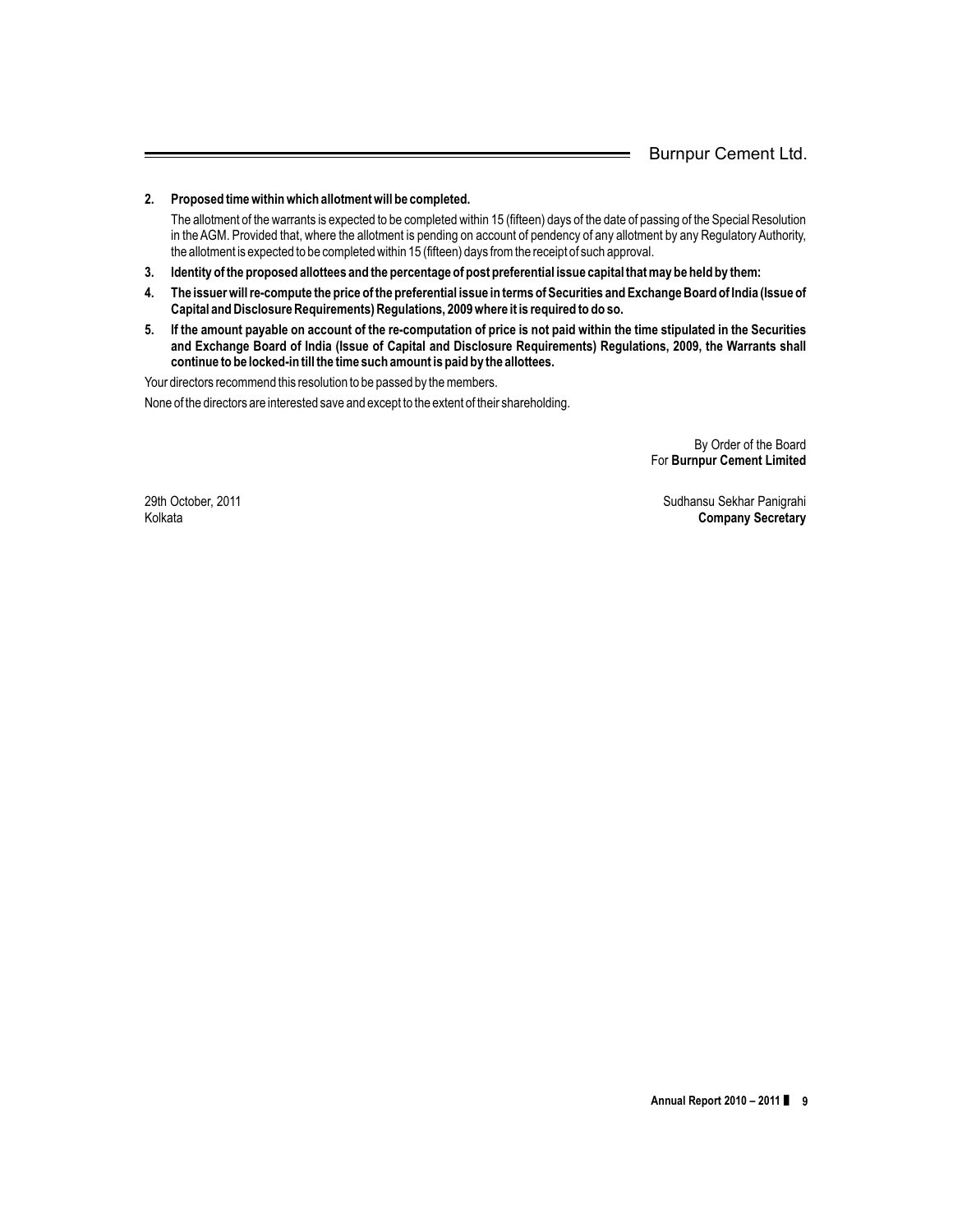**2. Proposed time within which allotment will be completed.**

The allotment of the warrants is expected to be completed within 15 (fifteen) days of the date of passing of the Special Resolution in the AGM. Provided that, where the allotment is pending on account of pendency of any allotment by any Regulatory Authority, the allotment is expected to be completed within 15 (fifteen) days from the receipt of such approval.

**3. Identity of the proposed allottees and the percentage of post preferential issue capital that may be held by them:**

**4. The issuer will re-compute the price of the preferential issue in terms of Securities and Exchange Board of India (Issue of Capital and Disclosure Requirements) Regulations, 2009 where it is required to do so.**

**5. If the amount payable on account of the re-computation of price is not paid within the time stipulated in the Securities and Exchange Board of India (Issue of Capital and Disclosure Requirements) Regulations, 2009, the Warrants shall continue to be locked-in till the time such amount is paid by the allottees.**

Your directors recommend this resolution to be passed by the members.

None of the directors are interested save and except to the extent of their shareholding.

By Order of the Board
For **Burnpur Cement Limited**

29th October, 2011
Kolkata

Sudhansu Sekhar Panigrahi
**Company Secretary**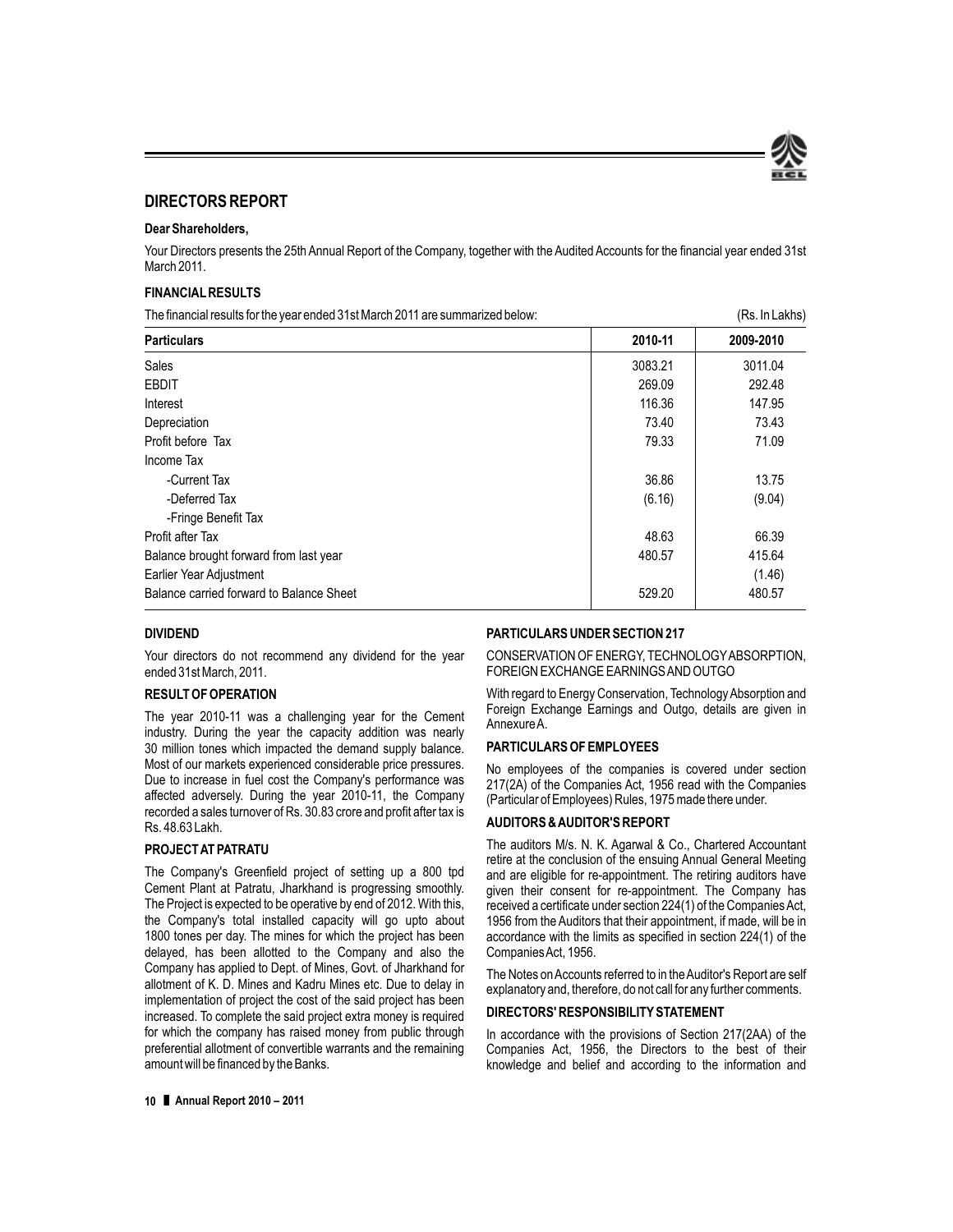## DIRECTORS REPORT

**Dear Shareholders,**

Your Directors presents the 25th Annual Report of the Company, together with the Audited Accounts for the financial year ended 31st March 2011.

### FINANCIAL RESULTS

The financial results for the year ended 31st March 2011 are summarized below: (Rs. In Lakhs)

| Particulars | 2010-11 | 2009-2010 |
|---|---|---|
| Sales | 3083.21 | 3011.04 |
| EBDIT | 269.09 | 292.48 |
| Interest | 116.36 | 147.95 |
| Depreciation | 73.40 | 73.43 |
| Profit before Tax | 79.33 | 71.09 |
| Income Tax | | |
| -Current Tax | 36.86 | 13.75 |
| -Deferred Tax | (6.16) | (9.04) |
| -Fringe Benefit Tax | | |
| Profit after Tax | 48.63 | 66.39 |
| Balance brought forward from last year | 480.57 | 415.64 |
| Earlier Year Adjustment | | (1.46) |
| Balance carried forward to Balance Sheet | 529.20 | 480.57 |

### DIVIDEND

Your directors do not recommend any dividend for the year ended 31st March, 2011.

### RESULT OF OPERATION

The year 2010-11 was a challenging year for the Cement industry. During the year the capacity addition was nearly 30 million tones which impacted the demand supply balance. Most of our markets experienced considerable price pressures. Due to increase in fuel cost the Company's performance was affected adversely. During the year 2010-11, the Company recorded a sales turnover of Rs. 30.83 crore and profit after tax is Rs. 48.63 Lakh.

### PROJECT AT PATRATU

The Company's Greenfield project of setting up a 800 tpd Cement Plant at Patratu, Jharkhand is progressing smoothly. The Project is expected to be operative by end of 2012. With this, the Company's total installed capacity will go upto about 1800 tones per day. The mines for which the project has been delayed, has been allotted to the Company and also the Company has applied to Dept. of Mines, Govt. of Jharkhand for allotment of K. D. Mines and Kadru Mines etc. Due to delay in implementation of project the cost of the said project has been increased. To complete the said project extra money is required for which the company has raised money from public through preferential allotment of convertible warrants and the remaining amount will be financed by the Banks.

### PARTICULARS UNDER SECTION 217

CONSERVATION OF ENERGY, TECHNOLOGY ABSORPTION, FOREIGN EXCHANGE EARNINGS AND OUTGO

With regard to Energy Conservation, Technology Absorption and Foreign Exchange Earnings and Outgo, details are given in Annexure A.

### PARTICULARS OF EMPLOYEES

No employees of the companies is covered under section 217(2A) of the Companies Act, 1956 read with the Companies (Particular of Employees) Rules, 1975 made there under.

### AUDITORS & AUDITOR'S REPORT

The auditors M/s. N. K. Agarwal & Co., Chartered Accountant retire at the conclusion of the ensuing Annual General Meeting and are eligible for re-appointment. The retiring auditors have given their consent for re-appointment. The Company has received a certificate under section 224(1) of the Companies Act, 1956 from the Auditors that their appointment, if made, will be in accordance with the limits as specified in section 224(1) of the Companies Act, 1956.

The Notes on Accounts referred to in the Auditor's Report are self explanatory and, therefore, do not call for any further comments.

### DIRECTORS' RESPONSIBILITY STATEMENT

In accordance with the provisions of Section 217(2AA) of the Companies Act, 1956, the Directors to the best of their knowledge and belief and according to the information and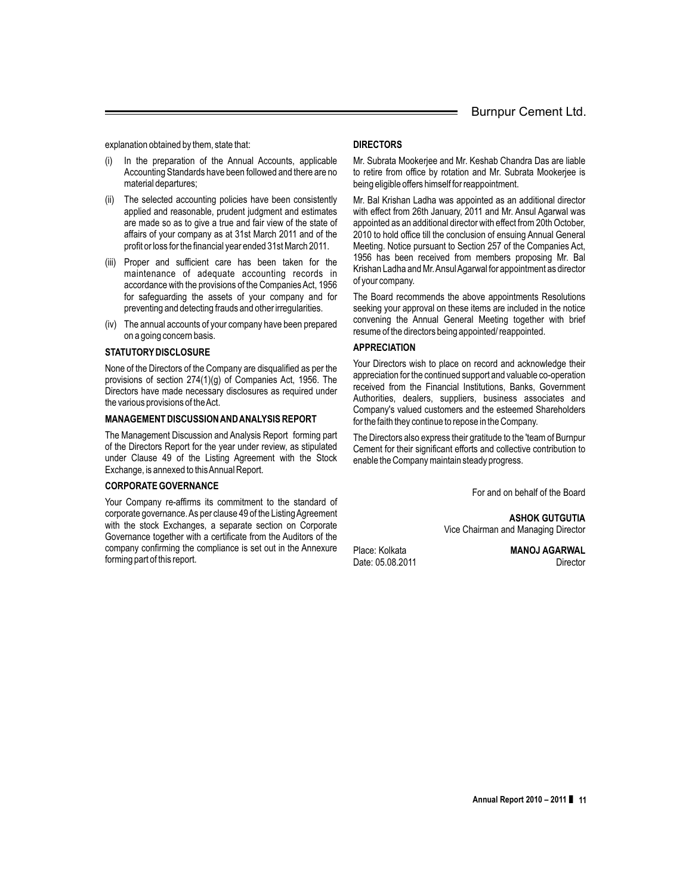explanation obtained by them, state that:

(i) In the preparation of the Annual Accounts, applicable Accounting Standards have been followed and there are no material departures;

(ii) The selected accounting policies have been consistently applied and reasonable, prudent judgment and estimates are made so as to give a true and fair view of the state of affairs of your company as at 31st March 2011 and of the profit or loss for the financial year ended 31st March 2011.

(iii) Proper and sufficient care has been taken for the maintenance of adequate accounting records in accordance with the provisions of the Companies Act, 1956 for safeguarding the assets of your company and for preventing and detecting frauds and other irregularities.

(iv) The annual accounts of your company have been prepared on a going concern basis.

**STATUTORY DISCLOSURE**

None of the Directors of the Company are disqualified as per the provisions of section 274(1)(g) of Companies Act, 1956. The Directors have made necessary disclosures as required under the various provisions of the Act.

**MANAGEMENT DISCUSSION AND ANALYSIS REPORT**

The Management Discussion and Analysis Report forming part of the Directors Report for the year under review, as stipulated under Clause 49 of the Listing Agreement with the Stock Exchange, is annexed to this Annual Report.

**CORPORATE GOVERNANCE**

Your Company re-affirms its commitment to the standard of corporate governance. As per clause 49 of the Listing Agreement with the stock Exchanges, a separate section on Corporate Governance together with a certificate from the Auditors of the company confirming the compliance is set out in the Annexure forming part of this report.

**DIRECTORS**

Mr. Subrata Mookerjee and Mr. Keshab Chandra Das are liable to retire from office by rotation and Mr. Subrata Mookerjee is being eligible offers himself for reappointment.

Mr. Bal Krishan Ladha was appointed as an additional director with effect from 26th January, 2011 and Mr. Ansul Agarwal was appointed as an additional director with effect from 20th October, 2010 to hold office till the conclusion of ensuing Annual General Meeting. Notice pursuant to Section 257 of the Companies Act, 1956 has been received from members proposing Mr. Bal Krishan Ladha and Mr. Ansul Agarwal for appointment as director of your company.

The Board recommends the above appointments Resolutions seeking your approval on these items are included in the notice convening the Annual General Meeting together with brief resume of the directors being appointed/ reappointed.

**APPRECIATION**

Your Directors wish to place on record and acknowledge their appreciation for the continued support and valuable co-operation received from the Financial Institutions, Banks, Government Authorities, dealers, suppliers, business associates and Company's valued customers and the esteemed Shareholders for the faith they continue to repose in the Company.

The Directors also express their gratitude to the 'team of Burnpur Cement for their significant efforts and collective contribution to enable the Company maintain steady progress.

For and on behalf of the Board

**ASHOK GUTGUTIA**
Vice Chairman and Managing Director

Place: Kolkata
Date: 05.08.2011

**MANOJ AGARWAL**
Director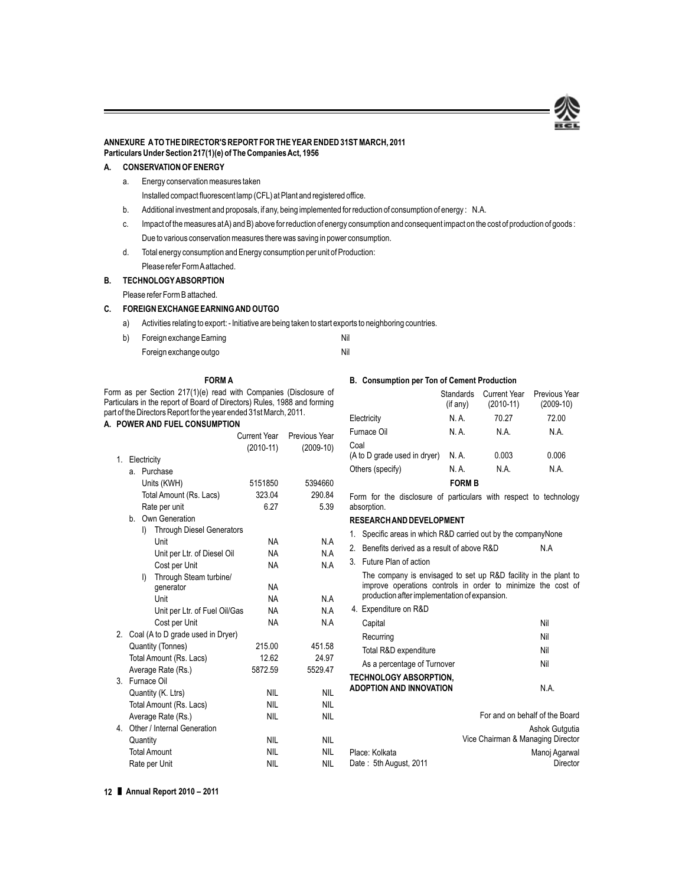## ANNEXURE A TO THE DIRECTOR'S REPORT FOR THE YEAR ENDED 31ST MARCH, 2011

**Particulars Under Section 217(1)(e) of The Companies Act, 1956**

### A. CONSERVATION OF ENERGY

a. Energy conservation measures taken

   Installed compact fluorescent lamp (CFL) at Plant and registered office.

b. Additional investment and proposals, if any, being implemented for reduction of consumption of energy : N.A.

c. Impact of the measures at A) and B) above for reduction of energy consumption and consequent impact on the cost of production of goods :

   Due to various conservation measures there was saving in power consumption.

d. Total energy consumption and Energy consumption per unit of Production:

   Please refer Form A attached.

### B. TECHNOLOGY ABSORPTION

Please refer Form B attached.

### C. FOREIGN EXCHANGE EARNING AND OUTGO

a) Activities relating to export: - Initiative are being taken to start exports to neighboring countries.

b) Foreign exchange Earning — Nil

   Foreign exchange outgo — Nil

### FORM A

Form as per Section 217(1)(e) read with Companies (Disclosure of Particulars in the report of Board of Directors) Rules, 1988 and forming part of the Directors Report for the year ended 31st March, 2011.

#### A. POWER AND FUEL CONSUMPTION

| | Current Year (2010-11) | Previous Year (2009-10) |
|---|---|---|
| **1. Electricity** | | |
| a. Purchase | | |
| Units (KWH) | 5151850 | 5394660 |
| Total Amount (Rs. Lacs) | 323.04 | 290.84 |
| Rate per unit | 6.27 | 5.39 |
| b. Own Generation | | |
| I) Through Diesel Generators | | |
| Unit | NA | N.A |
| Unit per Ltr. of Diesel Oil | NA | N.A |
| Cost per Unit | NA | N.A |
| I) Through Steam turbine/ generator | NA | |
| Unit | NA | N.A |
| Unit per Ltr. of Fuel Oil/Gas | NA | N.A |
| Cost per Unit | NA | N.A |
| **2. Coal (A to D grade used in Dryer)** | | |
| Quantity (Tonnes) | 215.00 | 451.58 |
| Total Amount (Rs. Lacs) | 12.62 | 24.97 |
| Average Rate (Rs.) | 5872.59 | 5529.47 |
| **3. Furnace Oil** | | |
| Quantity (K. Ltrs) | NIL | NIL |
| Total Amount (Rs. Lacs) | NIL | NIL |
| Average Rate (Rs.) | NIL | NIL |
| **4. Other / Internal Generation** | | |
| Quantity | NIL | NIL |
| Total Amount | NIL | NIL |
| Rate per Unit | NIL | NIL |

#### B. Consumption per Ton of Cement Production

| | Standards (if any) | Current Year (2010-11) | Previous Year (2009-10) |
|---|---|---|---|
| Electricity | N. A. | 70.27 | 72.00 |
| Furnace Oil | N. A. | N.A. | N.A. |
| Coal (A to D grade used in dryer) | N. A. | 0.003 | 0.006 |
| Others (specify) | N. A. | N.A. | N.A. |

### FORM B

Form for the disclosure of particulars with respect to technology absorption.

#### RESEARCH AND DEVELOPMENT

1. Specific areas in which R&D carried out by the company None
2. Benefits derived as a result of above R&D — N.A
3. Future Plan of action

   The company is envisaged to set up R&D facility in the plant to improve operations controls in order to minimize the cost of production after implementation of expansion.

4. Expenditure on R&D

| | |
|---|---|
| Capital | Nil |
| Recurring | Nil |
| Total R&D expenditure | Nil |
| As a percentage of Turnover | Nil |

**TECHNOLOGY ABSORPTION, ADOPTION AND INNOVATION** — N.A.

For and on behalf of the Board

Ashok Gutgutia
Vice Chairman & Managing Director

Manoj Agarwal
Director

Place: Kolkata
Date : 5th August, 2011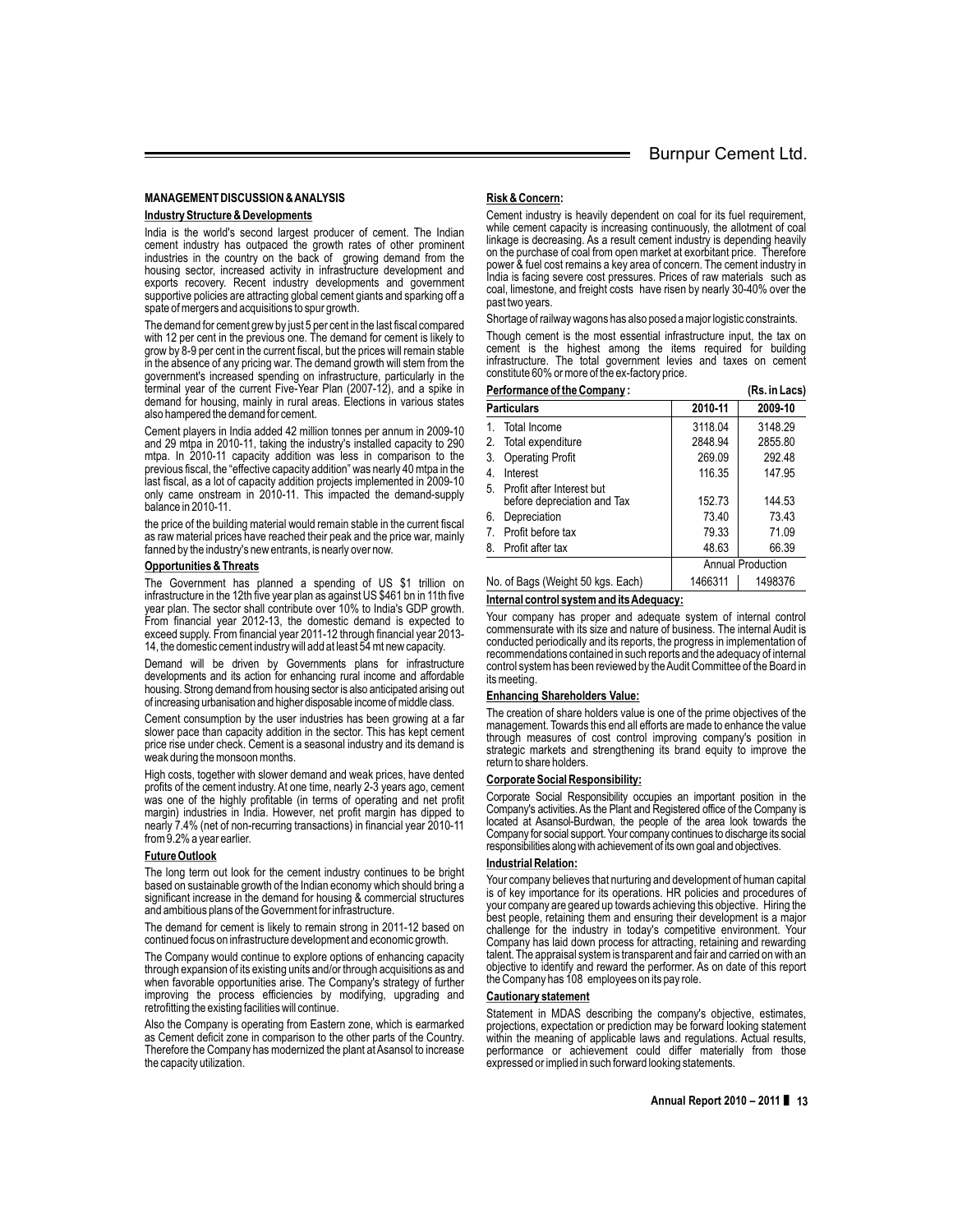## MANAGEMENT DISCUSSION & ANALYSIS

### Industry Structure & Developments

India is the world's second largest producer of cement. The Indian cement industry has outpaced the growth rates of other prominent industries in the country on the back of growing demand from the housing sector, increased activity in infrastructure development and exports recovery. Recent industry developments and government supportive policies are attracting global cement giants and sparking off a spate of mergers and acquisitions to spur growth.

The demand for cement grew by just 5 per cent in the last fiscal compared with 12 per cent in the previous one. The demand for cement is likely to grow by 8-9 per cent in the current fiscal, but the prices will remain stable in the absence of any pricing war. The demand growth will stem from the government's increased spending on infrastructure, particularly in the terminal year of the current Five-Year Plan (2007-12), and a spike in demand for housing, mainly in rural areas. Elections in various states also hampered the demand for cement.

Cement players in India added 42 million tonnes per annum in 2009-10 and 29 mtpa in 2010-11, taking the industry's installed capacity to 290 mtpa. In 2010-11 capacity addition was less in comparison to the previous fiscal, the "effective capacity addition" was nearly 40 mtpa in the last fiscal, as a lot of capacity addition projects implemented in 2009-10 only came onstream in 2010-11. This impacted the demand-supply balance in 2010-11.

the price of the building material would remain stable in the current fiscal as raw material prices have reached their peak and the price war, mainly fanned by the industry's new entrants, is nearly over now.

### Opportunities & Threats

The Government has planned a spending of US $1 trillion on infrastructure in the 12th five year plan as against US $461 bn in 11th five year plan. The sector shall contribute over 10% to India's GDP growth. From financial year 2012-13, the domestic demand is expected to exceed supply. From financial year 2011-12 through financial year 2013-14, the domestic cement industry will add at least 54 mt new capacity.

Demand will be driven by Governments plans for infrastructure developments and its action for enhancing rural income and affordable housing. Strong demand from housing sector is also anticipated arising out of increasing urbanisation and higher disposable income of middle class.

Cement consumption by the user industries has been growing at a far slower pace than capacity addition in the sector. This has kept cement price rise under check. Cement is a seasonal industry and its demand is weak during the monsoon months.

High costs, together with slower demand and weak prices, have dented profits of the cement industry. At one time, nearly 2-3 years ago, cement was one of the highly profitable (in terms of operating and net profit margin) industries in India. However, net profit margin has dipped to nearly 7.4% (net of non-recurring transactions) in financial year 2010-11 from 9.2% a year earlier.

### Future Outlook

The long term out look for the cement industry continues to be bright based on sustainable growth of the Indian economy which should bring a significant increase in the demand for housing & commercial structures and ambitious plans of the Government for infrastructure.

The demand for cement is likely to remain strong in 2011-12 based on continued focus on infrastructure development and economic growth.

The Company would continue to explore options of enhancing capacity through expansion of its existing units and/or through acquisitions as and when favorable opportunities arise. The Company's strategy of further improving the process efficiencies by modifying, upgrading and retrofitting the existing facilities will continue.

Also the Company is operating from Eastern zone, which is earmarked as Cement deficit zone in comparison to the other parts of the Country. Therefore the Company has modernized the plant at Asansol to increase the capacity utilization.

### Risk & Concern:

Cement industry is heavily dependent on coal for its fuel requirement, while cement capacity is increasing continuously, the allotment of coal linkage is decreasing. As a result cement industry is depending heavily on the purchase of coal from open market at exorbitant price. Therefore power & fuel cost remains a key area of concern. The cement industry in India is facing severe cost pressures. Prices of raw materials such as coal, limestone, and freight costs have risen by nearly 30-40% over the past two years.

Shortage of railway wagons has also posed a major logistic constraints.

Though cement is the most essential infrastructure input, the tax on cement is the highest among the items required for building infrastructure. The total government levies and taxes on cement constitute 60% or more of the ex-factory price.

### Performance of the Company :

(Rs. in Lacs)

| Particulars | 2010-11 | 2009-10 |
|---|---|---|
| 1. Total Income | 3118.04 | 3148.29 |
| 2. Total expenditure | 2848.94 | 2855.80 |
| 3. Operating Profit | 269.09 | 292.48 |
| 4. Interest | 116.35 | 147.95 |
| 5. Profit after Interest but before depreciation and Tax | 152.73 | 144.53 |
| 6. Depreciation | 73.40 | 73.43 |
| 7. Profit before tax | 79.33 | 71.09 |
| 8. Profit after tax | 48.63 | 66.39 |
| | Annual Production | |
| No. of Bags (Weight 50 kgs. Each) | 1466311 | 1498376 |

### Internal control system and its Adequacy:

Your company has proper and adequate system of internal control commensurate with its size and nature of business. The internal Audit is conducted periodically and its reports, the progress in implementation of recommendations contained in such reports and the adequacy of internal control system has been reviewed by the Audit Committee of the Board in its meeting.

### Enhancing Shareholders Value:

The creation of share holders value is one of the prime objectives of the management. Towards this end all efforts are made to enhance the value through measures of cost control improving company's position in strategic markets and strengthening its brand equity to improve the return to share holders.

### Corporate Social Responsibility:

Corporate Social Responsibility occupies an important position in the Company's activities. As the Plant and Registered office of the Company is located at Asansol-Burdwan, the people of the area look towards the Company for social support. Your company continues to discharge its social responsibilities along with achievement of its own goal and objectives.

### Industrial Relation:

Your company believes that nurturing and development of human capital is of key importance for its operations. HR policies and procedures of your company are geared up towards achieving this objective. Hiring the best people, retaining them and ensuring their development is a major challenge for the industry in today's competitive environment. Your Company has laid down process for attracting, retaining and rewarding talent. The appraisal system is transparent and fair and carried on with an objective to identify and reward the performer. As on date of this report the Company has 108 employees on its pay role.

### Cautionary statement

Statement in MDAS describing the company's objective, estimates, projections, expectation or prediction may be forward looking statement within the meaning of applicable laws and regulations. Actual results, performance or achievement could differ materially from those expressed or implied in such forward looking statements.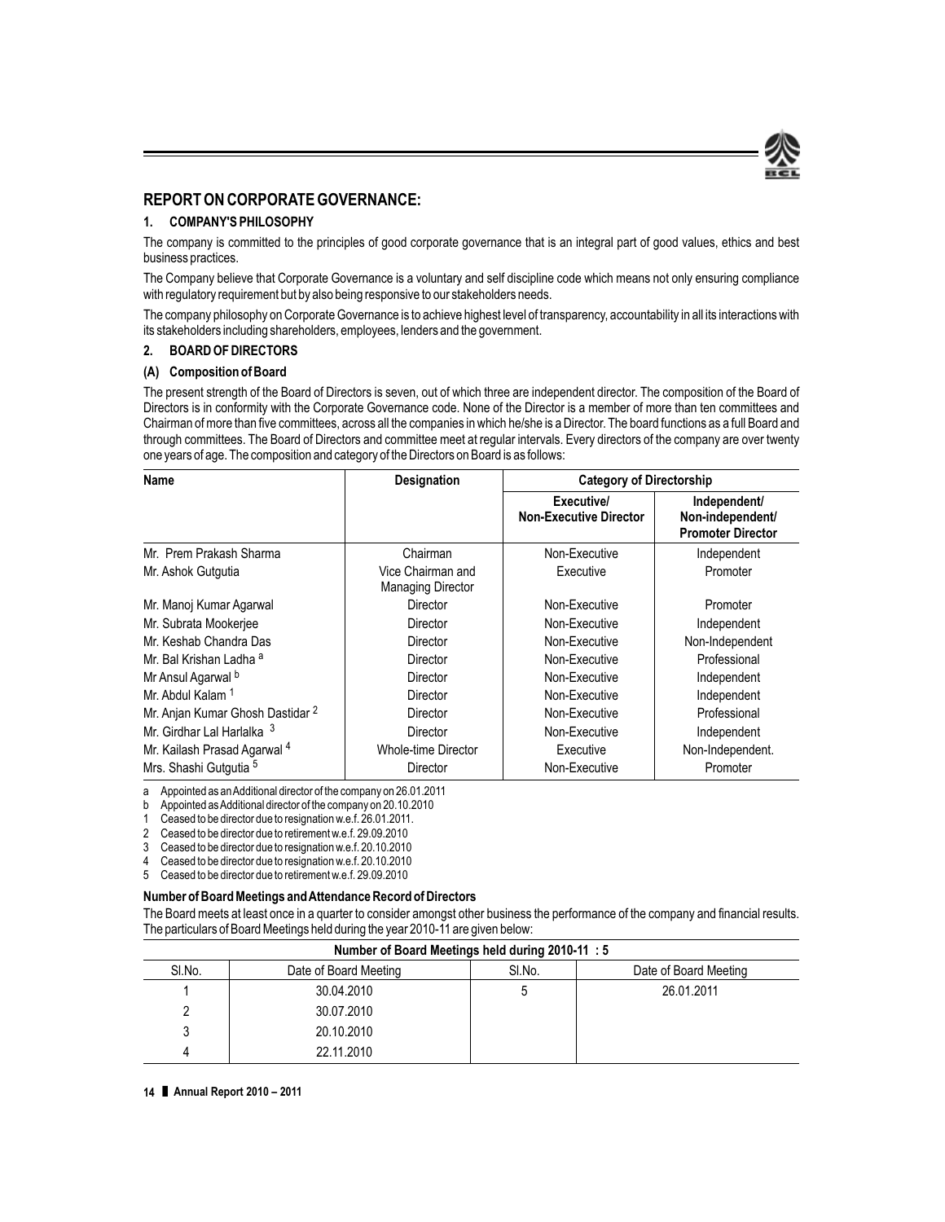## REPORT ON CORPORATE GOVERNANCE:

### 1. COMPANY'S PHILOSOPHY

The company is committed to the principles of good corporate governance that is an integral part of good values, ethics and best business practices.

The Company believe that Corporate Governance is a voluntary and self discipline code which means not only ensuring compliance with regulatory requirement but by also being responsive to our stakeholders needs.

The company philosophy on Corporate Governance is to achieve highest level of transparency, accountability in all its interactions with its stakeholders including shareholders, employees, lenders and the government.

### 2. BOARD OF DIRECTORS

#### (A) Composition of Board

The present strength of the Board of Directors is seven, out of which three are independent director. The composition of the Board of Directors is in conformity with the Corporate Governance code. None of the Director is a member of more than ten committees and Chairman of more than five committees, across all the companies in which he/she is a Director. The board functions as a full Board and through committees. The Board of Directors and committee meet at regular intervals. Every directors of the company are over twenty one years of age. The composition and category of the Directors on Board is as follows:

| Name | Designation | Category of Directorship | |
|---|---|---|---|
| | | Executive/ Non-Executive Director | Independent/ Non-independent/ Promoter Director |
| Mr. Prem Prakash Sharma | Chairman | Non-Executive | Independent |
| Mr. Ashok Gutgutia | Vice Chairman and Managing Director | Executive | Promoter |
| Mr. Manoj Kumar Agarwal | Director | Non-Executive | Promoter |
| Mr. Subrata Mookerjee | Director | Non-Executive | Independent |
| Mr. Keshab Chandra Das | Director | Non-Executive | Non-Independent |
| Mr. Bal Krishan Ladha [a] | Director | Non-Executive | Professional |
| Mr Ansul Agarwal [b] | Director | Non-Executive | Independent |
| Mr. Abdul Kalam [1] | Director | Non-Executive | Independent |
| Mr. Anjan Kumar Ghosh Dastidar [2] | Director | Non-Executive | Professional |
| Mr. Girdhar Lal Harlalka [3] | Director | Non-Executive | Independent |
| Mr. Kailash Prasad Agarwal [4] | Whole-time Director | Executive | Non-Independent. |
| Mrs. Shashi Gutgutia [5] | Director | Non-Executive | Promoter |

a Appointed as an Additional director of the company on 26.01.2011

b Appointed as Additional director of the company on 20.10.2010

1 Ceased to be director due to resignation w.e.f. 26.01.2011.

2 Ceased to be director due to retirement w.e.f. 29.09.2010

3 Ceased to be director due to resignation w.e.f. 20.10.2010

4 Ceased to be director due to resignation w.e.f. 20.10.2010

5 Ceased to be director due to retirement w.e.f. 29.09.2010

#### Number of Board Meetings and Attendance Record of Directors

The Board meets at least once in a quarter to consider amongst other business the performance of the company and financial results. The particulars of Board Meetings held during the year 2010-11 are given below:

| Number of Board Meetings held during 2010-11 : 5 | | | |
|---|---|---|---|
| Sl.No. | Date of Board Meeting | Sl.No. | Date of Board Meeting |
| 1 | 30.04.2010 | 5 | 26.01.2011 |
| 2 | 30.07.2010 | | |
| 3 | 20.10.2010 | | |
| 4 | 22.11.2010 | | |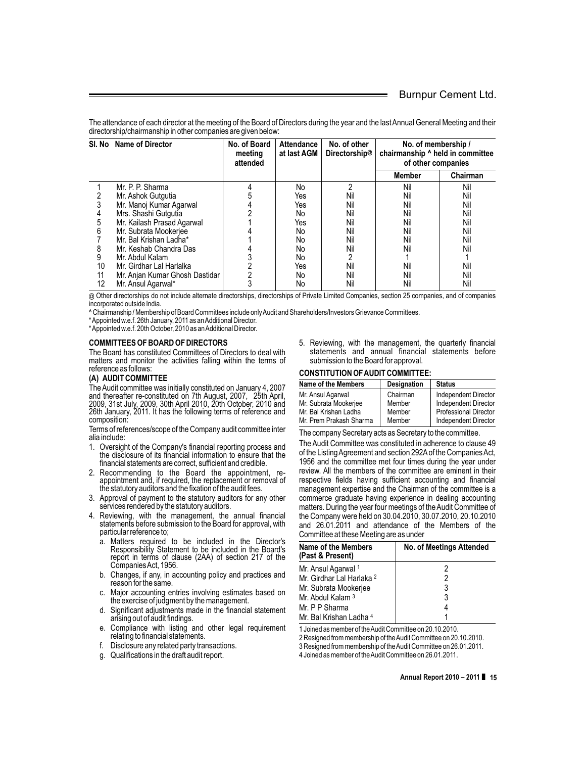The attendance of each director at the meeting of the Board of Directors during the year and the last Annual General Meeting and their directorship/chairmanship in other companies are given below:

| Sl. No | Name of Director | No. of Board meeting attended | Attendance at last AGM | No. of other Directorship@ | No. of membership / chairmanship ^ held in committee of other companies | |
|---|---|---|---|---|---|---|
| | | | | | Member | Chairman |
| 1 | Mr. P. P. Sharma | 4 | No | 2 | Nil | Nil |
| 2 | Mr. Ashok Gutgutia | 5 | Yes | Nil | Nil | Nil |
| 3 | Mr. Manoj Kumar Agarwal | 4 | Yes | Nil | Nil | Nil |
| 4 | Mrs. Shashi Gutgutia | 2 | No | Nil | Nil | Nil |
| 5 | Mr. Kailash Prasad Agarwal | 1 | Yes | Nil | Nil | Nil |
| 6 | Mr. Subrata Mookerjee | 4 | No | Nil | Nil | Nil |
| 7 | Mr. Bal Krishan Ladha* | 1 | No | Nil | Nil | Nil |
| 8 | Mr. Keshab Chandra Das | 4 | No | Nil | Nil | Nil |
| 9 | Mr. Abdul Kalam | 3 | No | 2 | 1 | 1 |
| 10 | Mr. Girdhar Lal Harlalka | 2 | Yes | Nil | Nil | Nil |
| 11 | Mr. Anjan Kumar Ghosh Dastidar | 2 | No | Nil | Nil | Nil |
| 12 | Mr. Ansul Agarwal* | 3 | No | Nil | Nil | Nil |

@ Other directorships do not include alternate directorships, directorships of Private Limited Companies, section 25 companies, and of companies incorporated outside India.

^ Chairmanship / Membership of Board Committees include only Audit and Shareholders/Investors Grievance Committees.

* Appointed w.e.f. 26th January, 2011 as an Additional Director.

* Appointed w.e.f. 20th October, 2010 as an Additional Director.

**COMMITTEES OF BOARD OF DIRECTORS**

The Board has constituted Committees of Directors to deal with matters and monitor the activities falling within the terms of reference as follows:

**(A) AUDIT COMMITTEE**

The Audit committee was initially constituted on January 4, 2007 and thereafter re-constituted on 7th August, 2007, 25th April, 2009, 31st July, 2009, 30th April 2010, 20th October, 2010 and 26th January, 2011. It has the following terms of reference and composition:

Terms of references/scope of the Company audit committee inter alia include:

1. Oversight of the Company's financial reporting process and the disclosure of its financial information to ensure that the financial statements are correct, sufficient and credible.
2. Recommending to the Board the appointment, re-appointment and, if required, the replacement or removal of the statutory auditors and the fixation of the audit fees.
3. Approval of payment to the statutory auditors for any other services rendered by the statutory auditors.
4. Reviewing, with the management, the annual financial statements before submission to the Board for approval, with particular reference to;
   a. Matters required to be included in the Director's Responsibility Statement to be included in the Board's report in terms of clause (2AA) of section 217 of the Companies Act, 1956.
   b. Changes, if any, in accounting policy and practices and reason for the same.
   c. Major accounting entries involving estimates based on the exercise of judgment by the management.
   d. Significant adjustments made in the financial statement arising out of audit findings.
   e. Compliance with listing and other legal requirement relating to financial statements.
   f. Disclosure any related party transactions.
   g. Qualifications in the draft audit report.
5. Reviewing, with the management, the quarterly financial statements and annual financial statements before submission to the Board for approval.

**CONSTITUTION OF AUDIT COMMITTEE:**

| Name of the Members | Designation | Status |
|---|---|---|
| Mr. Ansul Agarwal | Chairman | Independent Director |
| Mr. Subrata Mookerjee | Member | Independent Director |
| Mr. Bal Krishan Ladha | Member | Professional Director |
| Mr. Prem Prakash Sharma | Member | Independent Director |

The company Secretary acts as Secretary to the committee.

The Audit Committee was constituted in adherence to clause 49 of the Listing Agreement and section 292A of the Companies Act, 1956 and the committee met four times during the year under review. All the members of the committee are eminent in their respective fields having sufficient accounting and financial management expertise and the Chairman of the committee is a commerce graduate having experience in dealing accounting matters. During the year four meetings of the Audit Committee of the Company were held on 30.04.2010, 30.07.2010, 20.10.2010 and 26.01.2011 and attendance of the Members of the Committee at these Meeting are as under

| Name of the Members (Past & Present) | No. of Meetings Attended |
|---|---|
| Mr. Ansul Agarwal [1] | 2 |
| Mr. Girdhar Lal Harlaka [2] | 2 |
| Mr. Subrata Mookerjee | 3 |
| Mr. Abdul Kalam [3] | 3 |
| Mr. P P Sharma | 4 |
| Mr. Bal Krishan Ladha [4] | 1 |

1 Joined as member of the Audit Committee on 20.10.2010.

2 Resigned from membership of the Audit Committee on 20.10.2010.

3 Resigned from membership of the Audit Committee on 26.01.2011.

4 Joined as member of the Audit Committee on 26.01.2011.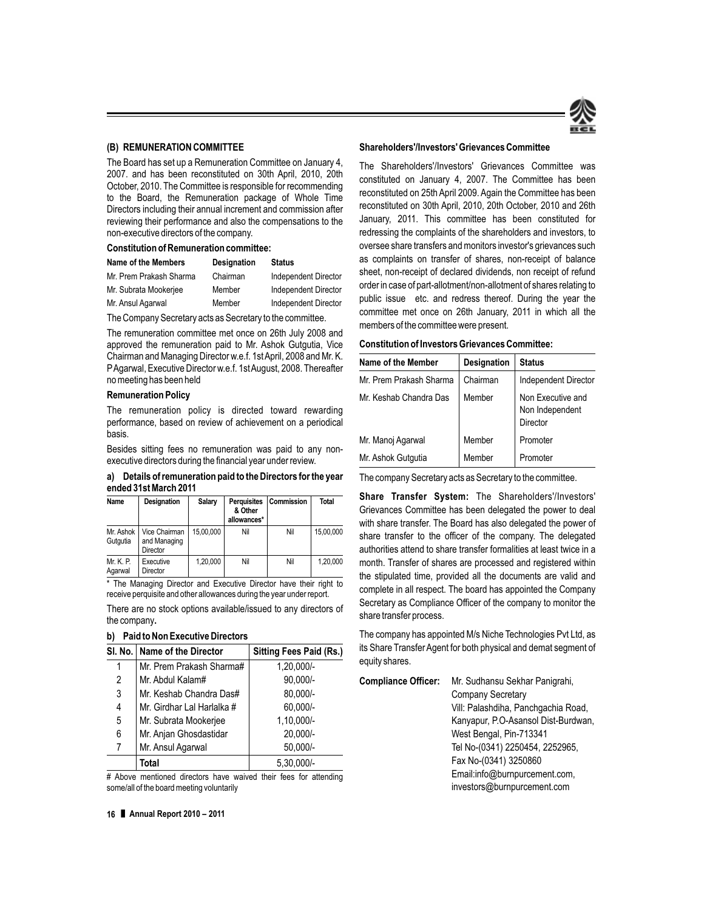## (B) REMUNERATION COMMITTEE

The Board has set up a Remuneration Committee on January 4, 2007. and has been reconstituted on 30th April, 2010, 20th October, 2010. The Committee is responsible for recommending to the Board, the Remuneration package of Whole Time Directors including their annual increment and commission after reviewing their performance and also the compensations to the non-executive directors of the company.

**Constitution of Remuneration committee:**

| Name of the Members | Designation | Status |
|---|---|---|
| Mr. Prem Prakash Sharma | Chairman | Independent Director |
| Mr. Subrata Mookerjee | Member | Independent Director |
| Mr. Ansul Agarwal | Member | Independent Director |

The Company Secretary acts as Secretary to the committee.

The remuneration committee met once on 26th July 2008 and approved the remuneration paid to Mr. Ashok Gutgutia, Vice Chairman and Managing Director w.e.f. 1st April, 2008 and Mr. K. P Agarwal, Executive Director w.e.f. 1st August, 2008. Thereafter no meeting has been held

**Remuneration Policy**

The remuneration policy is directed toward rewarding performance, based on review of achievement on a periodical basis.

Besides sitting fees no remuneration was paid to any non-executive directors during the financial year under review.

**a) Details of remuneration paid to the Directors for the year ended 31st March 2011**

| Name | Designation | Salary | Perquisites & Other allowances* | Commission | Total |
|---|---|---|---|---|---|
| Mr. Ashok Gutgutia | Vice Chairman and Managing Director | 15,00,000 | Nil | Nil | 15,00,000 |
| Mr. K. P. Agarwal | Executive Director | 1,20,000 | Nil | Nil | 1,20,000 |

\* The Managing Director and Executive Director have their right to receive perquisite and other allowances during the year under report.

There are no stock options available/issued to any directors of the company**.**

**b) Paid to Non Executive Directors**

| Sl. No. | Name of the Director | Sitting Fees Paid (Rs.) |
|---|---|---|
| 1 | Mr. Prem Prakash Sharma# | 1,20,000/- |
| 2 | Mr. Abdul Kalam# | 90,000/- |
| 3 | Mr. Keshab Chandra Das# | 80,000/- |
| 4 | Mr. Girdhar Lal Harlalka # | 60,000/- |
| 5 | Mr. Subrata Mookerjee | 1,10,000/- |
| 6 | Mr. Anjan Ghosdastidar | 20,000/- |
| 7 | Mr. Ansul Agarwal | 50,000/- |
| | **Total** | 5,30,000/- |

# Above mentioned directors have waived their fees for attending some/all of the board meeting voluntarily

**Shareholders'/Investors' Grievances Committee**

The Shareholders'/Investors' Grievances Committee was constituted on January 4, 2007. The Committee has been reconstituted on 25th April 2009. Again the Committee has been reconstituted on 30th April, 2010, 20th October, 2010 and 26th January, 2011. This committee has been constituted for redressing the complaints of the shareholders and investors, to oversee share transfers and monitors investor's grievances such as complaints on transfer of shares, non-receipt of balance sheet, non-receipt of declared dividends, non receipt of refund order in case of part-allotment/non-allotment of shares relating to public issue etc. and redress thereof. During the year the committee met once on 26th January, 2011 in which all the members of the committee were present.

**Constitution of Investors Grievances Committee:**

| Name of the Member | Designation | Status |
|---|---|---|
| Mr. Prem Prakash Sharma | Chairman | Independent Director |
| Mr. Keshab Chandra Das | Member | Non Executive and Non Independent Director |
| Mr. Manoj Agarwal | Member | Promoter |
| Mr. Ashok Gutgutia | Member | Promoter |

The company Secretary acts as Secretary to the committee.

**Share Transfer System:** The Shareholders'/Investors' Grievances Committee has been delegated the power to deal with share transfer. The Board has also delegated the power of share transfer to the officer of the company. The delegated authorities attend to share transfer formalities at least twice in a month. Transfer of shares are processed and registered within the stipulated time, provided all the documents are valid and complete in all respect. The board has appointed the Company Secretary as Compliance Officer of the company to monitor the share transfer process.

The company has appointed M/s Niche Technologies Pvt Ltd, as its Share Transfer Agent for both physical and demat segment of equity shares.

**Compliance Officer:** Mr. Sudhansu Sekhar Panigrahi,
Company Secretary
Vill: Palashdiha, Panchgachia Road,
Kanyapur, P.O-Asansol Dist-Burdwan,
West Bengal, Pin-713341
Tel No-(0341) 2250454, 2252965,
Fax No-(0341) 3250860
Email:info@burnpurcement.com,
investors@burnpurcement.com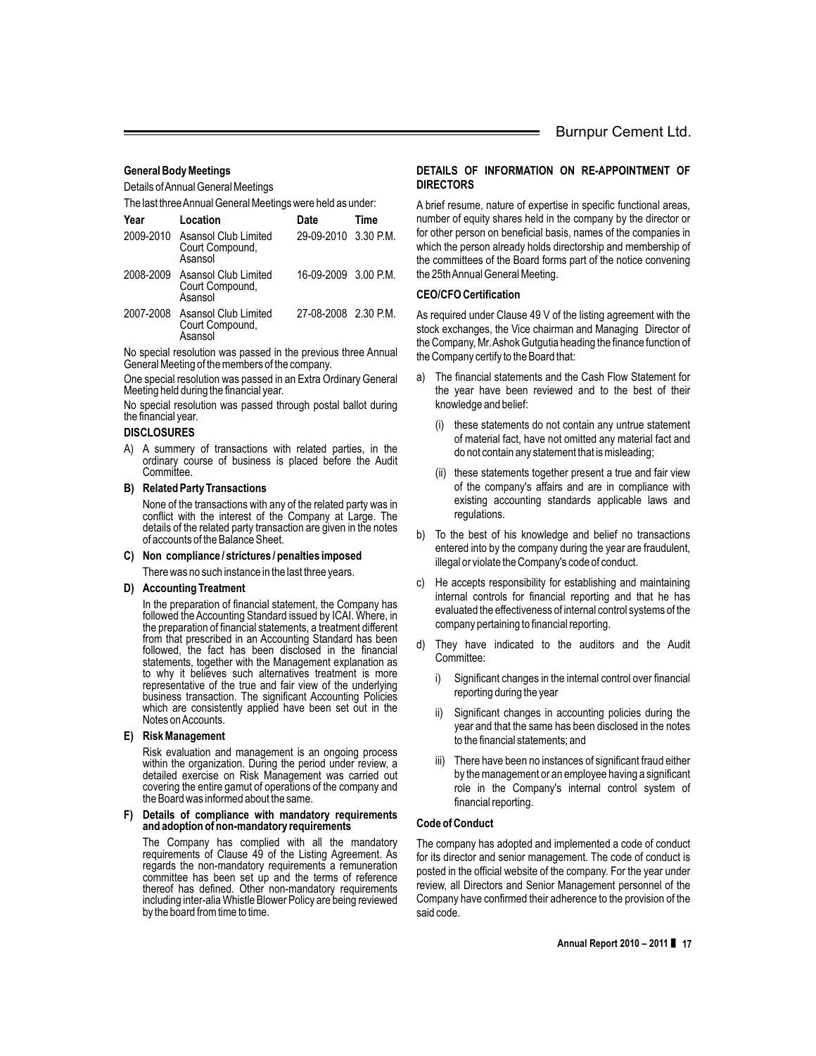### General Body Meetings

Details of Annual General Meetings

The last three Annual General Meetings were held as under:

| Year | Location | Date | Time |
|---|---|---|---|
| 2009-2010 | Asansol Club Limited Court Compound, Asansol | 29-09-2010 | 3.30 P.M. |
| 2008-2009 | Asansol Club Limited Court Compound, Asansol | 16-09-2009 | 3.00 P.M. |
| 2007-2008 | Asansol Club Limited Court Compound, Asansol | 27-08-2008 | 2.30 P.M. |

No special resolution was passed in the previous three Annual General Meeting of the members of the company.

One special resolution was passed in an Extra Ordinary General Meeting held during the financial year.

No special resolution was passed through postal ballot during the financial year.

### DISCLOSURES

A) A summery of transactions with related parties, in the ordinary course of business is placed before the Audit Committee.

**B) Related Party Transactions**

None of the transactions with any of the related party was in conflict with the interest of the Company at Large. The details of the related party transaction are given in the notes of accounts of the Balance Sheet.

**C) Non compliance / strictures / penalties imposed**

There was no such instance in the last three years.

**D) Accounting Treatment**

In the preparation of financial statement, the Company has followed the Accounting Standard issued by ICAI. Where, in the preparation of financial statements, a treatment different from that prescribed in an Accounting Standard has been followed, the fact has been disclosed in the financial statements, together with the Management explanation as to why it believes such alternatives treatment is more representative of the true and fair view of the underlying business transaction. The significant Accounting Policies which are consistently applied have been set out in the Notes on Accounts.

**E) Risk Management**

Risk evaluation and management is an ongoing process within the organization. During the period under review, a detailed exercise on Risk Management was carried out covering the entire gamut of operations of the company and the Board was informed about the same.

**F) Details of compliance with mandatory requirements and adoption of non-mandatory requirements**

The Company has complied with all the mandatory requirements of Clause 49 of the Listing Agreement. As regards the non-mandatory requirements a remuneration committee has been set up and the terms of reference thereof has defined. Other non-mandatory requirements including inter-alia Whistle Blower Policy are being reviewed by the board from time to time.

### DETAILS OF INFORMATION ON RE-APPOINTMENT OF DIRECTORS

A brief resume, nature of expertise in specific functional areas, number of equity shares held in the company by the director or for other person on beneficial basis, names of the companies in which the person already holds directorship and membership of the committees of the Board forms part of the notice convening the 25th Annual General Meeting.

### CEO/CFO Certification

As required under Clause 49 V of the listing agreement with the stock exchanges, the Vice chairman and Managing Director of the Company, Mr. Ashok Gutgutia heading the finance function of the Company certify to the Board that:

a) The financial statements and the Cash Flow Statement for the year have been reviewed and to the best of their knowledge and belief:

   (i) these statements do not contain any untrue statement of material fact, have not omitted any material fact and do not contain any statement that is misleading;

   (ii) these statements together present a true and fair view of the company's affairs and are in compliance with existing accounting standards applicable laws and regulations.

b) To the best of his knowledge and belief no transactions entered into by the company during the year are fraudulent, illegal or violate the Company's code of conduct.

c) He accepts responsibility for establishing and maintaining internal controls for financial reporting and that he has evaluated the effectiveness of internal control systems of the company pertaining to financial reporting.

d) They have indicated to the auditors and the Audit Committee:

   i) Significant changes in the internal control over financial reporting during the year

   ii) Significant changes in accounting policies during the year and that the same has been disclosed in the notes to the financial statements; and

   iii) There have been no instances of significant fraud either by the management or an employee having a significant role in the Company's internal control system of financial reporting.

### Code of Conduct

The company has adopted and implemented a code of conduct for its director and senior management. The code of conduct is posted in the official website of the company. For the year under review, all Directors and Senior Management personnel of the Company have confirmed their adherence to the provision of the said code.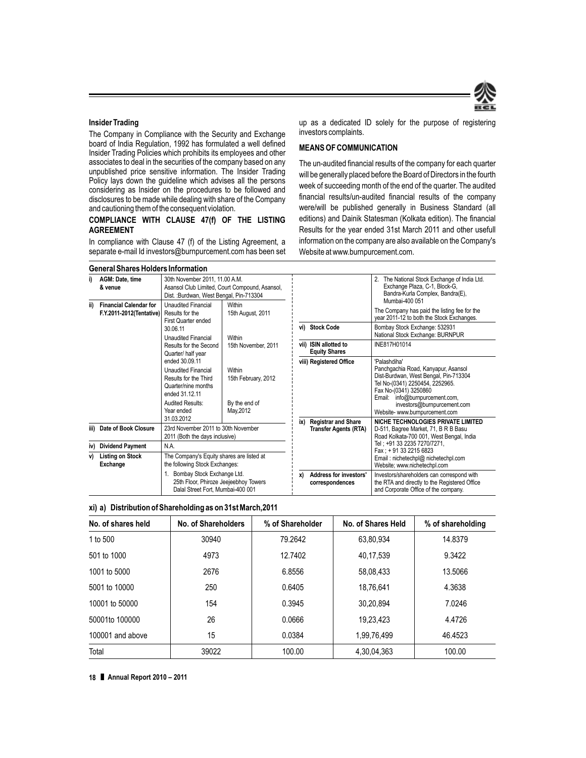### Insider Trading

The Company in Compliance with the Security and Exchange board of India Regulation, 1992 has formulated a well defined Insider Trading Policies which prohibits its employees and other associates to deal in the securities of the company based on any unpublished price sensitive information. The Insider Trading Policy lays down the guideline which advises all the persons considering as Insider on the procedures to be followed and disclosures to be made while dealing with share of the Company and cautioning them of the consequent violation.

### COMPLIANCE WITH CLAUSE 47(f) OF THE LISTING AGREEMENT

In compliance with Clause 47 (f) of the Listing Agreement, a separate e-mail Id investors@burnpurcement.com has been set up as a dedicated ID solely for the purpose of registering investors complaints.

### MEANS OF COMMUNICATION

The un-audited financial results of the company for each quarter will be generally placed before the Board of Directors in the fourth week of succeeding month of the end of the quarter. The audited financial results/un-audited financial results of the company were/will be published generally in Business Standard (all editions) and Dainik Statesman (Kolkata edition). The financial Results for the year ended 31st March 2011 and other usefull information on the company are also available on the Company's Website at www.burnpurcement.com.

### General Shares Holders Information

| | | | |
|---|---|---|---|
| i) | AGM: Date, time & venue | 30th November 2011, 11.00 A.M. Asansol Club Limited, Court Compound, Asansol, Dist. :Burdwan, West Bengal, Pin-713304 | |
| ii) | Financial Calendar for F.Y.2011-2012(Tentative) | Unaudited Financial Results for the First Quarter ended 30.06.11 | Within 15th August, 2011 |
| | | Unaudited Financial Results for the Second Quarter/ half year ended 30.09.11 | Within 15th November, 2011 |
| | | Unaudited Financial Results for the Third Quarter/nine months ended 31.12.11 | Within 15th February, 2012 |
| | | Audited Results: Year ended 31.03.2012 | By the end of May,2012 |
| iii) | Date of Book Closure | 23rd November 2011 to 30th November 2011 (Both the days inclusive) | |
| iv) | Dividend Payment | N.A. | |
| v) | Listing on Stock Exchange | The Company's Equity shares are listed at the following Stock Exchanges:<br>1. Bombay Stock Exchange Ltd. 25th Floor, Phiroze Jeejeebhoy Towers Dalal Street Fort, Mumbai-400 001<br>2. The National Stock Exchange of India Ltd. Exchange Plaza, C-1, Block-G, Bandra-Kurla Complex, Bandra(E), Mumbai-400 051<br>The Company has paid the listing fee for the year 2011-12 to both the Stock Exchanges. | |
| vi) | Stock Code | Bombay Stock Exchange: 532931<br>National Stock Exchange: BURNPUR | |
| vii) | ISIN allotted to Equity Shares | INE817H01014 | |
| viii) | Registered Office | 'Palashdiha'<br>Panchgachia Road, Kanyapur, Asansol<br>Dist-Burdwan, West Bengal, Pin-713304<br>Tel No-(0341) 2250454, 2252965.<br>Fax No-(0341) 3250860<br>Email: info@burnpurcement.com, investors@burnpurcement.com<br>Website- www.burnpurcement.com | |
| ix) | Registrar and Share Transfer Agents (RTA) | NICHE TECHNOLOGIES PRIVATE LIMITED<br>D-511, Bagree Market, 71, B R B Basu Road Kolkata-700 001, West Bengal, India<br>Tel ; +91 33 2235 7270/7271,<br>Fax ; + 91 33 2215 6823<br>Email : nichetechpl@ nichetechpl.com<br>Website; www.nichetechpl.com | |
| x) | Address for investors' correspondences | Investors/shareholders can correspond with the RTA and directly to the Registered Office and Corporate Office of the company. | |

### xi) a) Distribution of Shareholding as on 31st March,2011

| No. of shares held | No. of Shareholders | % of Shareholder | No. of Shares Held | % of shareholding |
|---|---|---|---|---|
| 1 to 500 | 30940 | 79.2642 | 63,80,934 | 14.8379 |
| 501 to 1000 | 4973 | 12.7402 | 40,17,539 | 9.3422 |
| 1001 to 5000 | 2676 | 6.8556 | 58,08,433 | 13.5066 |
| 5001 to 10000 | 250 | 0.6405 | 18,76,641 | 4.3638 |
| 10001 to 50000 | 154 | 0.3945 | 30,20,894 | 7.0246 |
| 50001to 100000 | 26 | 0.0666 | 19,23,423 | 4.4726 |
| 100001 and above | 15 | 0.0384 | 1,99,76,499 | 46.4523 |
| Total | 39022 | 100.00 | 4,30,04,363 | 100.00 |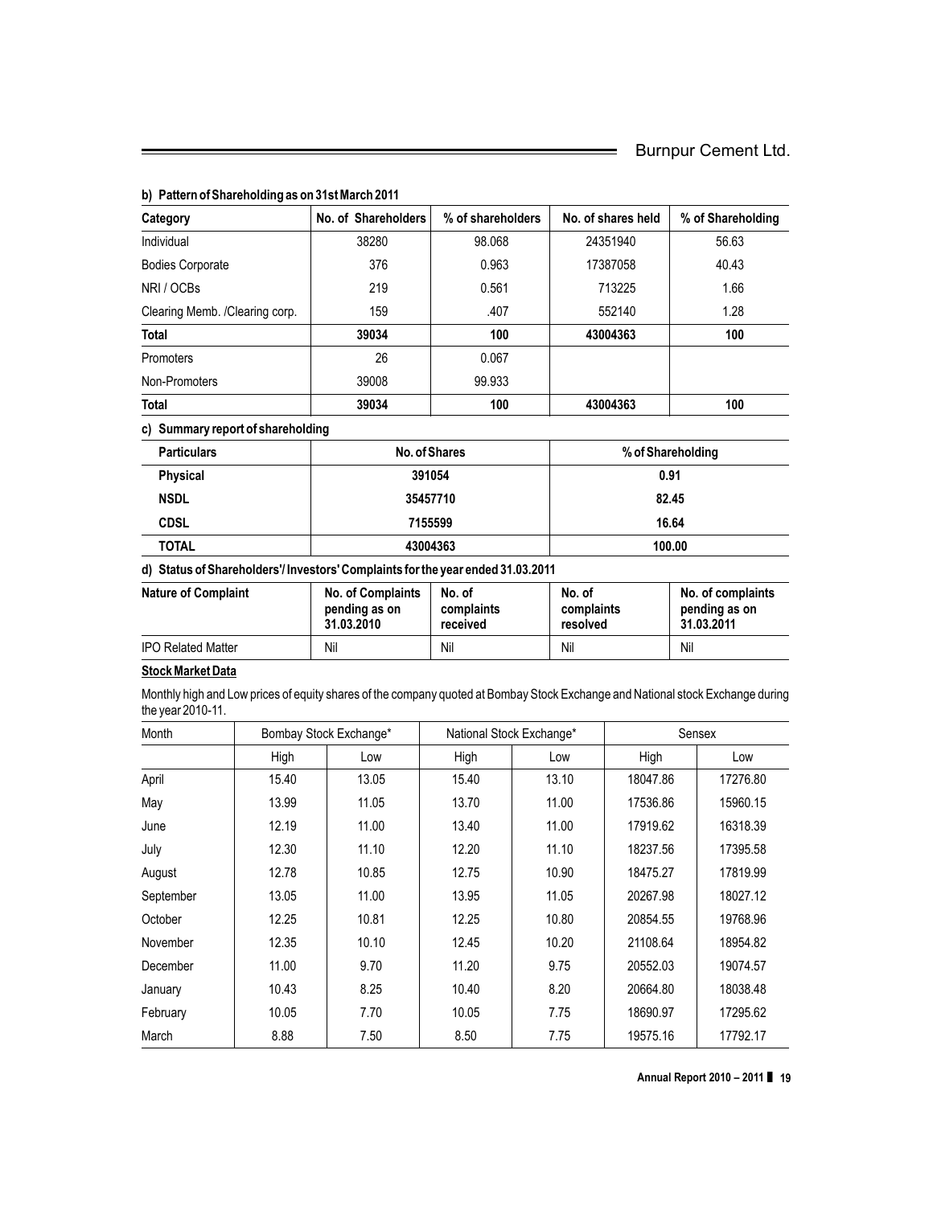**b) Pattern of Shareholding as on 31st March 2011**

| Category | No. of Shareholders | % of shareholders | No. of shares held | % of Shareholding |
|---|---|---|---|---|
| Individual | 38280 | 98.068 | 24351940 | 56.63 |
| Bodies Corporate | 376 | 0.963 | 17387058 | 40.43 |
| NRI / OCBs | 219 | 0.561 | 713225 | 1.66 |
| Clearing Memb. /Clearing corp. | 159 | .407 | 552140 | 1.28 |
| **Total** | **39034** | **100** | **43004363** | **100** |
| Promoters | 26 | 0.067 | | |
| Non-Promoters | 39008 | 99.933 | | |
| **Total** | **39034** | **100** | **43004363** | **100** |

**c) Summary report of shareholding**

| Particulars | No. of Shares | % of Shareholding |
|---|---|---|
| **Physical** | **391054** | **0.91** |
| **NSDL** | **35457710** | **82.45** |
| **CDSL** | **7155599** | **16.64** |
| **TOTAL** | **43004363** | **100.00** |

**d) Status of Shareholders'/ Investors' Complaints for the year ended 31.03.2011**

| Nature of Complaint | No. of Complaints pending as on 31.03.2010 | No. of complaints received | No. of complaints resolved | No. of complaints pending as on 31.03.2011 |
|---|---|---|---|---|
| IPO Related Matter | Nil | Nil | Nil | Nil |

**Stock Market Data**

Monthly high and Low prices of equity shares of the company quoted at Bombay Stock Exchange and National stock Exchange during the year 2010-11.

| Month | Bombay Stock Exchange* | | National Stock Exchange* | | Sensex | |
|---|---|---|---|---|---|---|
| | High | Low | High | Low | High | Low |
| April | 15.40 | 13.05 | 15.40 | 13.10 | 18047.86 | 17276.80 |
| May | 13.99 | 11.05 | 13.70 | 11.00 | 17536.86 | 15960.15 |
| June | 12.19 | 11.00 | 13.40 | 11.00 | 17919.62 | 16318.39 |
| July | 12.30 | 11.10 | 12.20 | 11.10 | 18237.56 | 17395.58 |
| August | 12.78 | 10.85 | 12.75 | 10.90 | 18475.27 | 17819.99 |
| September | 13.05 | 11.00 | 13.95 | 11.05 | 20267.98 | 18027.12 |
| October | 12.25 | 10.81 | 12.25 | 10.80 | 20854.55 | 19768.96 |
| November | 12.35 | 10.10 | 12.45 | 10.20 | 21108.64 | 18954.82 |
| December | 11.00 | 9.70 | 11.20 | 9.75 | 20552.03 | 19074.57 |
| January | 10.43 | 8.25 | 10.40 | 8.20 | 20664.80 | 18038.48 |
| February | 10.05 | 7.70 | 10.05 | 7.75 | 18690.97 | 17295.62 |
| March | 8.88 | 7.50 | 8.50 | 7.75 | 19575.16 | 17792.17 |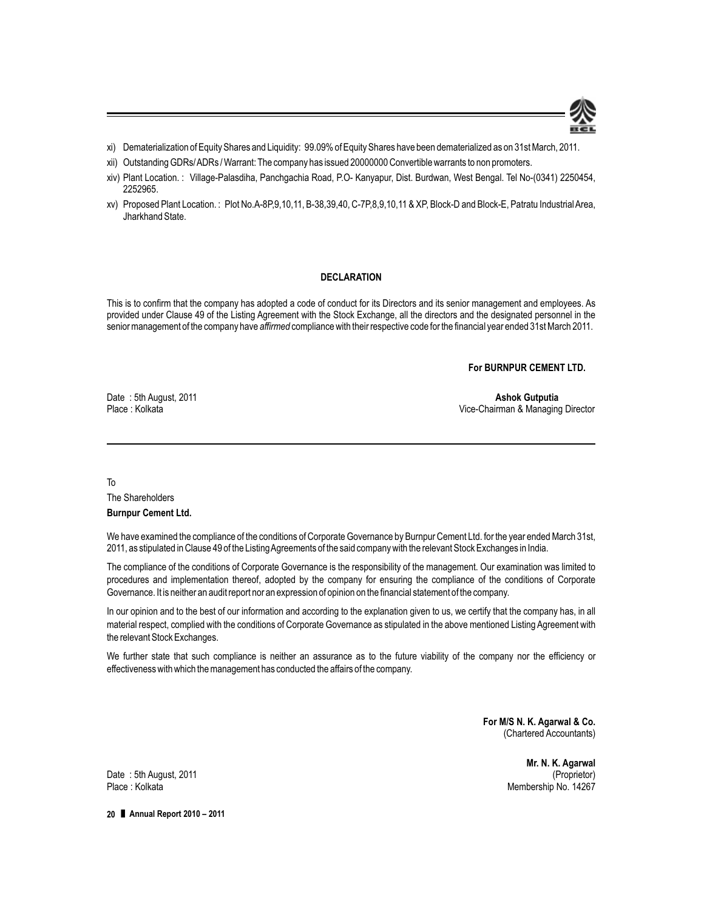xi) Dematerialization of Equity Shares and Liquidity: 99.09% of Equity Shares have been dematerialized as on 31st March, 2011.

xii) Outstanding GDRs/ ADRs / Warrant: The company has issued 20000000 Convertible warrants to non promoters.

xiv) Plant Location. : Village-Palasdiha, Panchgachia Road, P.O- Kanyapur, Dist. Burdwan, West Bengal. Tel No-(0341) 2250454, 2252965.

xv) Proposed Plant Location. : Plot No.A-8P,9,10,11, B-38,39,40, C-7P,8,9,10,11 & XP, Block-D and Block-E, Patratu Industrial Area, Jharkhand State.

**DECLARATION**

This is to confirm that the company has adopted a code of conduct for its Directors and its senior management and employees. As provided under Clause 49 of the Listing Agreement with the Stock Exchange, all the directors and the designated personnel in the senior management of the company have *affirmed* compliance with their respective code for the financial year ended 31st March 2011.

**For BURNPUR CEMENT LTD.**

Date : 5th August, 2011
Place : Kolkata

**Ashok Gutputia**
Vice-Chairman & Managing Director

---

To
The Shareholders
**Burnpur Cement Ltd.**

We have examined the compliance of the conditions of Corporate Governance by Burnpur Cement Ltd. for the year ended March 31st, 2011, as stipulated in Clause 49 of the Listing Agreements of the said company with the relevant Stock Exchanges in India.

The compliance of the conditions of Corporate Governance is the responsibility of the management. Our examination was limited to procedures and implementation thereof, adopted by the company for ensuring the compliance of the conditions of Corporate Governance. It is neither an audit report nor an expression of opinion on the financial statement of the company.

In our opinion and to the best of our information and according to the explanation given to us, we certify that the company has, in all material respect, complied with the conditions of Corporate Governance as stipulated in the above mentioned Listing Agreement with the relevant Stock Exchanges.

We further state that such compliance is neither an assurance as to the future viability of the company nor the efficiency or effectiveness with which the management has conducted the affairs of the company.

**For M/S N. K. Agarwal & Co.**
(Chartered Accountants)

**Mr. N. K. Agarwal**
(Proprietor)
Membership No. 14267

Date : 5th August, 2011
Place : Kolkata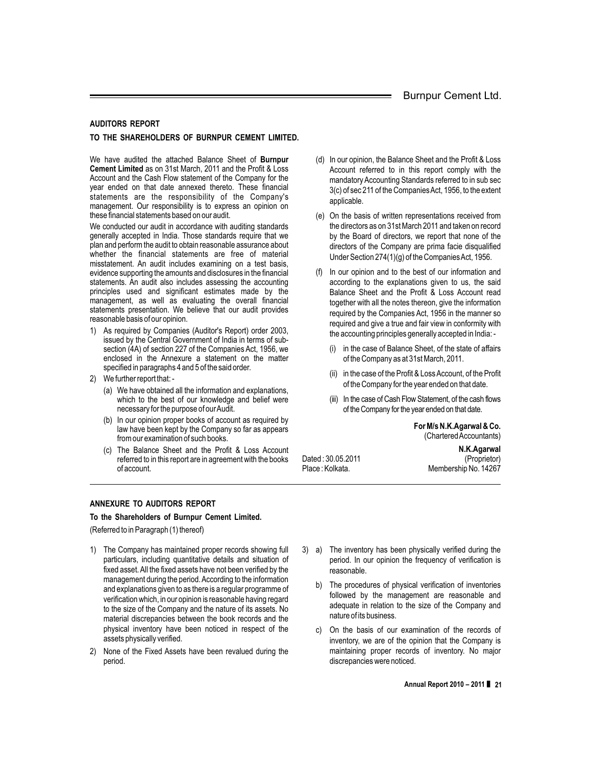## AUDITORS REPORT

### TO THE SHAREHOLDERS OF BURNPUR CEMENT LIMITED.

We have audited the attached Balance Sheet of **Burnpur Cement Limited** as on 31st March, 2011 and the Profit & Loss Account and the Cash Flow statement of the Company for the year ended on that date annexed thereto. These financial statements are the responsibility of the Company's management. Our responsibility is to express an opinion on these financial statements based on our audit.

We conducted our audit in accordance with auditing standards generally accepted in India. Those standards require that we plan and perform the audit to obtain reasonable assurance about whether the financial statements are free of material misstatement. An audit includes examining on a test basis, evidence supporting the amounts and disclosures in the financial statements. An audit also includes assessing the accounting principles used and significant estimates made by the management, as well as evaluating the overall financial statements presentation. We believe that our audit provides reasonable basis of our opinion.

1) As required by Companies (Auditor's Report) order 2003, issued by the Central Government of India in terms of sub-section (4A) of section 227 of the Companies Act, 1956, we enclosed in the Annexure a statement on the matter specified in paragraphs 4 and 5 of the said order.

2) We further report that: -

   (a) We have obtained all the information and explanations, which to the best of our knowledge and belief were necessary for the purpose of our Audit.

   (b) In our opinion proper books of account as required by law have been kept by the Company so far as appears from our examination of such books.

   (c) The Balance Sheet and the Profit & Loss Account referred to in this report are in agreement with the books of account.

   (d) In our opinion, the Balance Sheet and the Profit & Loss Account referred to in this report comply with the mandatory Accounting Standards referred to in sub sec 3(c) of sec 211 of the Companies Act, 1956, to the extent applicable.

   (e) On the basis of written representations received from the directors as on 31st March 2011 and taken on record by the Board of directors, we report that none of the directors of the Company are prima facie disqualified Under Section 274(1)(g) of the Companies Act, 1956.

   (f) In our opinion and to the best of our information and according to the explanations given to us, the said Balance Sheet and the Profit & Loss Account read together with all the notes thereon, give the information required by the Companies Act, 1956 in the manner so required and give a true and fair view in conformity with the accounting principles generally accepted in India: -

      (i) in the case of Balance Sheet, of the state of affairs of the Company as at 31st March, 2011.

      (ii) in the case of the Profit & Loss Account, of the Profit of the Company for the year ended on that date.

      (iii) In the case of Cash Flow Statement, of the cash flows of the Company for the year ended on that date.

**For M/s N.K.Agarwal & Co.**
(Chartered Accountants)

**N.K.Agarwal**
(Proprietor)
Membership No. 14267

Dated : 30.05.2011
Place : Kolkata.

## ANNEXURE TO AUDITORS REPORT

### To the Shareholders of Burnpur Cement Limited.

(Referred to in Paragraph (1) thereof)

1) The Company has maintained proper records showing full particulars, including quantitative details and situation of fixed asset. All the fixed assets have not been verified by the management during the period. According to the information and explanations given to as there is a regular programme of verification which, in our opinion is reasonable having regard to the size of the Company and the nature of its assets. No material discrepancies between the book records and the physical inventory have been noticed in respect of the assets physically verified.

2) None of the Fixed Assets have been revalued during the period.

3) a) The inventory has been physically verified during the period. In our opinion the frequency of verification is reasonable.

   b) The procedures of physical verification of inventories followed by the management are reasonable and adequate in relation to the size of the Company and nature of its business.

   c) On the basis of our examination of the records of inventory, we are of the opinion that the Company is maintaining proper records of inventory. No major discrepancies were noticed.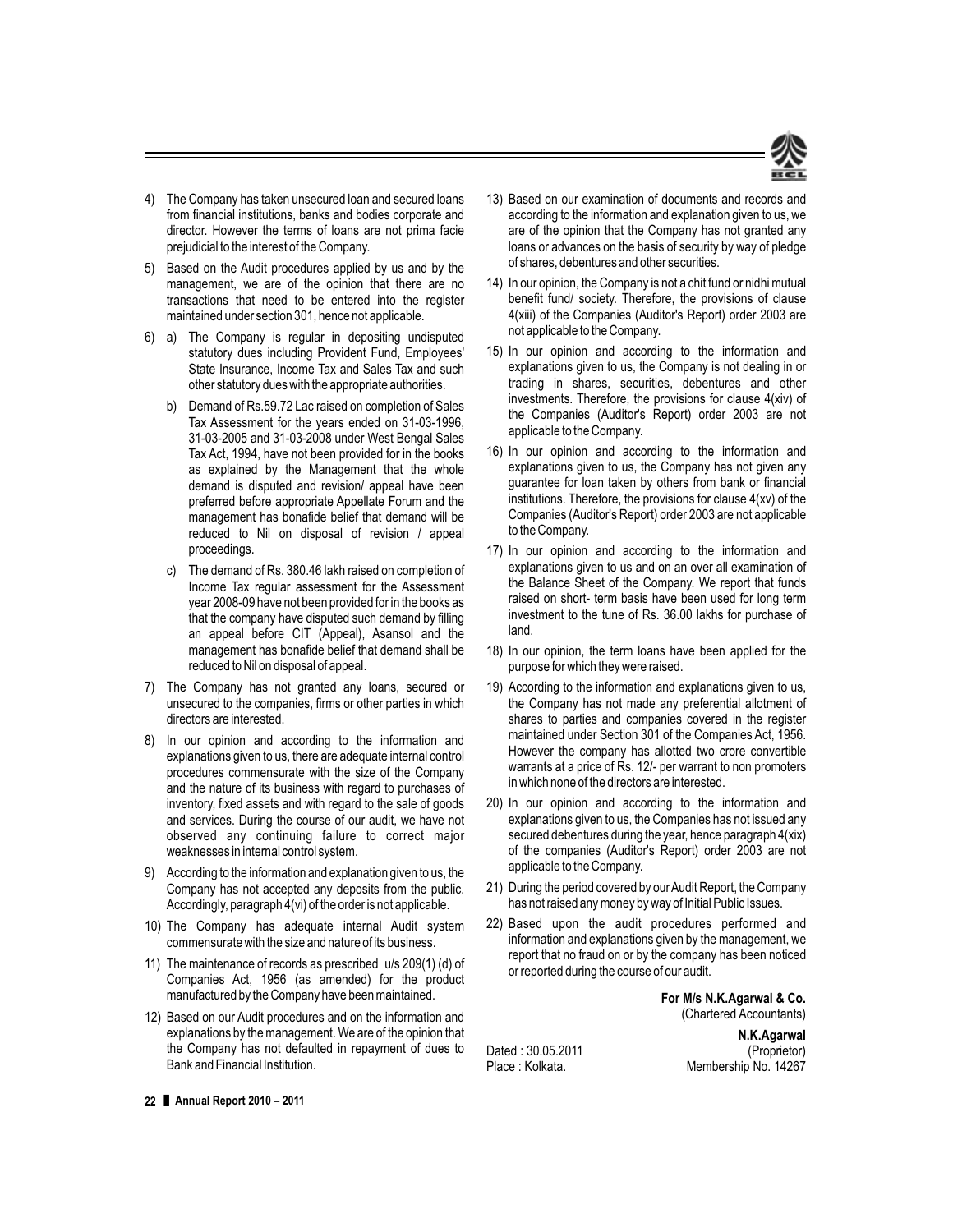4) The Company has taken unsecured loan and secured loans from financial institutions, banks and bodies corporate and director. However the terms of loans are not prima facie prejudicial to the interest of the Company.

5) Based on the Audit procedures applied by us and by the management, we are of the opinion that there are no transactions that need to be entered into the register maintained under section 301, hence not applicable.

6) a) The Company is regular in depositing undisputed statutory dues including Provident Fund, Employees' State Insurance, Income Tax and Sales Tax and such other statutory dues with the appropriate authorities.

   b) Demand of Rs.59.72 Lac raised on completion of Sales Tax Assessment for the years ended on 31-03-1996, 31-03-2005 and 31-03-2008 under West Bengal Sales Tax Act, 1994, have not been provided for in the books as explained by the Management that the whole demand is disputed and revision/ appeal have been preferred before appropriate Appellate Forum and the management has bonafide belief that demand will be reduced to Nil on disposal of revision / appeal proceedings.

   c) The demand of Rs. 380.46 lakh raised on completion of Income Tax regular assessment for the Assessment year 2008-09 have not been provided for in the books as that the company have disputed such demand by filling an appeal before CIT (Appeal), Asansol and the management has bonafide belief that demand shall be reduced to Nil on disposal of appeal.

7) The Company has not granted any loans, secured or unsecured to the companies, firms or other parties in which directors are interested.

8) In our opinion and according to the information and explanations given to us, there are adequate internal control procedures commensurate with the size of the Company and the nature of its business with regard to purchases of inventory, fixed assets and with regard to the sale of goods and services. During the course of our audit, we have not observed any continuing failure to correct major weaknesses in internal control system.

9) According to the information and explanation given to us, the Company has not accepted any deposits from the public. Accordingly, paragraph 4(vi) of the order is not applicable.

10) The Company has adequate internal Audit system commensurate with the size and nature of its business.

11) The maintenance of records as prescribed u/s 209(1) (d) of Companies Act, 1956 (as amended) for the product manufactured by the Company have been maintained.

12) Based on our Audit procedures and on the information and explanations by the management. We are of the opinion that the Company has not defaulted in repayment of dues to Bank and Financial Institution.

13) Based on our examination of documents and records and according to the information and explanation given to us, we are of the opinion that the Company has not granted any loans or advances on the basis of security by way of pledge of shares, debentures and other securities.

14) In our opinion, the Company is not a chit fund or nidhi mutual benefit fund/ society. Therefore, the provisions of clause 4(xiii) of the Companies (Auditor's Report) order 2003 are not applicable to the Company.

15) In our opinion and according to the information and explanations given to us, the Company is not dealing in or trading in shares, securities, debentures and other investments. Therefore, the provisions for clause 4(xiv) of the Companies (Auditor's Report) order 2003 are not applicable to the Company.

16) In our opinion and according to the information and explanations given to us, the Company has not given any guarantee for loan taken by others from bank or financial institutions. Therefore, the provisions for clause 4(xv) of the Companies (Auditor's Report) order 2003 are not applicable to the Company.

17) In our opinion and according to the information and explanations given to us and on an over all examination of the Balance Sheet of the Company. We report that funds raised on short- term basis have been used for long term investment to the tune of Rs. 36.00 lakhs for purchase of land.

18) In our opinion, the term loans have been applied for the purpose for which they were raised.

19) According to the information and explanations given to us, the Company has not made any preferential allotment of shares to parties and companies covered in the register maintained under Section 301 of the Companies Act, 1956. However the company has allotted two crore convertible warrants at a price of Rs. 12/- per warrant to non promoters in which none of the directors are interested.

20) In our opinion and according to the information and explanations given to us, the Companies has not issued any secured debentures during the year, hence paragraph 4(xix) of the companies (Auditor's Report) order 2003 are not applicable to the Company.

21) During the period covered by our Audit Report, the Company has not raised any money by way of Initial Public Issues.

22) Based upon the audit procedures performed and information and explanations given by the management, we report that no fraud on or by the company has been noticed or reported during the course of our audit.

**For M/s N.K.Agarwal & Co.**
(Chartered Accountants)

**N.K.Agarwal**
(Proprietor)
Membership No. 14267

Dated : 30.05.2011
Place : Kolkata.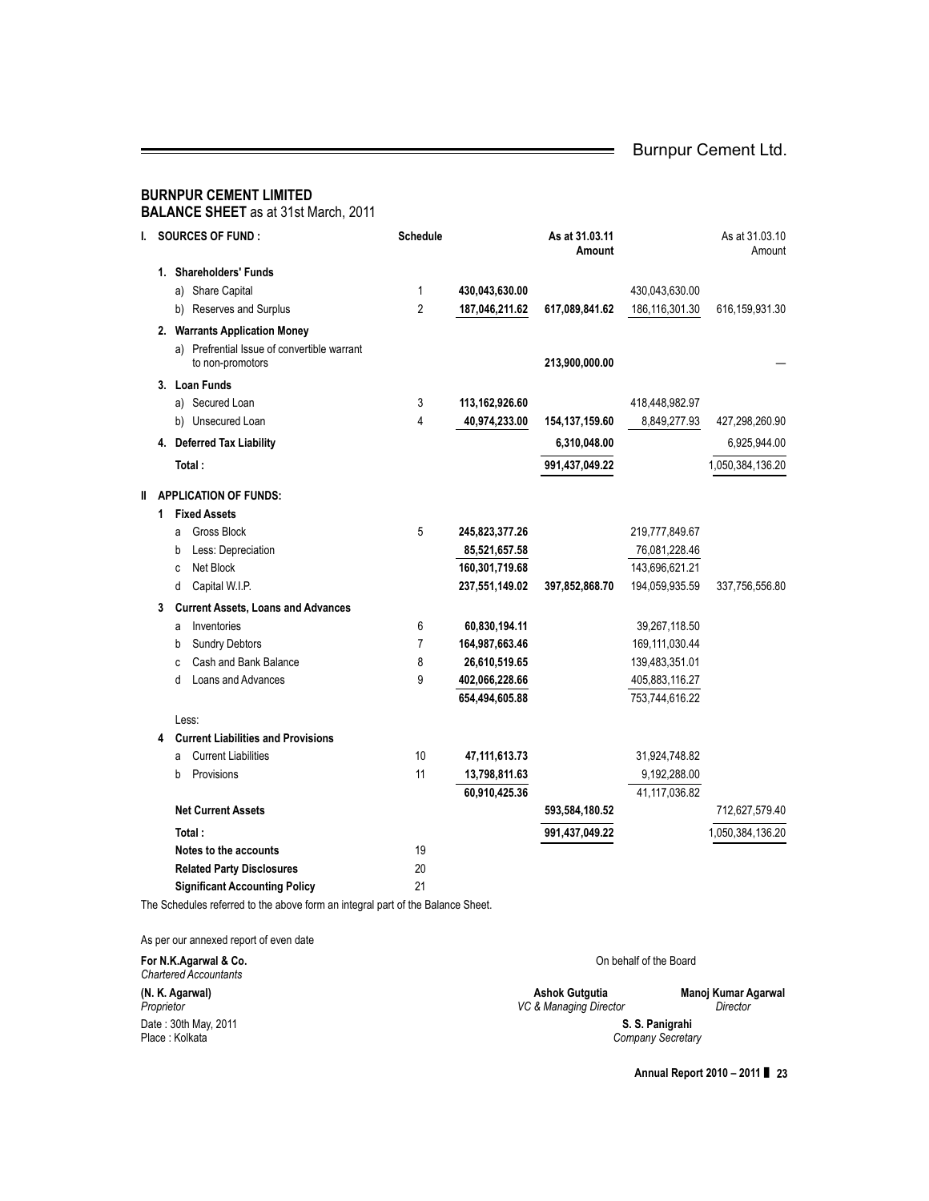## BURNPUR CEMENT LIMITED

**BALANCE SHEET** as at 31st March, 2011

| | Schedule | | As at 31.03.11 Amount | | As at 31.03.10 Amount |
|---|---|---|---|---|---|
| **I. SOURCES OF FUND :** | | | | | |
| **1. Shareholders' Funds** | | | | | |
| a) Share Capital | 1 | 430,043,630.00 | | 430,043,630.00 | |
| b) Reserves and Surplus | 2 | 187,046,211.62 | 617,089,841.62 | 186,116,301.30 | 616,159,931.30 |
| **2. Warrants Application Money** | | | | | |
| a) Prefrential Issue of convertible warrant to non-promotors | | | 213,900,000.00 | | — |
| **3. Loan Funds** | | | | | |
| a) Secured Loan | 3 | 113,162,926.60 | | 418,448,982.97 | |
| b) Unsecured Loan | 4 | 40,974,233.00 | 154,137,159.60 | 8,849,277.93 | 427,298,260.90 |
| **4. Deferred Tax Liability** | | | 6,310,048.00 | | 6,925,944.00 |
| **Total :** | | | 991,437,049.22 | | 1,050,384,136.20 |
| **II APPLICATION OF FUNDS:** | | | | | |
| **1 Fixed Assets** | | | | | |
| a Gross Block | 5 | 245,823,377.26 | | 219,777,849.67 | |
| b Less: Depreciation | | 85,521,657.58 | | 76,081,228.46 | |
| c Net Block | | 160,301,719.68 | | 143,696,621.21 | |
| d Capital W.I.P. | | 237,551,149.02 | 397,852,868.70 | 194,059,935.59 | 337,756,556.80 |
| **3 Current Assets, Loans and Advances** | | | | | |
| a Inventories | 6 | 60,830,194.11 | | 39,267,118.50 | |
| b Sundry Debtors | 7 | 164,987,663.46 | | 169,111,030.44 | |
| c Cash and Bank Balance | 8 | 26,610,519.65 | | 139,483,351.01 | |
| d Loans and Advances | 9 | 402,066,228.66 | | 405,883,116.27 | |
| | | 654,494,605.88 | | 753,744,616.22 | |
| Less: | | | | | |
| **4 Current Liabilities and Provisions** | | | | | |
| a Current Liabilities | 10 | 47,111,613.73 | | 31,924,748.82 | |
| b Provisions | 11 | 13,798,811.63 | | 9,192,288.00 | |
| | | 60,910,425.36 | | 41,117,036.82 | |
| **Net Current Assets** | | | 593,584,180.52 | | 712,627,579.40 |
| **Total :** | | | 991,437,049.22 | | 1,050,384,136.20 |
| **Notes to the accounts** | 19 | | | | |
| **Related Party Disclosures** | 20 | | | | |
| **Significant Accounting Policy** | 21 | | | | |

The Schedules referred to the above form an integral part of the Balance Sheet.

As per our annexed report of even date

**For N.K.Agarwal & Co.**
*Chartered Accountants*

**(N. K. Agarwal)**
*Proprietor*

Date : 30th May, 2011
Place : Kolkata

On behalf of the Board

**Ashok Gutgutia**
*VC & Managing Director*

**Manoj Kumar Agarwal**
*Director*

**S. S. Panigrahi**
*Company Secretary*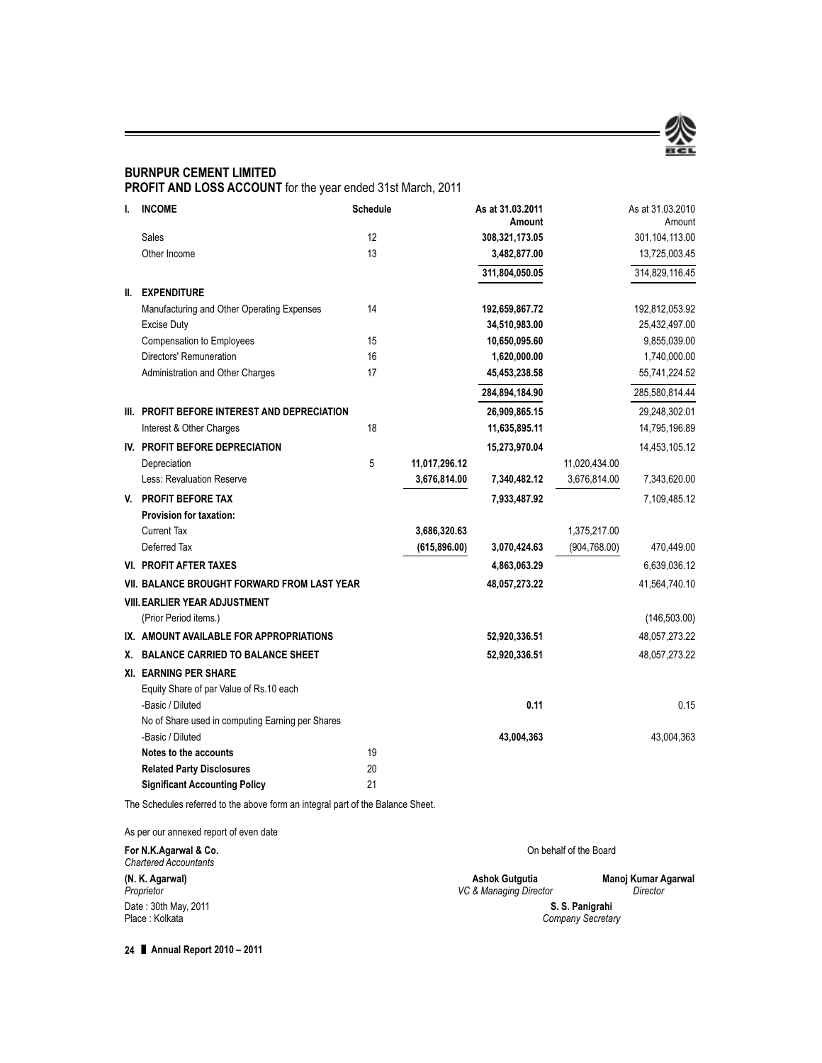## BURNPUR CEMENT LIMITED

**PROFIT AND LOSS ACCOUNT** for the year ended 31st March, 2011

| | | Schedule | | As at 31.03.2011 Amount | | As at 31.03.2010 Amount |
|---|---|---|---|---|---|---|
| **I.** | **INCOME** | | | | | |
| | Sales | 12 | | **308,321,173.05** | | 301,104,113.00 |
| | Other Income | 13 | | **3,482,877.00** | | 13,725,003.45 |
| | | | | **311,804,050.05** | | 314,829,116.45 |
| **II.** | **EXPENDITURE** | | | | | |
| | Manufacturing and Other Operating Expenses | 14 | | **192,659,867.72** | | 192,812,053.92 |
| | Excise Duty | | | **34,510,983.00** | | 25,432,497.00 |
| | Compensation to Employees | 15 | | **10,650,095.60** | | 9,855,039.00 |
| | Directors' Remuneration | 16 | | **1,620,000.00** | | 1,740,000.00 |
| | Administration and Other Charges | 17 | | **45,453,238.58** | | 55,741,224.52 |
| | | | | **284,894,184.90** | | 285,580,814.44 |
| **III.** | **PROFIT BEFORE INTEREST AND DEPRECIATION** | | | **26,909,865.15** | | 29,248,302.01 |
| | Interest & Other Charges | 18 | | **11,635,895.11** | | 14,795,196.89 |
| **IV.** | **PROFIT BEFORE DEPRECIATION** | | | **15,273,970.04** | | 14,453,105.12 |
| | Depreciation | 5 | **11,017,296.12** | | 11,020,434.00 | |
| | Less: Revaluation Reserve | | **3,676,814.00** | **7,340,482.12** | 3,676,814.00 | 7,343,620.00 |
| **V.** | **PROFIT BEFORE TAX** | | | **7,933,487.92** | | 7,109,485.12 |
| | **Provision for taxation:** | | | | | |
| | Current Tax | | **3,686,320.63** | | 1,375,217.00 | |
| | Deferred Tax | | **(615,896.00)** | **3,070,424.63** | (904,768.00) | 470,449.00 |
| **VI.** | **PROFIT AFTER TAXES** | | | **4,863,063.29** | | 6,639,036.12 |
| **VII.** | **BALANCE BROUGHT FORWARD FROM LAST YEAR** | | | **48,057,273.22** | | 41,564,740.10 |
| **VIII.** | **EARLIER YEAR ADJUSTMENT** | | | | | |
| | (Prior Period items.) | | | | | (146,503.00) |
| **IX.** | **AMOUNT AVAILABLE FOR APPROPRIATIONS** | | | **52,920,336.51** | | 48,057,273.22 |
| **X.** | **BALANCE CARRIED TO BALANCE SHEET** | | | **52,920,336.51** | | 48,057,273.22 |
| **XI.** | **EARNING PER SHARE** | | | | | |
| | Equity Share of par Value of Rs.10 each | | | | | |
| | -Basic / Diluted | | | **0.11** | | 0.15 |
| | No of Share used in computing Earning per Shares | | | | | |
| | -Basic / Diluted | | | **43,004,363** | | 43,004,363 |
| | **Notes to the accounts** | 19 | | | | |
| | **Related Party Disclosures** | 20 | | | | |
| | **Significant Accounting Policy** | 21 | | | | |

The Schedules referred to the above form an integral part of the Balance Sheet.

As per our annexed report of even date

**For N.K.Agarwal & Co.**
*Chartered Accountants*

**(N. K. Agarwal)**
*Proprietor*

Date : 30th May, 2011
Place : Kolkata

On behalf of the Board

**Ashok Gutgutia**
*VC & Managing Director*

**Manoj Kumar Agarwal**
*Director*

**S. S. Panigrahi**
*Company Secretary*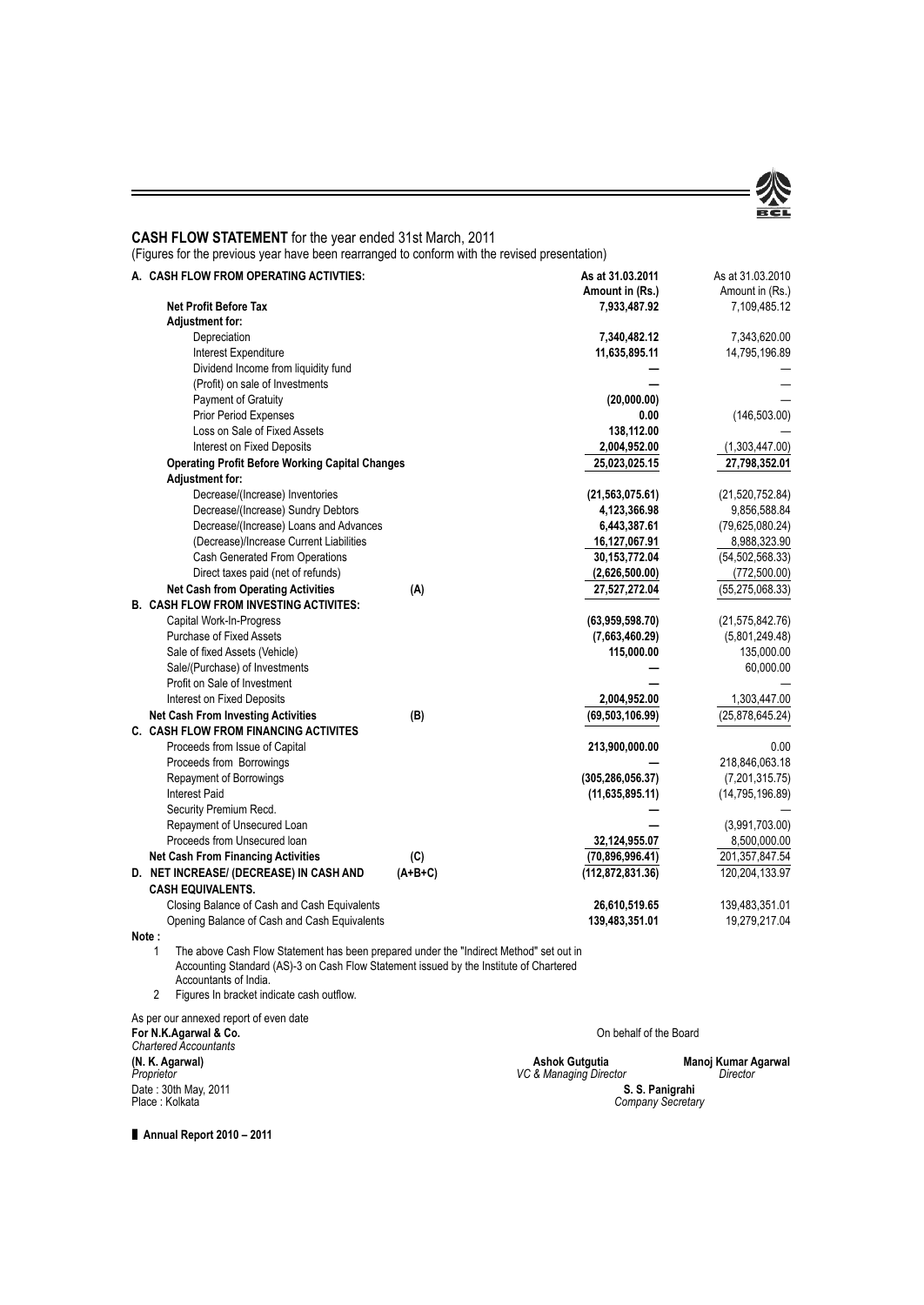## CASH FLOW STATEMENT for the year ended 31st March, 2011

(Figures for the previous year have been rearranged to conform with the revised presentation)

| | | As at 31.03.2011 Amount in (Rs.) | As at 31.03.2010 Amount in (Rs.) |
|---|---|---|---|
| **A. CASH FLOW FROM OPERATING ACTIVTIES:** | | | |
| **Net Profit Before Tax** | | **7,933,487.92** | 7,109,485.12 |
| **Adjustment for:** | | | |
| Depreciation | | **7,340,482.12** | 7,343,620.00 |
| Interest Expenditure | | **11,635,895.11** | 14,795,196.89 |
| Dividend Income from liquidity fund | | **—** | — |
| (Profit) on sale of Investments | | **—** | — |
| Payment of Gratuity | | **(20,000.00)** | — |
| Prior Period Expenses | | **0.00** | (146,503.00) |
| Loss on Sale of Fixed Assets | | **138,112.00** | — |
| Interest on Fixed Deposits | | **2,004,952.00** | (1,303,447.00) |
| **Operating Profit Before Working Capital Changes** | | **25,023,025.15** | **27,798,352.01** |
| **Adjustment for:** | | | |
| Decrease/(Increase) Inventories | | **(21,563,075.61)** | (21,520,752.84) |
| Decrease/(Increase) Sundry Debtors | | **4,123,366.98** | 9,856,588.84 |
| Decrease/(Increase) Loans and Advances | | **6,443,387.61** | (79,625,080.24) |
| (Decrease)/Increase Current Liabilities | | **16,127,067.91** | 8,988,323.90 |
| Cash Generated From Operations | | **30,153,772.04** | (54,502,568.33) |
| Direct taxes paid (net of refunds) | | **(2,626,500.00)** | (772,500.00) |
| **Net Cash from Operating Activities** | **(A)** | **27,527,272.04** | (55,275,068.33) |
| **B. CASH FLOW FROM INVESTING ACTIVITES:** | | | |
| Capital Work-In-Progress | | **(63,959,598.70)** | (21,575,842.76) |
| Purchase of Fixed Assets | | **(7,663,460.29)** | (5,801,249.48) |
| Sale of fixed Assets (Vehicle) | | **115,000.00** | 135,000.00 |
| Sale/(Purchase) of Investments | | **—** | 60,000.00 |
| Profit on Sale of Investment | | **—** | — |
| Interest on Fixed Deposits | | **2,004,952.00** | 1,303,447.00 |
| **Net Cash From Investing Activities** | **(B)** | **(69,503,106.99)** | (25,878,645.24) |
| **C. CASH FLOW FROM FINANCING ACTIVITES** | | | |
| Proceeds from Issue of Capital | | **213,900,000.00** | 0.00 |
| Proceeds from Borrowings | | **—** | 218,846,063.18 |
| Repayment of Borrowings | | **(305,286,056.37)** | (7,201,315.75) |
| Interest Paid | | **(11,635,895.11)** | (14,795,196.89) |
| Security Premium Recd. | | **—** | — |
| Repayment of Unsecured Loan | | **—** | (3,991,703.00) |
| Proceeds from Unsecured loan | | **32,124,955.07** | 8,500,000.00 |
| **Net Cash From Financing Activities** | **(C)** | **(70,896,996.41)** | 201,357,847.54 |
| **D. NET INCREASE/ (DECREASE) IN CASH AND CASH EQUIVALENTS.** | **(A+B+C)** | **(112,872,831.36)** | 120,204,133.97 |
| Closing Balance of Cash and Cash Equivalents | | **26,610,519.65** | 139,483,351.01 |
| Opening Balance of Cash and Cash Equivalents | | **139,483,351.01** | 19,279,217.04 |

**Note :**

1. The above Cash Flow Statement has been prepared under the "Indirect Method" set out in Accounting Standard (AS)-3 on Cash Flow Statement issued by the Institute of Chartered Accountants of India.
2. Figures In bracket indicate cash outflow.

As per our annexed report of even date

**For N.K.Agarwal & Co.**
*Chartered Accountants*

**(N. K. Agarwal)**
*Proprietor*

Date : 30th May, 2011
Place : Kolkata

On behalf of the Board

**Ashok Gutgutia**
*VC & Managing Director*

**Manoj Kumar Agarwal**
*Director*

**S. S. Panigrahi**
*Company Secretary*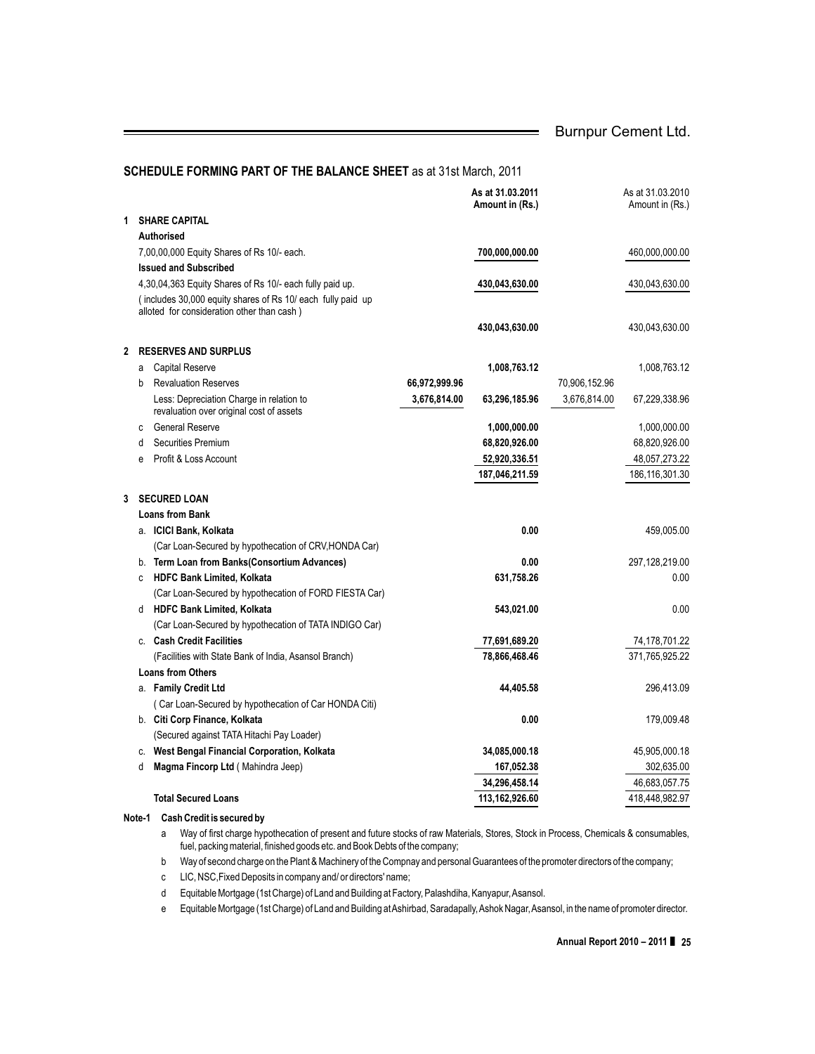## SCHEDULE FORMING PART OF THE BALANCE SHEET as at 31st March, 2011

| | | | | As at 31.03.2011 Amount in (Rs.) | | As at 31.03.2010 Amount in (Rs.) |
|---|---|---|---|---|---|---|
| **1** | | **SHARE CAPITAL** | | | | |
| | | **Authorised** | | | | |
| | | 7,00,00,000 Equity Shares of Rs 10/- each. | | **700,000,000.00** | | 460,000,000.00 |
| | | **Issued and Subscribed** | | | | |
| | | 4,30,04,363 Equity Shares of Rs 10/- each fully paid up. | | **430,043,630.00** | | 430,043,630.00 |
| | | ( includes 30,000 equity shares of Rs 10/ each fully paid up alloted for consideration other than cash ) | | | | |
| | | | | **430,043,630.00** | | 430,043,630.00 |
| **2** | | **RESERVES AND SURPLUS** | | | | |
| | a | Capital Reserve | | **1,008,763.12** | | 1,008,763.12 |
| | b | Revaluation Reserves | **66,972,999.96** | | 70,906,152.96 | |
| | | Less: Depreciation Charge in relation to revaluation over original cost of assets | **3,676,814.00** | **63,296,185.96** | 3,676,814.00 | 67,229,338.96 |
| | c | General Reserve | | **1,000,000.00** | | 1,000,000.00 |
| | d | Securities Premium | | **68,820,926.00** | | 68,820,926.00 |
| | e | Profit & Loss Account | | **52,920,336.51** | | 48,057,273.22 |
| | | | | **187,046,211.59** | | 186,116,301.30 |
| **3** | | **SECURED LOAN** | | | | |
| | | **Loans from Bank** | | | | |
| | a. | **ICICI Bank, Kolkata** | | **0.00** | | 459,005.00 |
| | | (Car Loan-Secured by hypothecation of CRV,HONDA Car) | | | | |
| | b. | **Term Loan from Banks(Consortium Advances)** | | **0.00** | | 297,128,219.00 |
| | c | **HDFC Bank Limited, Kolkata** | | **631,758.26** | | 0.00 |
| | | (Car Loan-Secured by hypothecation of FORD FIESTA Car) | | | | |
| | d | **HDFC Bank Limited, Kolkata** | | **543,021.00** | | 0.00 |
| | | (Car Loan-Secured by hypothecation of TATA INDIGO Car) | | | | |
| | c. | **Cash Credit Facilities** | | **77,691,689.20** | | 74,178,701.22 |
| | | (Facilities with State Bank of India, Asansol Branch) | | **78,866,468.46** | | 371,765,925.22 |
| | | **Loans from Others** | | | | |
| | a. | **Family Credit Ltd** | | **44,405.58** | | 296,413.09 |
| | | ( Car Loan-Secured by hypothecation of Car HONDA Citi) | | | | |
| | b. | **Citi Corp Finance, Kolkata** | | **0.00** | | 179,009.48 |
| | | (Secured against TATA Hitachi Pay Loader) | | | | |
| | c. | **West Bengal Financial Corporation, Kolkata** | | **34,085,000.18** | | 45,905,000.18 |
| | d | **Magma Fincorp Ltd** ( Mahindra Jeep) | | **167,052.38** | | 302,635.00 |
| | | | | **34,296,458.14** | | 46,683,057.75 |
| | | **Total Secured Loans** | | **113,162,926.60** | | 418,448,982.97 |

**Note-1 Cash Credit is secured by**

- a Way of first charge hypothecation of present and future stocks of raw Materials, Stores, Stock in Process, Chemicals & consumables, fuel, packing material, finished goods etc. and Book Debts of the company;
- b Way of second charge on the Plant & Machinery of the Compnay and personal Guarantees of the promoter directors of the company;
- c LIC, NSC,Fixed Deposits in company and/ or directors' name;
- d Equitable Mortgage (1st Charge) of Land and Building at Factory, Palashdiha, Kanyapur, Asansol.
- e Equitable Mortgage (1st Charge) of Land and Building at Ashirbad, Saradapally, Ashok Nagar, Asansol, in the name of promoter director.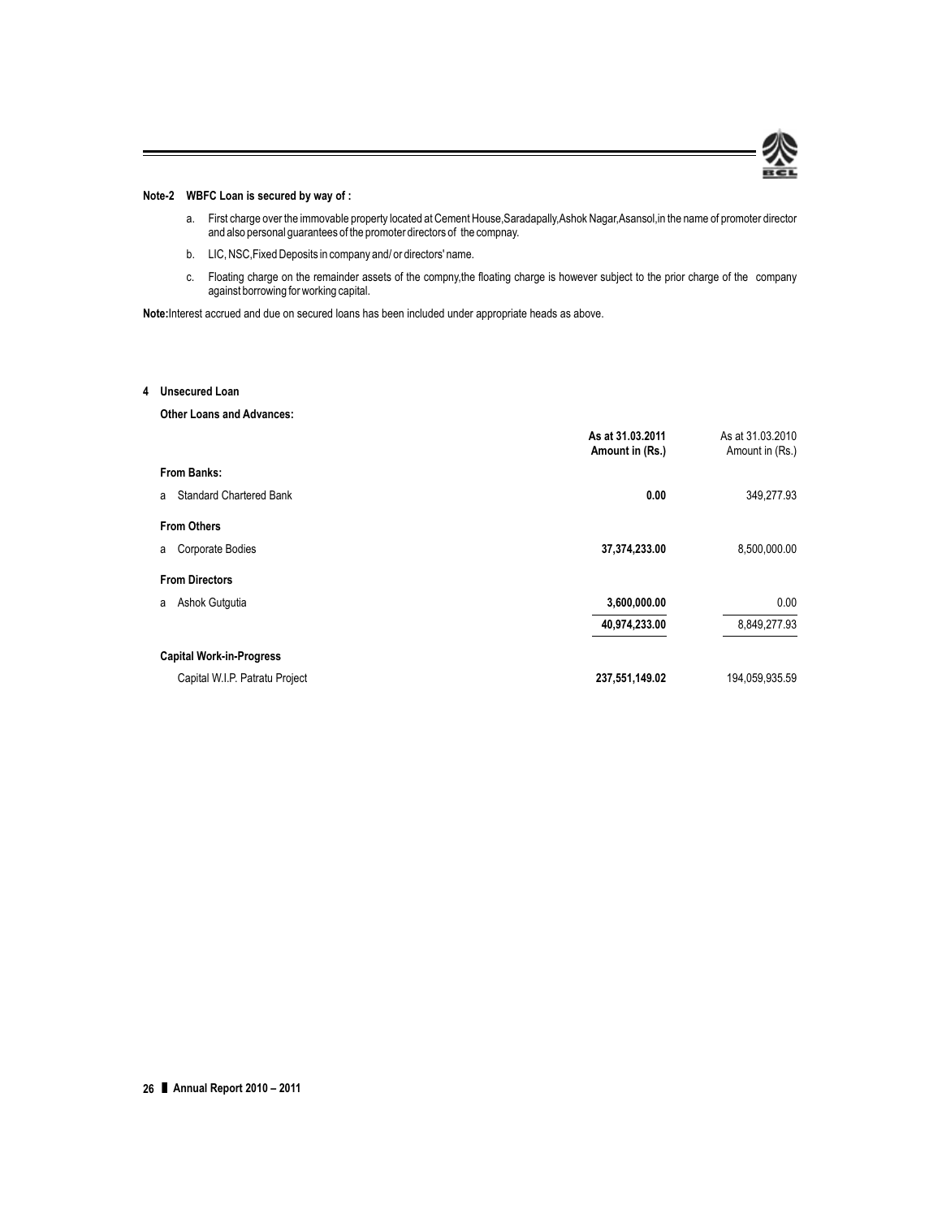**Note-2 WBFC Loan is secured by way of :**

a. First charge over the immovable property located at Cement House,Saradapally,Ashok Nagar,Asansol,in the name of promoter director and also personal guarantees of the promoter directors of the compnay.

b. LIC, NSC,Fixed Deposits in company and/ or directors' name.

c. Floating charge on the remainder assets of the compny,the floating charge is however subject to the prior charge of the company against borrowing for working capital.

**Note:** Interest accrued and due on secured loans has been included under appropriate heads as above.

**4 Unsecured Loan**

**Other Loans and Advances:**

| | **As at 31.03.2011 Amount in (Rs.)** | As at 31.03.2010 Amount in (Rs.) |
|---|---|---|
| **From Banks:** | | |
| a Standard Chartered Bank | **0.00** | 349,277.93 |
| **From Others** | | |
| a Corporate Bodies | **37,374,233.00** | 8,500,000.00 |
| **From Directors** | | |
| a Ashok Gutgutia | **3,600,000.00** | 0.00 |
| | **40,974,233.00** | 8,849,277.93 |
| **Capital Work-in-Progress** | | |
| Capital W.I.P. Patratu Project | **237,551,149.02** | 194,059,935.59 |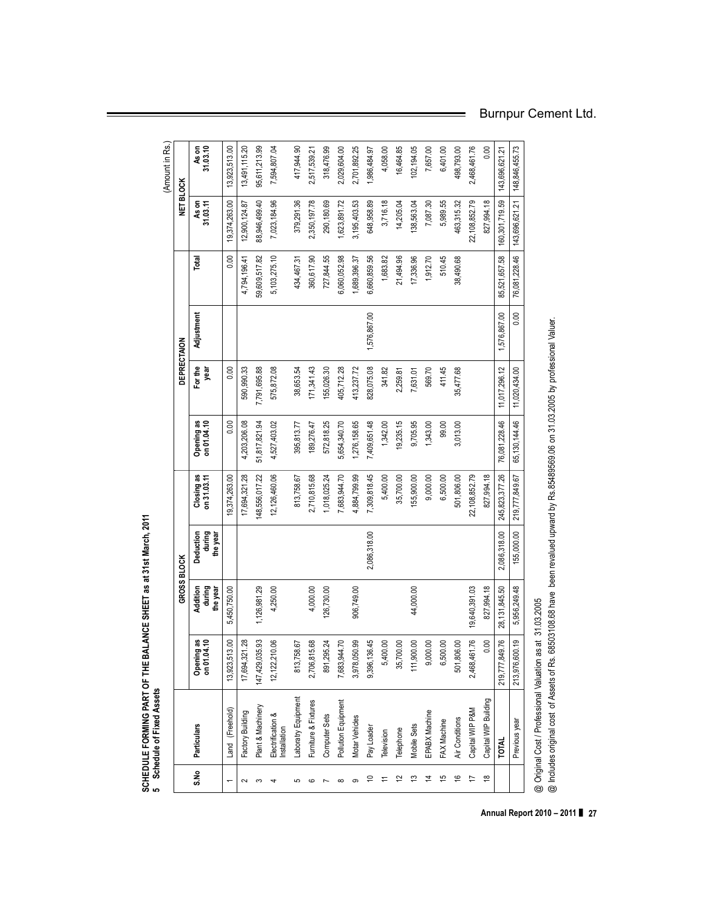**SCHEDULE FORMING PART OF THE BALANCE SHEET as at 31st March, 2011**

**5 Schedule of Fixed Assets**

(Amount in Rs.)

| S.No | Particulars | GROSS BLOCK | | | | DEPRECTAION | | | | NET BLOCK | |
|---|---|---|---|---|---|---|---|---|---|---|---|
| | | Opening as on 01.04.10 | Addition during the year | Deduction during the year | Closing as on 31.03.11 | Opening as on 01.04.10 | For the year | Adjustment | Total | As on 31.03.11 | As on 31.03.10 |
| 1 | Land (Freehold) | 13,923,513.00 | 5,450,750.00 | | 19,374,263.00 | 0.00 | 0.00 | | 0.00 | 19,374,263.00 | 13,923,513.00 |
| 2 | Factory Building | 17,694,321.28 | | | 17,694,321.28 | 4,203,206.08 | 590,990.33 | | 4,794,196.41 | 12,900,124.87 | 13,491,115.20 |
| 3 | Plant & Machinery | 147,429,035.93 | 1,126,981.29 | | 148,556,017.22 | 51,817,821.94 | 7,791,695.88 | | 59,609,517.82 | 88,946,499.40 | 95,611,213.99 |
| 4 | Electrification & Installation | 12,122,210.06 | 4,250.00 | | 12,126,460.06 | 4,527,403.02 | 575,872.08 | | 5,103,275.10 | 7,023,184.96 | 7,594,807.04 |
| 5 | Laboraty Equipment | 813,758.67 | | | 813,758.67 | 395,813.77 | 38,653.54 | | 434,467.31 | 379,291.36 | 417,944.90 |
| 6 | Furniture & Fixtures | 2,706,815.68 | 4,000.00 | | 2,710,815.68 | 189,276.47 | 171,341.43 | | 360,617.90 | 2,350,197.78 | 2,517,539.21 |
| 7 | Computer Sets | 891,295.24 | 126,730.00 | | 1,018,025.24 | 572,818.25 | 155,026.30 | | 727,844.55 | 290,180.69 | 318,476.99 |
| 8 | Pollution Equipment | 7,683,944.70 | | | 7,683,944.70 | 5,654,340.70 | 405,712.28 | | 6,060,052.98 | 1,623,891.72 | 2,029,604.00 |
| 9 | Motar Vehicles | 3,978,050.99 | 906,749.00 | | 4,884,799.99 | 1,276,158.65 | 413,237.72 | | 1,689,396.37 | 3,195,403.53 | 2,701,892.25 |
| 10 | Pay Loader | 9,396,136.45 | | 2,086,318.00 | 7,309,818.45 | 7,409,651.48 | 828,075.08 | 1,576,867.00 | 6,660,859.56 | 648,958.89 | 1,986,484.97 |
| 11 | Television | 5,400.00 | | | 5,400.00 | 1,342.00 | 341.82 | | 1,683.82 | 3,716.18 | 4,058.00 |
| 12 | Telephone | 35,700.00 | | | 35,700.00 | 19,235.15 | 2,259.81 | | 21,494.96 | 14,205.04 | 16,464.85 |
| 13 | Mobile Sets | 111,900.00 | 44,000.00 | | 155,900.00 | 9,705.95 | 7,631.01 | | 17,336.96 | 138,563.04 | 102,194.05 |
| 14 | EPABX Machine | 9,000.00 | | | 9,000.00 | 1,343.00 | 569.70 | | 1,912.70 | 7,087.30 | 7,657.00 |
| 15 | FAX Machine | 6,500.00 | | | 6,500.00 | 99.00 | 411.45 | | 510.45 | 5,989.55 | 6,401.00 |
| 16 | Air Conditions | 501,806.00 | | | 501,806.00 | 3,013.00 | 35,477.68 | | 38,490.68 | 463,315.32 | 498,793.00 |
| 17 | Capital WIP P&M | 2,468,461.76 | 19,640,391.03 | | 22,108,852.79 | | | | | 22,108,852.79 | 2,468,461.76 |
| 18 | Capital WIP Building | 0.00 | 827,994.18 | | 827,994.18 | | | | | 827,994.18 | 0.00 |
| | **TOTAL** | 219,777,849.76 | 28,131,845.50 | 2,086,318.00 | 245,823,377.26 | 76,081,228.46 | 11,017,296.12 | 1,576,867.00 | 85,521,657.58 | 160,301,719.59 | 143,696,621.21 |
| | Previous year | 213,976,600.19 | 5,956,249.48 | 155,000.00 | 219,777,849.67 | 65,130,144.46 | 11,020,434.00 | 0.00 | 76,081,228.46 | 143,696,621.21 | 148,846,455.73 |

@ Original Cost / Professional Valuation as at 31.03.2005

@ Includes original cost of Assets of Rs. 68503108.68 have been revalued upward by Rs.85489569.06 on 31.03.2005 by professional Valuer.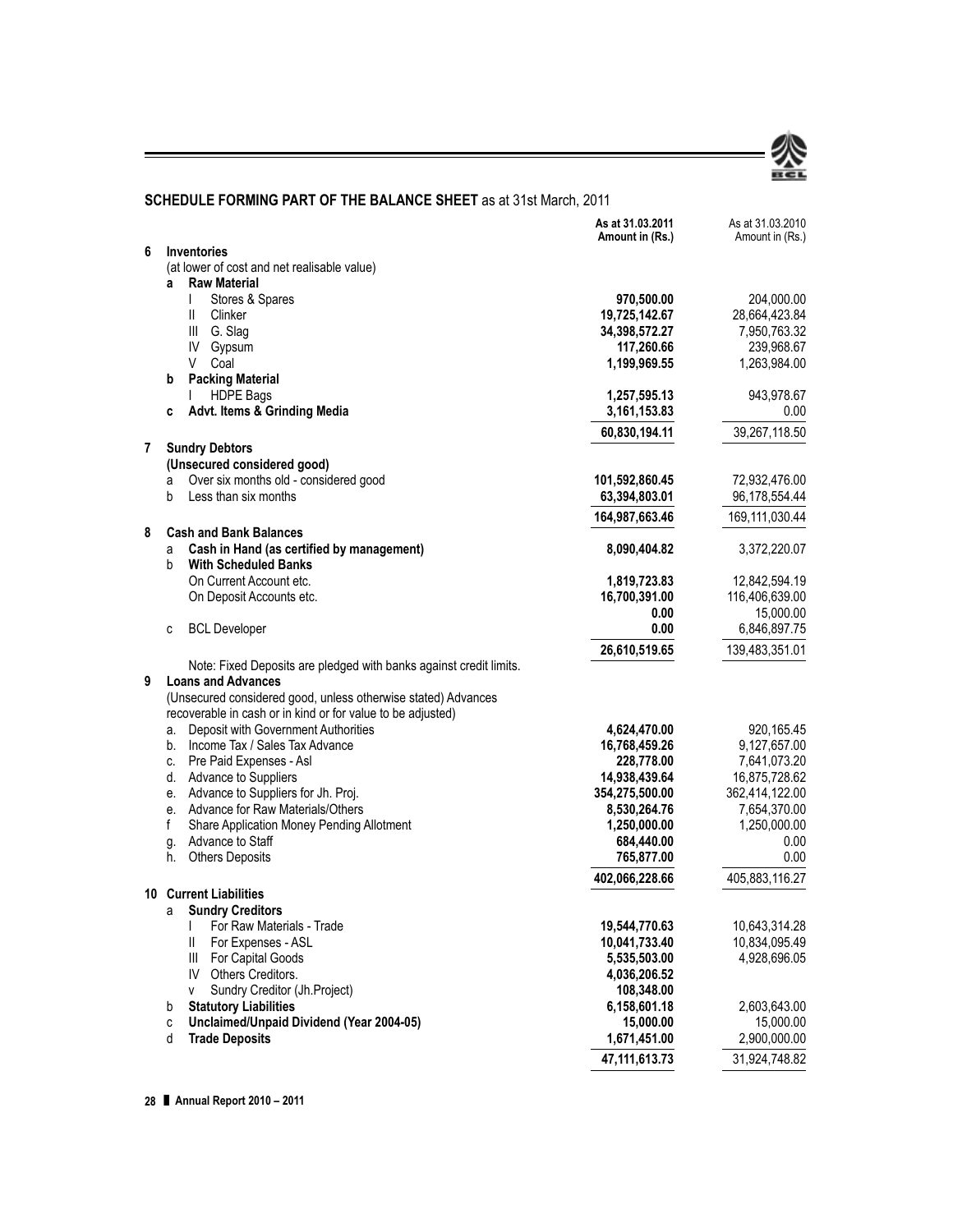## SCHEDULE FORMING PART OF THE BALANCE SHEET as at 31st March, 2011

| | | As at 31.03.2011 Amount in (Rs.) | As at 31.03.2010 Amount in (Rs.) |
|---|---|---|---|
| **6** | **Inventories** | | |
| | (at lower of cost and net realisable value) | | |
| | **a Raw Material** | | |
| | I Stores & Spares | **970,500.00** | 204,000.00 |
| | II Clinker | **19,725,142.67** | 28,664,423.84 |
| | III G. Slag | **34,398,572.27** | 7,950,763.32 |
| | IV Gypsum | **117,260.66** | 239,968.67 |
| | V Coal | **1,199,969.55** | 1,263,984.00 |
| | **b Packing Material** | | |
| | I HDPE Bags | **1,257,595.13** | 943,978.67 |
| | **c Advt. Items & Grinding Media** | **3,161,153.83** | 0.00 |
| | | **60,830,194.11** | 39,267,118.50 |
| **7** | **Sundry Debtors** | | |
| | **(Unsecured considered good)** | | |
| | a Over six months old - considered good | **101,592,860.45** | 72,932,476.00 |
| | b Less than six months | **63,394,803.01** | 96,178,554.44 |
| | | **164,987,663.46** | 169,111,030.44 |
| **8** | **Cash and Bank Balances** | | |
| | a **Cash in Hand (as certified by management)** | **8,090,404.82** | 3,372,220.07 |
| | b **With Scheduled Banks** | | |
| | On Current Account etc. | **1,819,723.83** | 12,842,594.19 |
| | On Deposit Accounts etc. | **16,700,391.00** | 116,406,639.00 |
| | | **0.00** | 15,000.00 |
| | c BCL Developer | **0.00** | 6,846,897.75 |
| | | **26,610,519.65** | 139,483,351.01 |
| | Note: Fixed Deposits are pledged with banks against credit limits. | | |
| **9** | **Loans and Advances** | | |
| | (Unsecured considered good, unless otherwise stated) Advances recoverable in cash or in kind or for value to be adjusted) | | |
| | a. Deposit with Government Authorities | **4,624,470.00** | 920,165.45 |
| | b. Income Tax / Sales Tax Advance | **16,768,459.26** | 9,127,657.00 |
| | c. Pre Paid Expenses - Asl | **228,778.00** | 7,641,073.20 |
| | d. Advance to Suppliers | **14,938,439.64** | 16,875,728.62 |
| | e. Advance to Suppliers for Jh. Proj. | **354,275,500.00** | 362,414,122.00 |
| | e. Advance for Raw Materials/Others | **8,530,264.76** | 7,654,370.00 |
| | f Share Application Money Pending Allotment | **1,250,000.00** | 1,250,000.00 |
| | g. Advance to Staff | **684,440.00** | 0.00 |
| | h. Others Deposits | **765,877.00** | 0.00 |
| | | **402,066,228.66** | 405,883,116.27 |
| **10** | **Current Liabilities** | | |
| | a **Sundry Creditors** | | |
| | I For Raw Materials - Trade | **19,544,770.63** | 10,643,314.28 |
| | II For Expenses - ASL | **10,041,733.40** | 10,834,095.49 |
| | III For Capital Goods | **5,535,503.00** | 4,928,696.05 |
| | IV Others Creditors. | **4,036,206.52** | |
| | v Sundry Creditor (Jh.Project) | **108,348.00** | |
| | b **Statutory Liabilities** | **6,158,601.18** | 2,603,643.00 |
| | c **Unclaimed/Unpaid Dividend (Year 2004-05)** | **15,000.00** | 15,000.00 |
| | d **Trade Deposits** | **1,671,451.00** | 2,900,000.00 |
| | | **47,111,613.73** | 31,924,748.82 |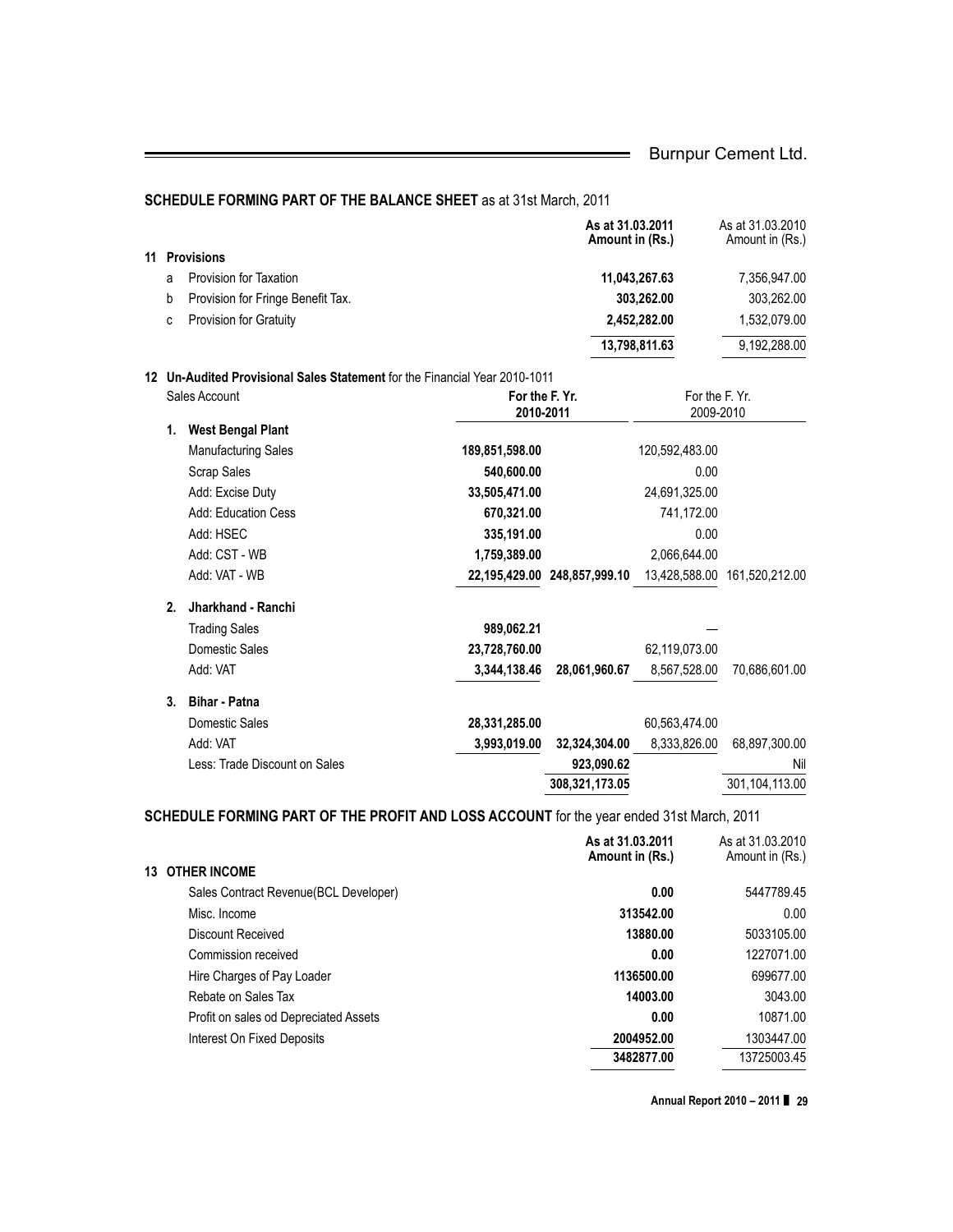## SCHEDULE FORMING PART OF THE BALANCE SHEET as at 31st March, 2011

| | | As at 31.03.2011 Amount in (Rs.) | As at 31.03.2010 Amount in (Rs.) |
|---|---|---|---|
| **11** | **Provisions** | | |
| a | Provision for Taxation | **11,043,267.63** | 7,356,947.00 |
| b | Provision for Fringe Benefit Tax. | **303,262.00** | 303,262.00 |
| c | Provision for Gratuity | **2,452,282.00** | 1,532,079.00 |
| | | **13,798,811.63** | 9,192,288.00 |

**12 Un-Audited Provisional Sales Statement** for the Financial Year 2010-1011

| Sales Account | For the F. Yr. 2010-2011 | | For the F. Yr. 2009-2010 | |
|---|---|---|---|---|
| **1. West Bengal Plant** | | | | |
| Manufacturing Sales | **189,851,598.00** | | 120,592,483.00 | |
| Scrap Sales | **540,600.00** | | 0.00 | |
| Add: Excise Duty | **33,505,471.00** | | 24,691,325.00 | |
| Add: Education Cess | **670,321.00** | | 741,172.00 | |
| Add: HSEC | **335,191.00** | | 0.00 | |
| Add: CST - WB | **1,759,389.00** | | 2,066,644.00 | |
| Add: VAT - WB | **22,195,429.00** | **248,857,999.10** | 13,428,588.00 | 161,520,212.00 |
| **2. Jharkhand - Ranchi** | | | | |
| Trading Sales | **989,062.21** | | — | |
| Domestic Sales | **23,728,760.00** | | 62,119,073.00 | |
| Add: VAT | **3,344,138.46** | **28,061,960.67** | 8,567,528.00 | 70,686,601.00 |
| **3. Bihar - Patna** | | | | |
| Domestic Sales | **28,331,285.00** | | 60,563,474.00 | |
| Add: VAT | **3,993,019.00** | **32,324,304.00** | 8,333,826.00 | 68,897,300.00 |
| Less: Trade Discount on Sales | | **923,090.62** | | Nil |
| | | **308,321,173.05** | | 301,104,113.00 |

## SCHEDULE FORMING PART OF THE PROFIT AND LOSS ACCOUNT for the year ended 31st March, 2011

| | As at 31.03.2011 Amount in (Rs.) | As at 31.03.2010 Amount in (Rs.) |
|---|---|---|
| **13 OTHER INCOME** | | |
| Sales Contract Revenue(BCL Developer) | **0.00** | 5447789.45 |
| Misc. Income | **313542.00** | 0.00 |
| Discount Received | **13880.00** | 5033105.00 |
| Commission received | **0.00** | 1227071.00 |
| Hire Charges of Pay Loader | **1136500.00** | 699677.00 |
| Rebate on Sales Tax | **14003.00** | 3043.00 |
| Profit on sales od Depreciated Assets | **0.00** | 10871.00 |
| Interest On Fixed Deposits | **2004952.00** | 1303447.00 |
| | **3482877.00** | 13725003.45 |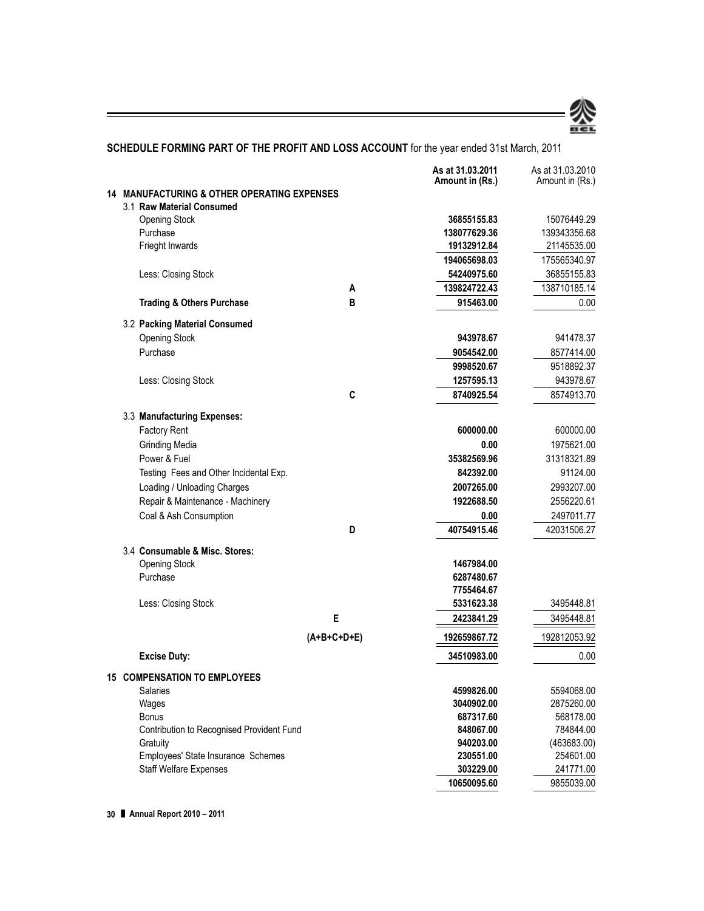## SCHEDULE FORMING PART OF THE PROFIT AND LOSS ACCOUNT for the year ended 31st March, 2011

| | | As at 31.03.2011 Amount in (Rs.) | As at 31.03.2010 Amount in (Rs.) |
|---|---|---|---|
| **14 MANUFACTURING & OTHER OPERATING EXPENSES** | | | |
| 3.1 **Raw Material Consumed** | | | |
| Opening Stock | | **36855155.83** | 15076449.29 |
| Purchase | | **138077629.36** | 139343356.68 |
| Frieght Inwards | | **19132912.84** | 21145535.00 |
| | | **194065698.03** | 175565340.97 |
| Less: Closing Stock | | **54240975.60** | 36855155.83 |
| | **A** | **139824722.43** | 138710185.14 |
| **Trading & Others Purchase** | **B** | **915463.00** | 0.00 |
| 3.2 **Packing Material Consumed** | | | |
| Opening Stock | | **943978.67** | 941478.37 |
| Purchase | | **9054542.00** | 8577414.00 |
| | | **9998520.67** | 9518892.37 |
| Less: Closing Stock | | **1257595.13** | 943978.67 |
| | **C** | **8740925.54** | 8574913.70 |
| 3.3 **Manufacturing Expenses:** | | | |
| Factory Rent | | **600000.00** | 600000.00 |
| Grinding Media | | **0.00** | 1975621.00 |
| Power & Fuel | | **35382569.96** | 31318321.89 |
| Testing Fees and Other Incidental Exp. | | **842392.00** | 91124.00 |
| Loading / Unloading Charges | | **2007265.00** | 2993207.00 |
| Repair & Maintenance - Machinery | | **1922688.50** | 2556220.61 |
| Coal & Ash Consumption | | **0.00** | 2497011.77 |
| | **D** | **40754915.46** | 42031506.27 |
| 3.4 **Consumable & Misc. Stores:** | | | |
| Opening Stock | | **1467984.00** | |
| Purchase | | **6287480.67** | |
| | | **7755464.67** | |
| Less: Closing Stock | | **5331623.38** | 3495448.81 |
| | **E** | **2423841.29** | 3495448.81 |
| | **(A+B+C+D+E)** | **192659867.72** | 192812053.92 |
| **Excise Duty:** | | **34510983.00** | 0.00 |
| **15 COMPENSATION TO EMPLOYEES** | | | |
| Salaries | | **4599826.00** | 5594068.00 |
| Wages | | **3040902.00** | 2875260.00 |
| Bonus | | **687317.60** | 568178.00 |
| Contribution to Recognised Provident Fund | | **848067.00** | 784844.00 |
| Gratuity | | **940203.00** | (463683.00) |
| Employees' State Insurance Schemes | | **230551.00** | 254601.00 |
| Staff Welfare Expenses | | **303229.00** | 241771.00 |
| | | **10650095.60** | 9855039.00 |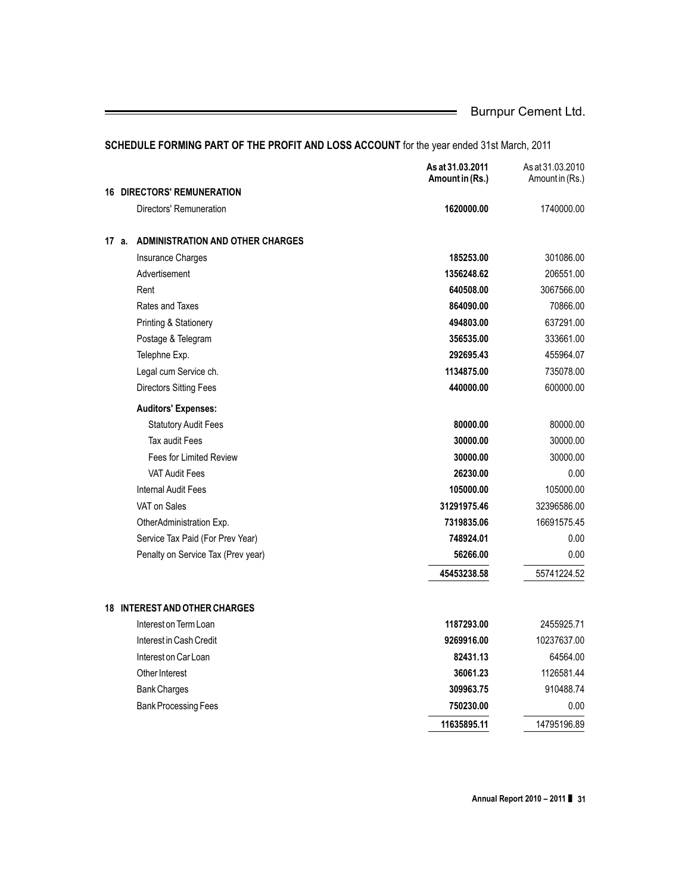## SCHEDULE FORMING PART OF THE PROFIT AND LOSS ACCOUNT for the year ended 31st March, 2011

| | | As at 31.03.2011 Amount in (Rs.) | As at 31.03.2010 Amount in (Rs.) |
|---|---|---|---|
| **16** | **DIRECTORS' REMUNERATION** | | |
| | Directors' Remuneration | **1620000.00** | 1740000.00 |
| **17 a.** | **ADMINISTRATION AND OTHER CHARGES** | | |
| | Insurance Charges | **185253.00** | 301086.00 |
| | Advertisement | **1356248.62** | 206551.00 |
| | Rent | **640508.00** | 3067566.00 |
| | Rates and Taxes | **864090.00** | 70866.00 |
| | Printing & Stationery | **494803.00** | 637291.00 |
| | Postage & Telegram | **356535.00** | 333661.00 |
| | Telephne Exp. | **292695.43** | 455964.07 |
| | Legal cum Service ch. | **1134875.00** | 735078.00 |
| | Directors Sitting Fees | **440000.00** | 600000.00 |
| | **Auditors' Expenses:** | | |
| | Statutory Audit Fees | **80000.00** | 80000.00 |
| | Tax audit Fees | **30000.00** | 30000.00 |
| | Fees for Limited Review | **30000.00** | 30000.00 |
| | VAT Audit Fees | **26230.00** | 0.00 |
| | Internal Audit Fees | **105000.00** | 105000.00 |
| | VAT on Sales | **31291975.46** | 32396586.00 |
| | OtherAdministration Exp. | **7319835.06** | 16691575.45 |
| | Service Tax Paid (For Prev Year) | **748924.01** | 0.00 |
| | Penalty on Service Tax (Prev year) | **56266.00** | 0.00 |
| | | **45453238.58** | 55741224.52 |
| **18** | **INTEREST AND OTHER CHARGES** | | |
| | Interest on Term Loan | **1187293.00** | 2455925.71 |
| | Interest in Cash Credit | **9269916.00** | 10237637.00 |
| | Interest on Car Loan | **82431.13** | 64564.00 |
| | Other Interest | **36061.23** | 1126581.44 |
| | Bank Charges | **309963.75** | 910488.74 |
| | Bank Processing Fees | **750230.00** | 0.00 |
| | | **11635895.11** | 14795196.89 |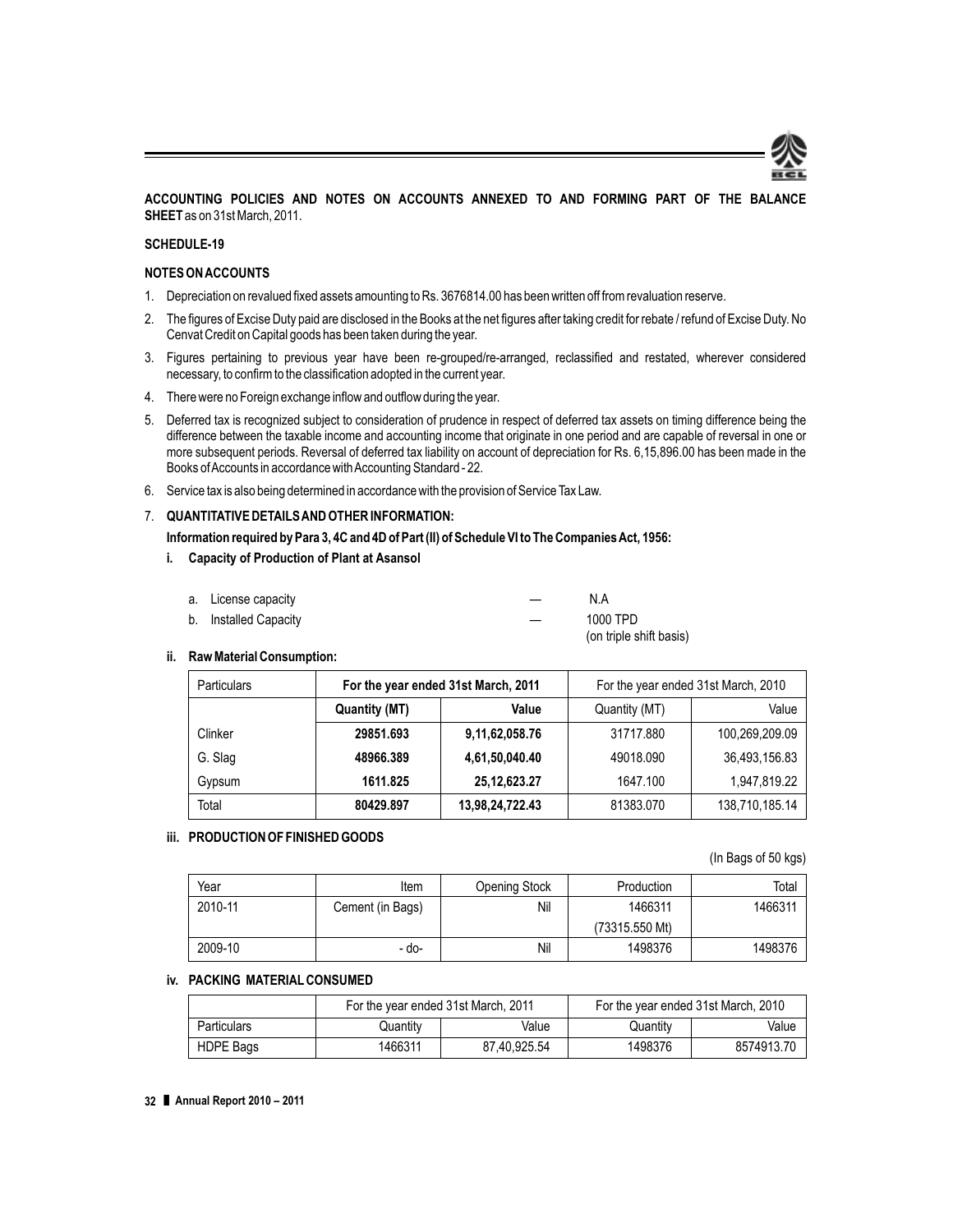**ACCOUNTING POLICIES AND NOTES ON ACCOUNTS ANNEXED TO AND FORMING PART OF THE BALANCE SHEET** as on 31st March, 2011.

**SCHEDULE-19**

**NOTES ON ACCOUNTS**

1. Depreciation on revalued fixed assets amounting to Rs. 3676814.00 has been written off from revaluation reserve.
2. The figures of Excise Duty paid are disclosed in the Books at the net figures after taking credit for rebate / refund of Excise Duty. No Cenvat Credit on Capital goods has been taken during the year.
3. Figures pertaining to previous year have been re-grouped/re-arranged, reclassified and restated, wherever considered necessary, to confirm to the classification adopted in the current year.
4. There were no Foreign exchange inflow and outflow during the year.
5. Deferred tax is recognized subject to consideration of prudence in respect of deferred tax assets on timing difference being the difference between the taxable income and accounting income that originate in one period and are capable of reversal in one or more subsequent periods. Reversal of deferred tax liability on account of depreciation for Rs. 6,15,896.00 has been made in the Books of Accounts in accordance with Accounting Standard - 22.
6. Service tax is also being determined in accordance with the provision of Service Tax Law.
7. **QUANTITATIVE DETAILS AND OTHER INFORMATION:**

   **Information required by Para 3, 4C and 4D of Part (II) of Schedule VI to The Companies Act, 1956:**

   **i. Capacity of Production of Plant at Asansol**

   a. License capacity — N.A

   b. Installed Capacity — 1000 TPD (on triple shift basis)

   **ii. Raw Material Consumption:**

| Particulars | **For the year ended 31st March, 2011** | | For the year ended 31st March, 2010 | |
|---|---|---|---|---|
| | **Quantity (MT)** | **Value** | Quantity (MT) | Value |
| Clinker | **29851.693** | **9,11,62,058.76** | 31717.880 | 100,269,209.09 |
| G. Slag | **48966.389** | **4,61,50,040.40** | 49018.090 | 36,493,156.83 |
| Gypsum | **1611.825** | **25,12,623.27** | 1647.100 | 1,947,819.22 |
| Total | **80429.897** | **13,98,24,722.43** | 81383.070 | 138,710,185.14 |

   **iii. PRODUCTION OF FINISHED GOODS**

   (In Bags of 50 kgs)

| Year | Item | Opening Stock | Production | Total |
|---|---|---|---|---|
| 2010-11 | Cement (in Bags) | Nil | 1466311 (73315.550 Mt) | 1466311 |
| 2009-10 | - do- | Nil | 1498376 | 1498376 |

   **iv. PACKING MATERIAL CONSUMED**

| | For the year ended 31st March, 2011 | | For the year ended 31st March, 2010 | |
|---|---|---|---|---|
| Particulars | Quantity | Value | Quantity | Value |
| HDPE Bags | 1466311 | 87,40,925.54 | 1498376 | 8574913.70 |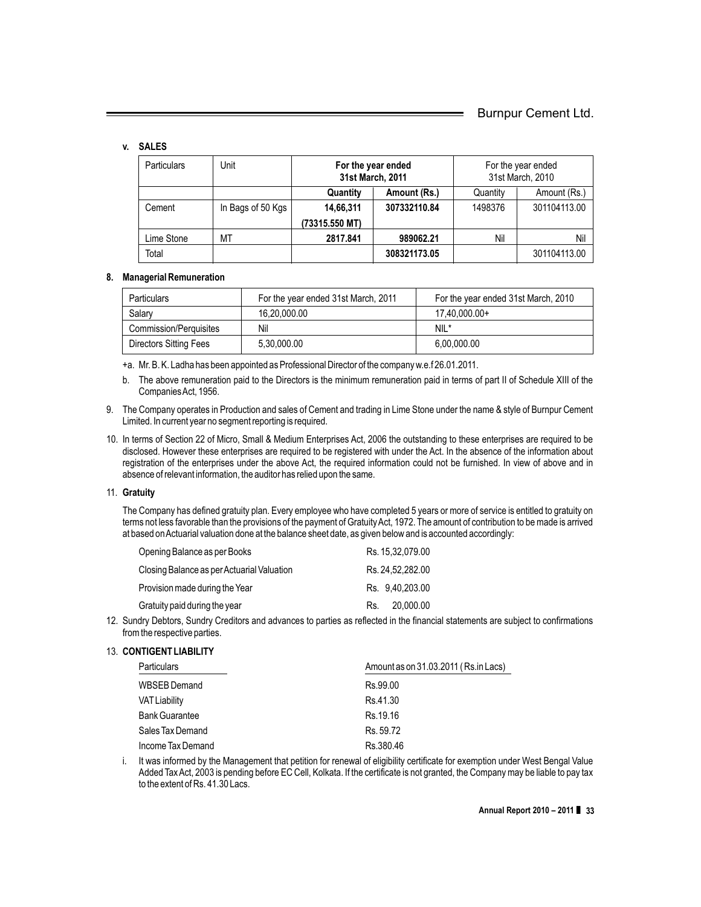**v. SALES**

| Particulars | Unit | For the year ended 31st March, 2011 | | For the year ended 31st March, 2010 | |
|---|---|---|---|---|---|
| | | **Quantity** | **Amount (Rs.)** | Quantity | Amount (Rs.) |
| Cement | In Bags of 50 Kgs | **14,66,311** **(73315.550 MT)** | **307332110.84** | 1498376 | 301104113.00 |
| Lime Stone | MT | **2817.841** | **989062.21** | Nil | Nil |
| Total | | | **308321173.05** | | 301104113.00 |

**8. Managerial Remuneration**

| Particulars | For the year ended 31st March, 2011 | For the year ended 31st March, 2010 |
|---|---|---|
| Salary | 16,20,000.00 | 17,40,000.00+ |
| Commission/Perquisites | Nil | NIL* |
| Directors Sitting Fees | 5,30,000.00 | 6,00,000.00 |

+a. Mr. B. K. Ladha has been appointed as Professional Director of the company w.e.f 26.01.2011.

b. The above remuneration paid to the Directors is the minimum remuneration paid in terms of part II of Schedule XIII of the Companies Act, 1956.

9. The Company operates in Production and sales of Cement and trading in Lime Stone under the name & style of Burnpur Cement Limited. In current year no segment reporting is required.

10. In terms of Section 22 of Micro, Small & Medium Enterprises Act, 2006 the outstanding to these enterprises are required to be disclosed. However these enterprises are required to be registered with under the Act. In the absence of the information about registration of the enterprises under the above Act, the required information could not be furnished. In view of above and in absence of relevant information, the auditor has relied upon the same.

11. **Gratuity**

The Company has defined gratuity plan. Every employee who have completed 5 years or more of service is entitled to gratuity on terms not less favorable than the provisions of the payment of Gratuity Act, 1972. The amount of contribution to be made is arrived at based on Actuarial valuation done at the balance sheet date, as given below and is accounted accordingly:

| | |
|---|---|
| Opening Balance as per Books | Rs. 15,32,079.00 |
| Closing Balance as per Actuarial Valuation | Rs. 24,52,282.00 |
| Provision made during the Year | Rs. 9,40,203.00 |
| Gratuity paid during the year | Rs. 20,000.00 |

12. Sundry Debtors, Sundry Creditors and advances to parties as reflected in the financial statements are subject to confirmations from the respective parties.

13. **CONTIGENT LIABILITY**

| Particulars | Amount as on 31.03.2011 ( Rs.in Lacs) |
|---|---|
| WBSEB Demand | Rs.99.00 |
| VAT Liability | Rs.41.30 |
| Bank Guarantee | Rs.19.16 |
| Sales Tax Demand | Rs. 59.72 |
| Income Tax Demand | Rs.380.46 |

i. It was informed by the Management that petition for renewal of eligibility certificate for exemption under West Bengal Value Added Tax Act, 2003 is pending before EC Cell, Kolkata. If the certificate is not granted, the Company may be liable to pay tax to the extent of Rs. 41.30 Lacs.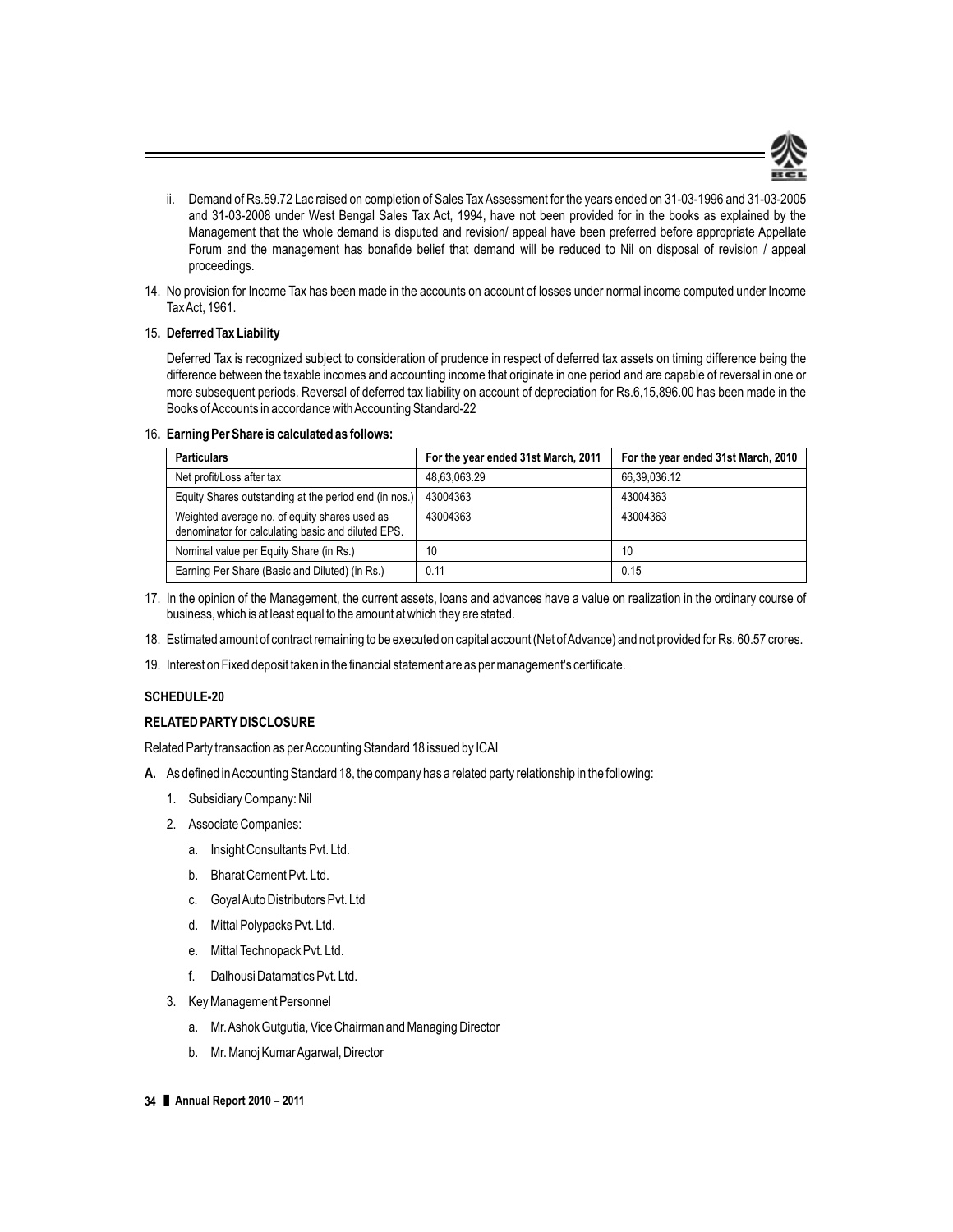ii. Demand of Rs.59.72 Lac raised on completion of Sales Tax Assessment for the years ended on 31-03-1996 and 31-03-2005 and 31-03-2008 under West Bengal Sales Tax Act, 1994, have not been provided for in the books as explained by the Management that the whole demand is disputed and revision/ appeal have been preferred before appropriate Appellate Forum and the management has bonafide belief that demand will be reduced to Nil on disposal of revision / appeal proceedings.

14. No provision for Income Tax has been made in the accounts on account of losses under normal income computed under Income Tax Act, 1961.

15. **Deferred Tax Liability**

Deferred Tax is recognized subject to consideration of prudence in respect of deferred tax assets on timing difference being the difference between the taxable incomes and accounting income that originate in one period and are capable of reversal in one or more subsequent periods. Reversal of deferred tax liability on account of depreciation for Rs.6,15,896.00 has been made in the Books of Accounts in accordance with Accounting Standard-22

16. **Earning Per Share is calculated as follows:**

| Particulars | For the year ended 31st March, 2011 | For the year ended 31st March, 2010 |
|---|---|---|
| Net profit/Loss after tax | 48,63,063.29 | 66,39,036.12 |
| Equity Shares outstanding at the period end (in nos.) | 43004363 | 43004363 |
| Weighted average no. of equity shares used as denominator for calculating basic and diluted EPS. | 43004363 | 43004363 |
| Nominal value per Equity Share (in Rs.) | 10 | 10 |
| Earning Per Share (Basic and Diluted) (in Rs.) | 0.11 | 0.15 |

17. In the opinion of the Management, the current assets, loans and advances have a value on realization in the ordinary course of business, which is at least equal to the amount at which they are stated.

18. Estimated amount of contract remaining to be executed on capital account (Net of Advance) and not provided for Rs. 60.57 crores.

19. Interest on Fixed deposit taken in the financial statement are as per management's certificate.

**SCHEDULE-20**

**RELATED PARTY DISCLOSURE**

Related Party transaction as per Accounting Standard 18 issued by ICAI

**A.** As defined in Accounting Standard 18, the company has a related party relationship in the following:

1. Subsidiary Company: Nil
2. Associate Companies:
   a. Insight Consultants Pvt. Ltd.
   b. Bharat Cement Pvt. Ltd.
   c. Goyal Auto Distributors Pvt. Ltd
   d. Mittal Polypacks Pvt. Ltd.
   e. Mittal Technopack Pvt. Ltd.
   f. Dalhousi Datamatics Pvt. Ltd.
3. Key Management Personnel
   a. Mr. Ashok Gutgutia, Vice Chairman and Managing Director
   b. Mr. Manoj Kumar Agarwal, Director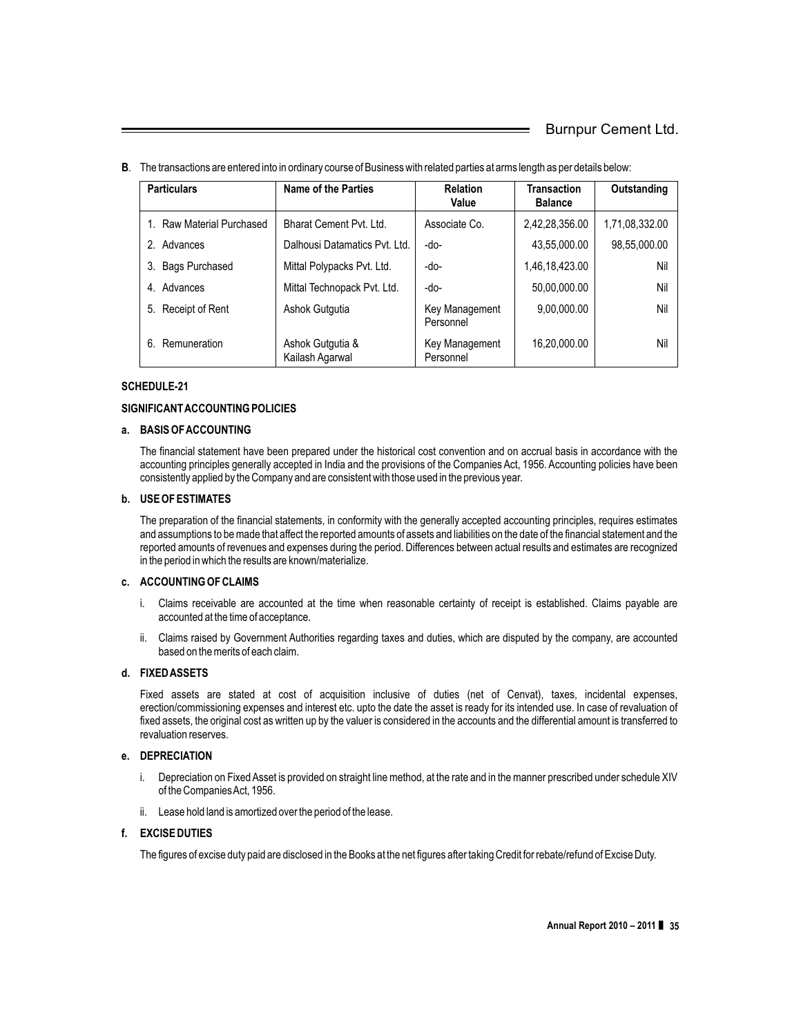**B**. The transactions are entered into in ordinary course of Business with related parties at arms length as per details below:

| Particulars | Name of the Parties | Relation Value | Transaction Balance | Outstanding |
|---|---|---|---|---|
| 1. Raw Material Purchased | Bharat Cement Pvt. Ltd. | Associate Co. | 2,42,28,356.00 | 1,71,08,332.00 |
| 2. Advances | Dalhousi Datamatics Pvt. Ltd. | -do- | 43,55,000.00 | 98,55,000.00 |
| 3. Bags Purchased | Mittal Polypacks Pvt. Ltd. | -do- | 1,46,18,423.00 | Nil |
| 4. Advances | Mittal Technopack Pvt. Ltd. | -do- | 50,00,000.00 | Nil |
| 5. Receipt of Rent | Ashok Gutgutia | Key Management Personnel | 9,00,000.00 | Nil |
| 6. Remuneration | Ashok Gutgutia & Kailash Agarwal | Key Management Personnel | 16,20,000.00 | Nil |

**SCHEDULE-21**

**SIGNIFICANT ACCOUNTING POLICIES**

**a. BASIS OF ACCOUNTING**

The financial statement have been prepared under the historical cost convention and on accrual basis in accordance with the accounting principles generally accepted in India and the provisions of the Companies Act, 1956. Accounting policies have been consistently applied by the Company and are consistent with those used in the previous year.

**b. USE OF ESTIMATES**

The preparation of the financial statements, in conformity with the generally accepted accounting principles, requires estimates and assumptions to be made that affect the reported amounts of assets and liabilities on the date of the financial statement and the reported amounts of revenues and expenses during the period. Differences between actual results and estimates are recognized in the period in which the results are known/materialize.

**c. ACCOUNTING OF CLAIMS**

i. Claims receivable are accounted at the time when reasonable certainty of receipt is established. Claims payable are accounted at the time of acceptance.

ii. Claims raised by Government Authorities regarding taxes and duties, which are disputed by the company, are accounted based on the merits of each claim.

**d. FIXED ASSETS**

Fixed assets are stated at cost of acquisition inclusive of duties (net of Cenvat), taxes, incidental expenses, erection/commissioning expenses and interest etc. upto the date the asset is ready for its intended use. In case of revaluation of fixed assets, the original cost as written up by the valuer is considered in the accounts and the differential amount is transferred to revaluation reserves.

**e. DEPRECIATION**

i. Depreciation on Fixed Asset is provided on straight line method, at the rate and in the manner prescribed under schedule XIV of the Companies Act, 1956.

ii. Lease hold land is amortized over the period of the lease.

**f. EXCISE DUTIES**

The figures of excise duty paid are disclosed in the Books at the net figures after taking Credit for rebate/refund of Excise Duty.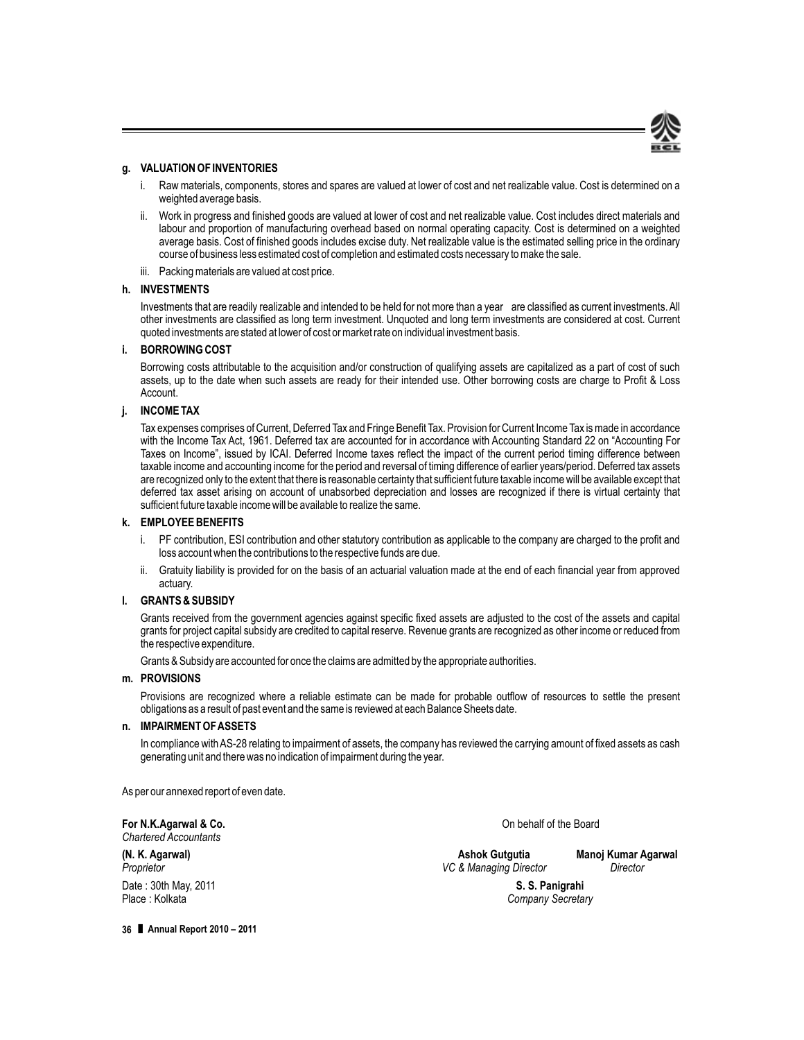**g. VALUATION OF INVENTORIES**

i. Raw materials, components, stores and spares are valued at lower of cost and net realizable value. Cost is determined on a weighted average basis.

ii. Work in progress and finished goods are valued at lower of cost and net realizable value. Cost includes direct materials and labour and proportion of manufacturing overhead based on normal operating capacity. Cost is determined on a weighted average basis. Cost of finished goods includes excise duty. Net realizable value is the estimated selling price in the ordinary course of business less estimated cost of completion and estimated costs necessary to make the sale.

iii. Packing materials are valued at cost price.

**h. INVESTMENTS**

Investments that are readily realizable and intended to be held for not more than a year are classified as current investments. All other investments are classified as long term investment. Unquoted and long term investments are considered at cost. Current quoted investments are stated at lower of cost or market rate on individual investment basis.

**i. BORROWING COST**

Borrowing costs attributable to the acquisition and/or construction of qualifying assets are capitalized as a part of cost of such assets, up to the date when such assets are ready for their intended use. Other borrowing costs are charge to Profit & Loss Account.

**j. INCOME TAX**

Tax expenses comprises of Current, Deferred Tax and Fringe Benefit Tax. Provision for Current Income Tax is made in accordance with the Income Tax Act, 1961. Deferred tax are accounted for in accordance with Accounting Standard 22 on "Accounting For Taxes on Income", issued by ICAI. Deferred Income taxes reflect the impact of the current period timing difference between taxable income and accounting income for the period and reversal of timing difference of earlier years/period. Deferred tax assets are recognized only to the extent that there is reasonable certainty that sufficient future taxable income will be available except that deferred tax asset arising on account of unabsorbed depreciation and losses are recognized if there is virtual certainty that sufficient future taxable income will be available to realize the same.

**k. EMPLOYEE BENEFITS**

i. PF contribution, ESI contribution and other statutory contribution as applicable to the company are charged to the profit and loss account when the contributions to the respective funds are due.

ii. Gratuity liability is provided for on the basis of an actuarial valuation made at the end of each financial year from approved actuary.

**l. GRANTS & SUBSIDY**

Grants received from the government agencies against specific fixed assets are adjusted to the cost of the assets and capital grants for project capital subsidy are credited to capital reserve. Revenue grants are recognized as other income or reduced from the respective expenditure.

Grants & Subsidy are accounted for once the claims are admitted by the appropriate authorities.

**m. PROVISIONS**

Provisions are recognized where a reliable estimate can be made for probable outflow of resources to settle the present obligations as a result of past event and the same is reviewed at each Balance Sheets date.

**n. IMPAIRMENT OF ASSETS**

In compliance with AS-28 relating to impairment of assets, the company has reviewed the carrying amount of fixed assets as cash generating unit and there was no indication of impairment during the year.

As per our annexed report of even date.

**For N.K.Agarwal & Co.**
*Chartered Accountants*

**(N. K. Agarwal)**
*Proprietor*

Date : 30th May, 2011
Place : Kolkata

On behalf of the Board

**Ashok Gutgutia**
*VC & Managing Director*

**Manoj Kumar Agarwal**
*Director*

**S. S. Panigrahi**
*Company Secretary*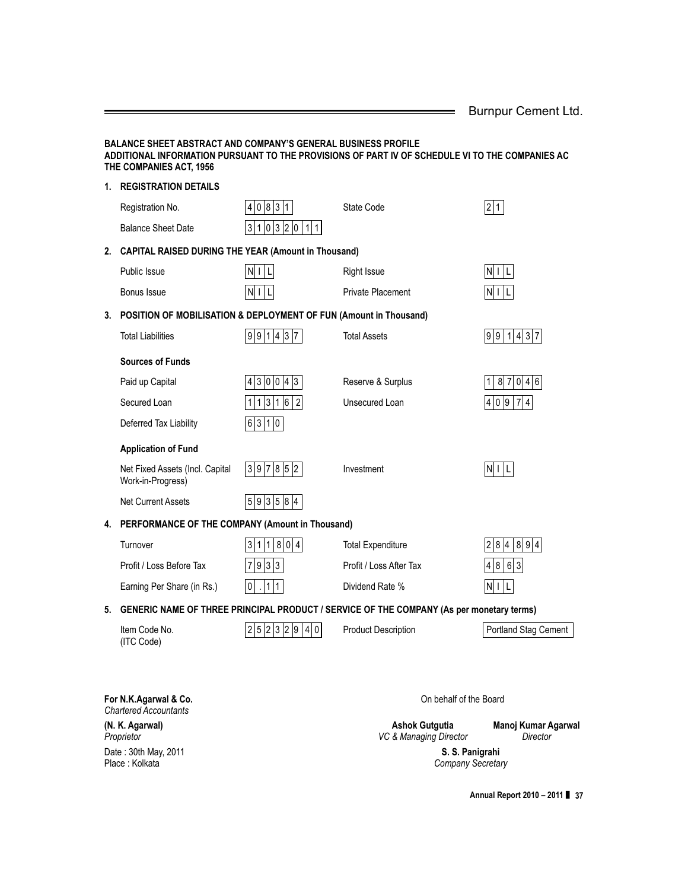**BALANCE SHEET ABSTRACT AND COMPANY'S GENERAL BUSINESS PROFILE**
**ADDITIONAL INFORMATION PURSUANT TO THE PROVISIONS OF PART IV OF SCHEDULE VI TO THE COMPANIES AC THE COMPANIES ACT, 1956**

**1. REGISTRATION DETAILS**

| | | | |
|---|---|---|---|
| Registration No. | 40831 | State Code | 21 |
| Balance Sheet Date | 31032011 | | |

**2. CAPITAL RAISED DURING THE YEAR (Amount in Thousand)**

| | | | |
|---|---|---|---|
| Public Issue | NIL | Right Issue | NIL |
| Bonus Issue | NIL | Private Placement | NIL |

**3. POSITION OF MOBILISATION & DEPLOYMENT OF FUN (Amount in Thousand)**

| | | | |
|---|---|---|---|
| Total Liabilities | 991437 | Total Assets | 991437 |
| **Sources of Funds** | | | |
| Paid up Capital | 430043 | Reserve & Surplus | 187046 |
| Secured Loan | 113162 | Unsecured Loan | 40974 |
| Deferred Tax Liability | 6310 | | |
| **Application of Fund** | | | |
| Net Fixed Assets (Incl. Capital Work-in-Progress) | 397852 | Investment | NIL |
| Net Current Assets | 593584 | | |

**4. PERFORMANCE OF THE COMPANY (Amount in Thousand)**

| | | | |
|---|---|---|---|
| Turnover | 311804 | Total Expenditure | 284894 |
| Profit / Loss Before Tax | 7933 | Profit / Loss After Tax | 4863 |
| Earning Per Share (in Rs.) | 0.11 | Dividend Rate % | NIL |

**5. GENERIC NAME OF THREE PRINCIPAL PRODUCT / SERVICE OF THE COMPANY (As per monetary terms)**

| | | | |
|---|---|---|---|
| Item Code No. (ITC Code) | 25232940 | Product Description | Portland Stag Cement |

**For N.K.Agarwal & Co.**
*Chartered Accountants*

**(N. K. Agarwal)**
*Proprietor*

Date : 30th May, 2011
Place : Kolkata

On behalf of the Board

**Ashok Gutgutia**
*VC & Managing Director*

**Manoj Kumar Agarwal**
*Director*

**S. S. Panigrahi**
*Company Secretary*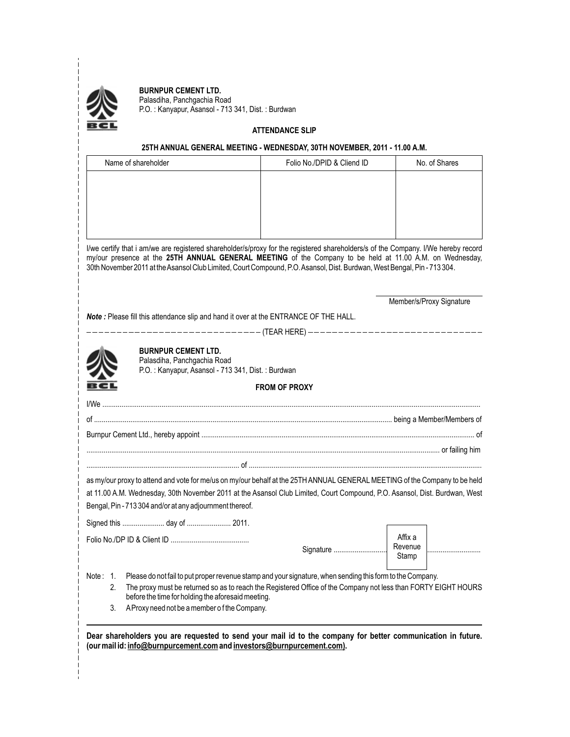**BURNPUR CEMENT LTD.**
Palasdiha, Panchgachia Road
P.O. : Kanyapur, Asansol - 713 341, Dist. : Burdwan

**ATTENDANCE SLIP**

**25TH ANNUAL GENERAL MEETING - WEDNESDAY, 30TH NOVEMBER, 2011 - 11.00 A.M.**

| Name of shareholder | Folio No./DPID & Cliend ID | No. of Shares |
|---|---|---|
| | | |

I/we certify that i am/we are registered shareholder/s/proxy for the registered shareholders/s of the Company. I/We hereby record my/our presence at the **25TH ANNUAL GENERAL MEETING** of the Company to be held at 11.00 A.M. on Wednesday, 30th November 2011 at the Asansol Club Limited, Court Compound, P.O. Asansol, Dist. Burdwan, West Bengal, Pin - 713 304.

Member/s/Proxy Signature

***Note :*** Please fill this attendance slip and hand it over at the ENTRANCE OF THE HALL.

– – – – – – – – – – – – – – – – – – – – – – – – – – – – – – (TEAR HERE) – – – – – – – – – – – – – – – – – – – – – – – – – – – – –

**BURNPUR CEMENT LTD.**
Palasdiha, Panchgachia Road
P.O. : Kanyapur, Asansol - 713 341, Dist. : Burdwan

**FROM OF PROXY**

I/We .................................................................................................................................................................

of ........................................................................................................................ being a Member/Members of

Burnpur Cement Ltd., hereby appoint ........................................................................................................ of

.................................................................................................................................................... or failing him

................................................................... of ...............................................................................................

as my/our proxy to attend and vote for me/us on my/our behalf at the 25TH ANNUAL GENERAL MEETING of the Company to be held at 11.00 A.M. Wednesday, 30th November 2011 at the Asansol Club Limited, Court Compound, P.O. Asansol, Dist. Burdwan, West Bengal, Pin - 713 304 and/or at any adjournment thereof.

Signed this ...................... day of ....................... 2011.

Folio No./DP ID & Client ID .........................................

Signature ............................ [Affix a Revenue Stamp] ............................

Note :
1. Please do not fail to put proper revenue stamp and your signature, when sending this form to the Company.
2. The proxy must be returned so as to reach the Registered Office of the Company not less than FORTY EIGHT HOURS before the time for holding the aforesaid meeting.
3. A Proxy need not be a member o f the Company.

**Dear shareholders you are requested to send your mail id to the company for better communication in future. (our mail id: info@burnpurcement.com and investors@burnpurcement.com).**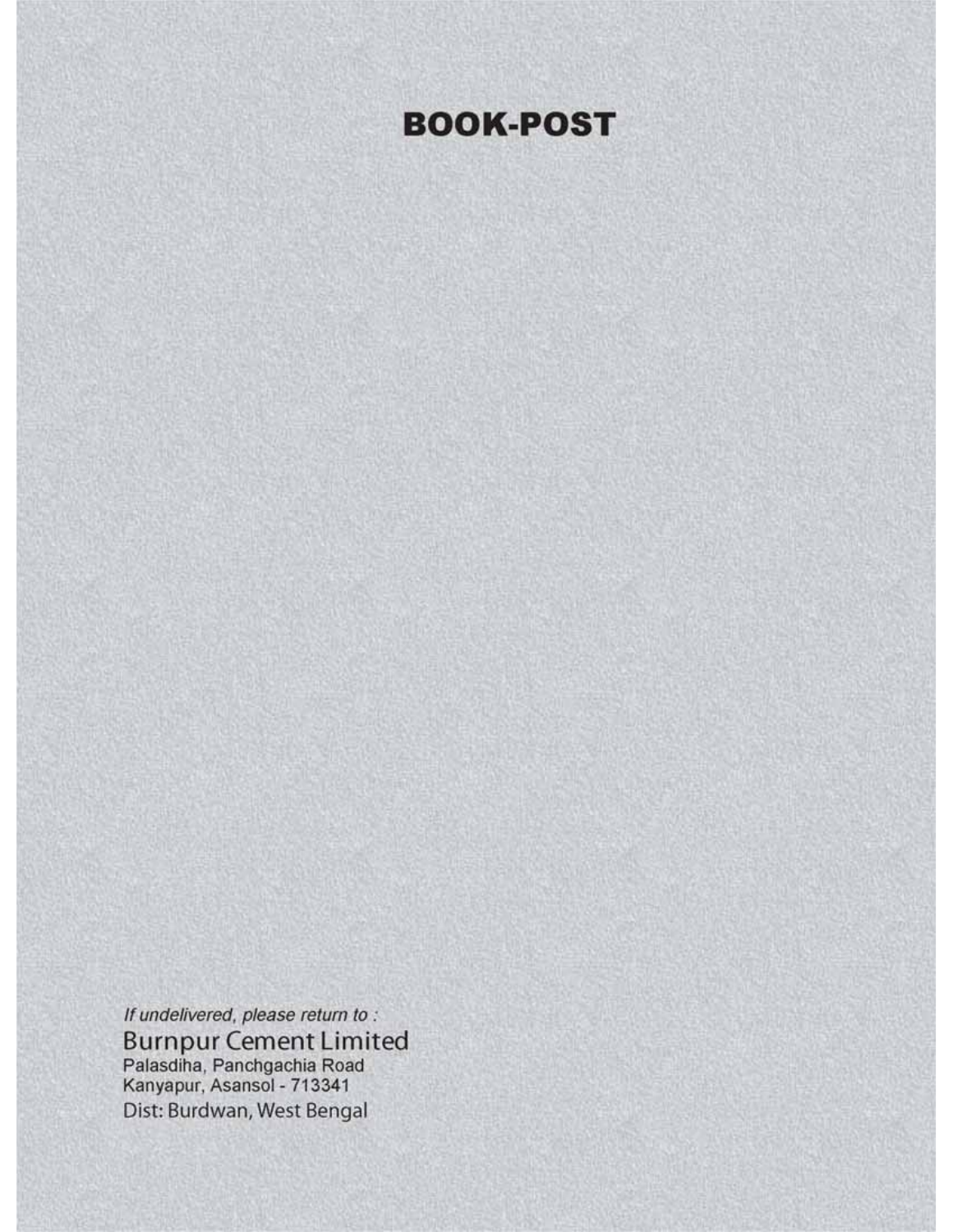# BOOK-POST

*If undelivered, please return to :*

Burnpur Cement Limited
Palasdiha, Panchgachia Road
Kanyapur, Asansol - 713341
Dist: Burdwan, West Bengal